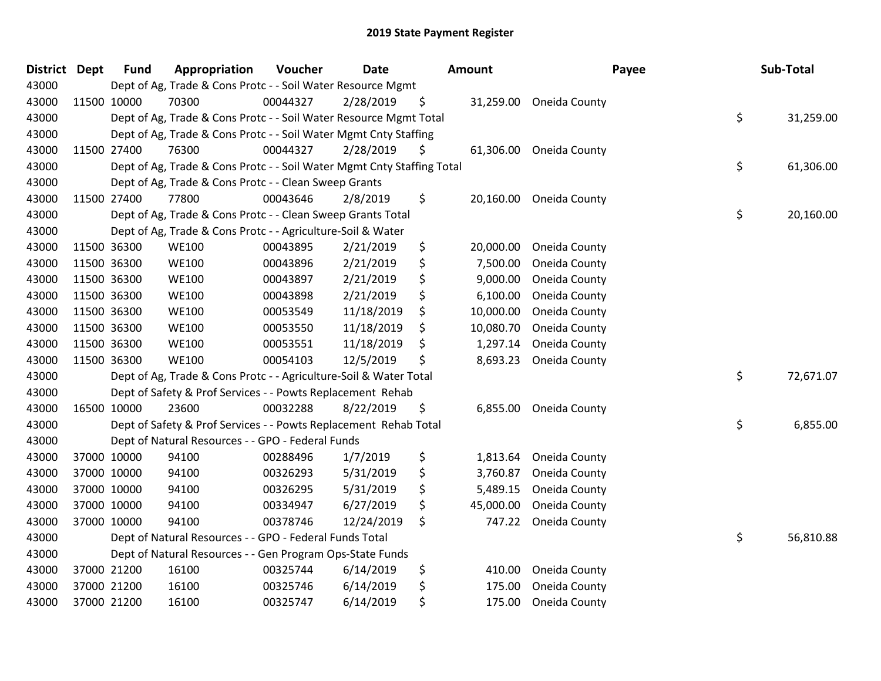# 2019 State Payment Register

| District | Dept | Fund | Appropriation | Voucher | Date | Amount | Payee | Sub-Total |
|---|---|---|---|---|---|---|---|---|
| 43000 | | Dept of Ag, Trade & Cons Protc - - Soil Water Resource Mgmt | | | | | | |
| 43000 | 11500 | 10000 | 70300 | 00044327 | 2/28/2019 | $ 31,259.00 | Oneida County | |
| 43000 | | Dept of Ag, Trade & Cons Protc - - Soil Water Resource Mgmt Total | | | | | | $ 31,259.00 |
| 43000 | | Dept of Ag, Trade & Cons Protc - - Soil Water Mgmt Cnty Staffing | | | | | | |
| 43000 | 11500 | 27400 | 76300 | 00044327 | 2/28/2019 | $ 61,306.00 | Oneida County | |
| 43000 | | Dept of Ag, Trade & Cons Protc - - Soil Water Mgmt Cnty Staffing Total | | | | | | $ 61,306.00 |
| 43000 | | Dept of Ag, Trade & Cons Protc - - Clean Sweep Grants | | | | | | |
| 43000 | 11500 | 27400 | 77800 | 00043646 | 2/8/2019 | $ 20,160.00 | Oneida County | |
| 43000 | | Dept of Ag, Trade & Cons Protc - - Clean Sweep Grants Total | | | | | | $ 20,160.00 |
| 43000 | | Dept of Ag, Trade & Cons Protc - - Agriculture-Soil & Water | | | | | | |
| 43000 | 11500 | 36300 | WE100 | 00043895 | 2/21/2019 | $ 20,000.00 | Oneida County | |
| 43000 | 11500 | 36300 | WE100 | 00043896 | 2/21/2019 | $ 7,500.00 | Oneida County | |
| 43000 | 11500 | 36300 | WE100 | 00043897 | 2/21/2019 | $ 9,000.00 | Oneida County | |
| 43000 | 11500 | 36300 | WE100 | 00043898 | 2/21/2019 | $ 6,100.00 | Oneida County | |
| 43000 | 11500 | 36300 | WE100 | 00053549 | 11/18/2019 | $ 10,000.00 | Oneida County | |
| 43000 | 11500 | 36300 | WE100 | 00053550 | 11/18/2019 | $ 10,080.70 | Oneida County | |
| 43000 | 11500 | 36300 | WE100 | 00053551 | 11/18/2019 | $ 1,297.14 | Oneida County | |
| 43000 | 11500 | 36300 | WE100 | 00054103 | 12/5/2019 | $ 8,693.23 | Oneida County | |
| 43000 | | Dept of Ag, Trade & Cons Protc - - Agriculture-Soil & Water Total | | | | | | $ 72,671.07 |
| 43000 | | Dept of Safety & Prof Services - - Powts Replacement Rehab | | | | | | |
| 43000 | 16500 | 10000 | 23600 | 00032288 | 8/22/2019 | $ 6,855.00 | Oneida County | |
| 43000 | | Dept of Safety & Prof Services - - Powts Replacement Rehab Total | | | | | | $ 6,855.00 |
| 43000 | | Dept of Natural Resources - - GPO - Federal Funds | | | | | | |
| 43000 | 37000 | 10000 | 94100 | 00288496 | 1/7/2019 | $ 1,813.64 | Oneida County | |
| 43000 | 37000 | 10000 | 94100 | 00326293 | 5/31/2019 | $ 3,760.87 | Oneida County | |
| 43000 | 37000 | 10000 | 94100 | 00326295 | 5/31/2019 | $ 5,489.15 | Oneida County | |
| 43000 | 37000 | 10000 | 94100 | 00334947 | 6/27/2019 | $ 45,000.00 | Oneida County | |
| 43000 | 37000 | 10000 | 94100 | 00378746 | 12/24/2019 | $ 747.22 | Oneida County | |
| 43000 | | Dept of Natural Resources - - GPO - Federal Funds Total | | | | | | $ 56,810.88 |
| 43000 | | Dept of Natural Resources - - Gen Program Ops-State Funds | | | | | | |
| 43000 | 37000 | 21200 | 16100 | 00325744 | 6/14/2019 | $ 410.00 | Oneida County | |
| 43000 | 37000 | 21200 | 16100 | 00325746 | 6/14/2019 | $ 175.00 | Oneida County | |
| 43000 | 37000 | 21200 | 16100 | 00325747 | 6/14/2019 | $ 175.00 | Oneida County | |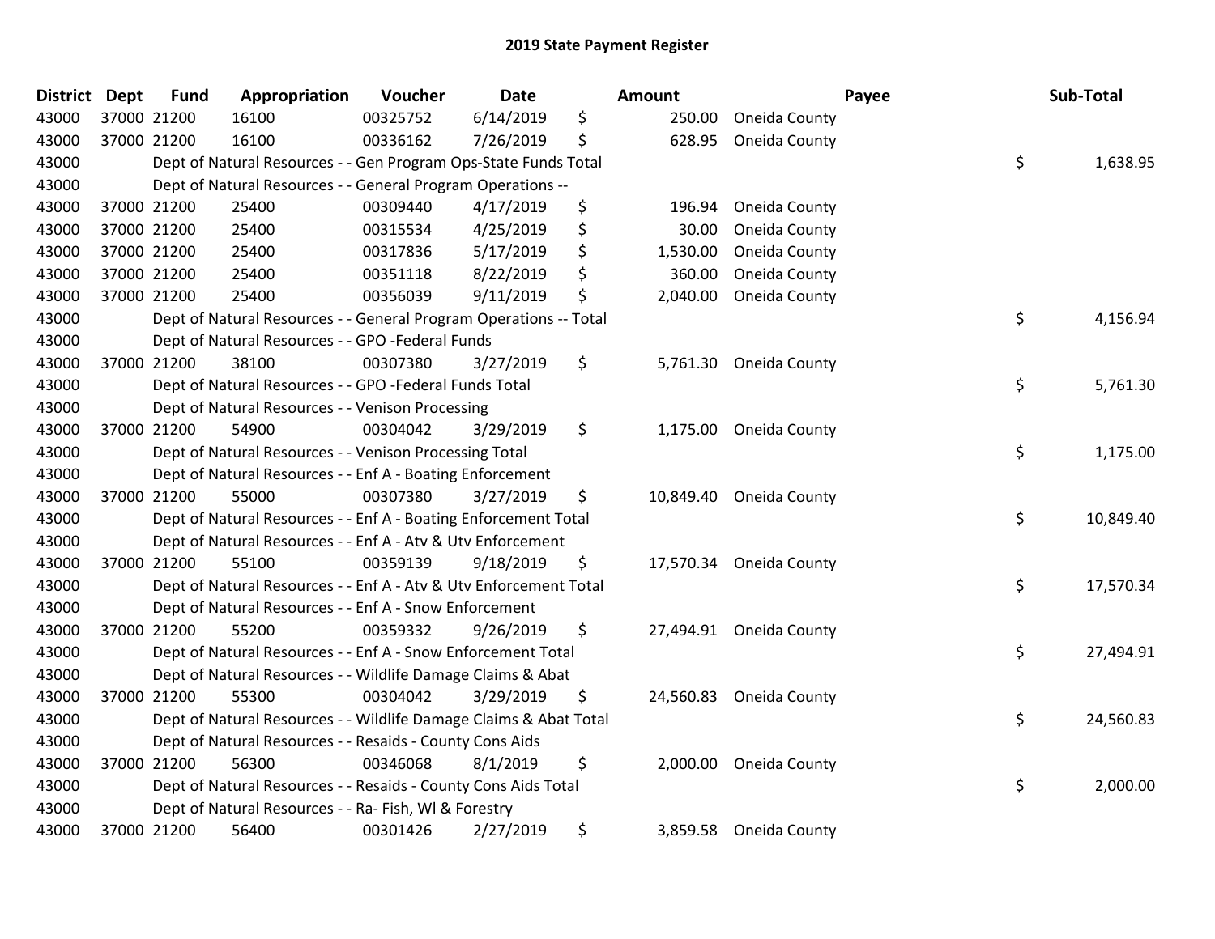## 2019 State Payment Register

| District | Dept | Fund | Appropriation | Voucher | Date | | Amount | Payee | | Sub-Total |
|---|---|---|---|---|---|---|---|---|---|---|
| 43000 | 37000 | 21200 | 16100 | 00325752 | 6/14/2019 | $ | 250.00 | Oneida County | | |
| 43000 | 37000 | 21200 | 16100 | 00336162 | 7/26/2019 | $ | 628.95 | Oneida County | | |
| 43000 | | | Dept of Natural Resources - - Gen Program Ops-State Funds Total | | | | | | $ | 1,638.95 |
| 43000 | | | Dept of Natural Resources - - General Program Operations -- | | | | | | | |
| 43000 | 37000 | 21200 | 25400 | 00309440 | 4/17/2019 | $ | 196.94 | Oneida County | | |
| 43000 | 37000 | 21200 | 25400 | 00315534 | 4/25/2019 | $ | 30.00 | Oneida County | | |
| 43000 | 37000 | 21200 | 25400 | 00317836 | 5/17/2019 | $ | 1,530.00 | Oneida County | | |
| 43000 | 37000 | 21200 | 25400 | 00351118 | 8/22/2019 | $ | 360.00 | Oneida County | | |
| 43000 | 37000 | 21200 | 25400 | 00356039 | 9/11/2019 | $ | 2,040.00 | Oneida County | | |
| 43000 | | | Dept of Natural Resources - - General Program Operations -- Total | | | | | | $ | 4,156.94 |
| 43000 | | | Dept of Natural Resources - - GPO -Federal Funds | | | | | | | |
| 43000 | 37000 | 21200 | 38100 | 00307380 | 3/27/2019 | $ | 5,761.30 | Oneida County | | |
| 43000 | | | Dept of Natural Resources - - GPO -Federal Funds Total | | | | | | $ | 5,761.30 |
| 43000 | | | Dept of Natural Resources - - Venison Processing | | | | | | | |
| 43000 | 37000 | 21200 | 54900 | 00304042 | 3/29/2019 | $ | 1,175.00 | Oneida County | | |
| 43000 | | | Dept of Natural Resources - - Venison Processing Total | | | | | | $ | 1,175.00 |
| 43000 | | | Dept of Natural Resources - - Enf A - Boating Enforcement | | | | | | | |
| 43000 | 37000 | 21200 | 55000 | 00307380 | 3/27/2019 | $ | 10,849.40 | Oneida County | | |
| 43000 | | | Dept of Natural Resources - - Enf A - Boating Enforcement Total | | | | | | $ | 10,849.40 |
| 43000 | | | Dept of Natural Resources - - Enf A - Atv & Utv Enforcement | | | | | | | |
| 43000 | 37000 | 21200 | 55100 | 00359139 | 9/18/2019 | $ | 17,570.34 | Oneida County | | |
| 43000 | | | Dept of Natural Resources - - Enf A - Atv & Utv Enforcement Total | | | | | | $ | 17,570.34 |
| 43000 | | | Dept of Natural Resources - - Enf A - Snow Enforcement | | | | | | | |
| 43000 | 37000 | 21200 | 55200 | 00359332 | 9/26/2019 | $ | 27,494.91 | Oneida County | | |
| 43000 | | | Dept of Natural Resources - - Enf A - Snow Enforcement Total | | | | | | $ | 27,494.91 |
| 43000 | | | Dept of Natural Resources - - Wildlife Damage Claims & Abat | | | | | | | |
| 43000 | 37000 | 21200 | 55300 | 00304042 | 3/29/2019 | $ | 24,560.83 | Oneida County | | |
| 43000 | | | Dept of Natural Resources - - Wildlife Damage Claims & Abat Total | | | | | | $ | 24,560.83 |
| 43000 | | | Dept of Natural Resources - - Resaids - County Cons Aids | | | | | | | |
| 43000 | 37000 | 21200 | 56300 | 00346068 | 8/1/2019 | $ | 2,000.00 | Oneida County | | |
| 43000 | | | Dept of Natural Resources - - Resaids - County Cons Aids Total | | | | | | $ | 2,000.00 |
| 43000 | | | Dept of Natural Resources - - Ra- Fish, Wl & Forestry | | | | | | | |
| 43000 | 37000 | 21200 | 56400 | 00301426 | 2/27/2019 | $ | 3,859.58 | Oneida County | | |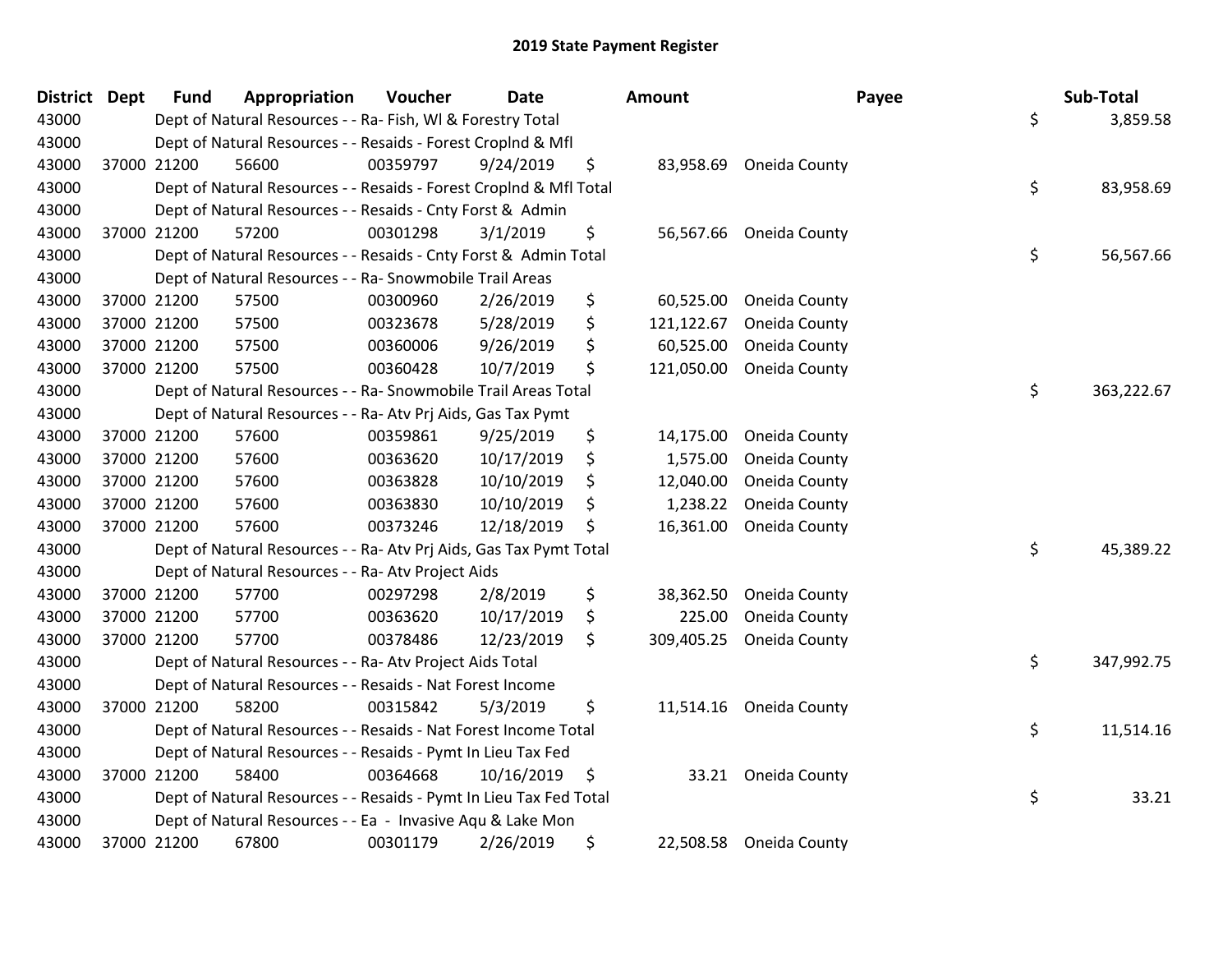## 2019 State Payment Register

| District | Dept | Fund | Appropriation | Voucher | Date | Amount | Payee | Sub-Total |
|---|---|---|---|---|---|---|---|---|
| 43000 | | | Dept of Natural Resources - - Ra- Fish, Wl & Forestry Total | | | | | $ 3,859.58 |
| 43000 | | | Dept of Natural Resources - - Resaids - Forest Croplnd & Mfl | | | | | |
| 43000 | 37000 | 21200 | 56600 | 00359797 | 9/24/2019 | $ 83,958.69 | Oneida County | |
| 43000 | | | Dept of Natural Resources - - Resaids - Forest Croplnd & Mfl Total | | | | | $ 83,958.69 |
| 43000 | | | Dept of Natural Resources - - Resaids - Cnty Forst & Admin | | | | | |
| 43000 | 37000 | 21200 | 57200 | 00301298 | 3/1/2019 | $ 56,567.66 | Oneida County | |
| 43000 | | | Dept of Natural Resources - - Resaids - Cnty Forst & Admin Total | | | | | $ 56,567.66 |
| 43000 | | | Dept of Natural Resources - - Ra- Snowmobile Trail Areas | | | | | |
| 43000 | 37000 | 21200 | 57500 | 00300960 | 2/26/2019 | $ 60,525.00 | Oneida County | |
| 43000 | 37000 | 21200 | 57500 | 00323678 | 5/28/2019 | $ 121,122.67 | Oneida County | |
| 43000 | 37000 | 21200 | 57500 | 00360006 | 9/26/2019 | $ 60,525.00 | Oneida County | |
| 43000 | 37000 | 21200 | 57500 | 00360428 | 10/7/2019 | $ 121,050.00 | Oneida County | |
| 43000 | | | Dept of Natural Resources - - Ra- Snowmobile Trail Areas Total | | | | | $ 363,222.67 |
| 43000 | | | Dept of Natural Resources - - Ra- Atv Prj Aids, Gas Tax Pymt | | | | | |
| 43000 | 37000 | 21200 | 57600 | 00359861 | 9/25/2019 | $ 14,175.00 | Oneida County | |
| 43000 | 37000 | 21200 | 57600 | 00363620 | 10/17/2019 | $ 1,575.00 | Oneida County | |
| 43000 | 37000 | 21200 | 57600 | 00363828 | 10/10/2019 | $ 12,040.00 | Oneida County | |
| 43000 | 37000 | 21200 | 57600 | 00363830 | 10/10/2019 | $ 1,238.22 | Oneida County | |
| 43000 | 37000 | 21200 | 57600 | 00373246 | 12/18/2019 | $ 16,361.00 | Oneida County | |
| 43000 | | | Dept of Natural Resources - - Ra- Atv Prj Aids, Gas Tax Pymt Total | | | | | $ 45,389.22 |
| 43000 | | | Dept of Natural Resources - - Ra- Atv Project Aids | | | | | |
| 43000 | 37000 | 21200 | 57700 | 00297298 | 2/8/2019 | $ 38,362.50 | Oneida County | |
| 43000 | 37000 | 21200 | 57700 | 00363620 | 10/17/2019 | $ 225.00 | Oneida County | |
| 43000 | 37000 | 21200 | 57700 | 00378486 | 12/23/2019 | $ 309,405.25 | Oneida County | |
| 43000 | | | Dept of Natural Resources - - Ra- Atv Project Aids Total | | | | | $ 347,992.75 |
| 43000 | | | Dept of Natural Resources - - Resaids - Nat Forest Income | | | | | |
| 43000 | 37000 | 21200 | 58200 | 00315842 | 5/3/2019 | $ 11,514.16 | Oneida County | |
| 43000 | | | Dept of Natural Resources - - Resaids - Nat Forest Income Total | | | | | $ 11,514.16 |
| 43000 | | | Dept of Natural Resources - - Resaids - Pymt In Lieu Tax Fed | | | | | |
| 43000 | 37000 | 21200 | 58400 | 00364668 | 10/16/2019 | $ 33.21 | Oneida County | |
| 43000 | | | Dept of Natural Resources - - Resaids - Pymt In Lieu Tax Fed Total | | | | | $ 33.21 |
| 43000 | | | Dept of Natural Resources - - Ea - Invasive Aqu & Lake Mon | | | | | |
| 43000 | 37000 | 21200 | 67800 | 00301179 | 2/26/2019 | $ 22,508.58 | Oneida County | |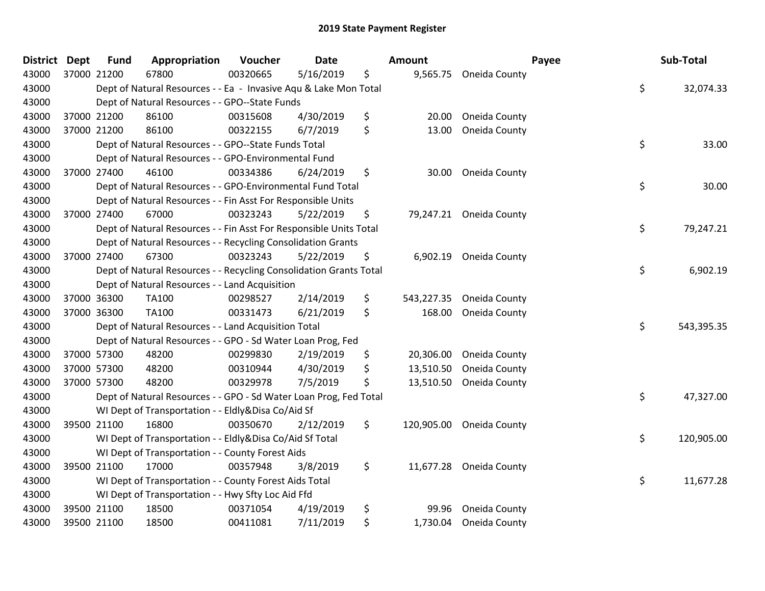# 2019 State Payment Register

| District | Dept | Fund | Appropriation | Voucher | Date | Amount | Payee | Sub-Total |
|---|---|---|---|---|---|---|---|---|
| 43000 | 37000 | 21200 | 67800 | 00320665 | 5/16/2019 | $ 9,565.75 | Oneida County | |
| 43000 | | Dept of Natural Resources - - Ea - Invasive Aqu & Lake Mon Total | | | | | | $ 32,074.33 |
| 43000 | | Dept of Natural Resources - - GPO--State Funds | | | | | | |
| 43000 | 37000 | 21200 | 86100 | 00315608 | 4/30/2019 | $ 20.00 | Oneida County | |
| 43000 | 37000 | 21200 | 86100 | 00322155 | 6/7/2019 | $ 13.00 | Oneida County | |
| 43000 | | Dept of Natural Resources - - GPO--State Funds Total | | | | | | $ 33.00 |
| 43000 | | Dept of Natural Resources - - GPO-Environmental Fund | | | | | | |
| 43000 | 37000 | 27400 | 46100 | 00334386 | 6/24/2019 | $ 30.00 | Oneida County | |
| 43000 | | Dept of Natural Resources - - GPO-Environmental Fund Total | | | | | | $ 30.00 |
| 43000 | | Dept of Natural Resources - - Fin Asst For Responsible Units | | | | | | |
| 43000 | 37000 | 27400 | 67000 | 00323243 | 5/22/2019 | $ 79,247.21 | Oneida County | |
| 43000 | | Dept of Natural Resources - - Fin Asst For Responsible Units Total | | | | | | $ 79,247.21 |
| 43000 | | Dept of Natural Resources - - Recycling Consolidation Grants | | | | | | |
| 43000 | 37000 | 27400 | 67300 | 00323243 | 5/22/2019 | $ 6,902.19 | Oneida County | |
| 43000 | | Dept of Natural Resources - - Recycling Consolidation Grants Total | | | | | | $ 6,902.19 |
| 43000 | | Dept of Natural Resources - - Land Acquisition | | | | | | |
| 43000 | 37000 | 36300 | TA100 | 00298527 | 2/14/2019 | $ 543,227.35 | Oneida County | |
| 43000 | 37000 | 36300 | TA100 | 00331473 | 6/21/2019 | $ 168.00 | Oneida County | |
| 43000 | | Dept of Natural Resources - - Land Acquisition Total | | | | | | $ 543,395.35 |
| 43000 | | Dept of Natural Resources - - GPO - Sd Water Loan Prog, Fed | | | | | | |
| 43000 | 37000 | 57300 | 48200 | 00299830 | 2/19/2019 | $ 20,306.00 | Oneida County | |
| 43000 | 37000 | 57300 | 48200 | 00310944 | 4/30/2019 | $ 13,510.50 | Oneida County | |
| 43000 | 37000 | 57300 | 48200 | 00329978 | 7/5/2019 | $ 13,510.50 | Oneida County | |
| 43000 | | Dept of Natural Resources - - GPO - Sd Water Loan Prog, Fed Total | | | | | | $ 47,327.00 |
| 43000 | | WI Dept of Transportation - - Eldly&Disa Co/Aid Sf | | | | | | |
| 43000 | 39500 | 21100 | 16800 | 00350670 | 2/12/2019 | $ 120,905.00 | Oneida County | |
| 43000 | | WI Dept of Transportation - - Eldly&Disa Co/Aid Sf Total | | | | | | $ 120,905.00 |
| 43000 | | WI Dept of Transportation - - County Forest Aids | | | | | | |
| 43000 | 39500 | 21100 | 17000 | 00357948 | 3/8/2019 | $ 11,677.28 | Oneida County | |
| 43000 | | WI Dept of Transportation - - County Forest Aids Total | | | | | | $ 11,677.28 |
| 43000 | | WI Dept of Transportation - - Hwy Sfty Loc Aid Ffd | | | | | | |
| 43000 | 39500 | 21100 | 18500 | 00371054 | 4/19/2019 | $ 99.96 | Oneida County | |
| 43000 | 39500 | 21100 | 18500 | 00411081 | 7/11/2019 | $ 1,730.04 | Oneida County | |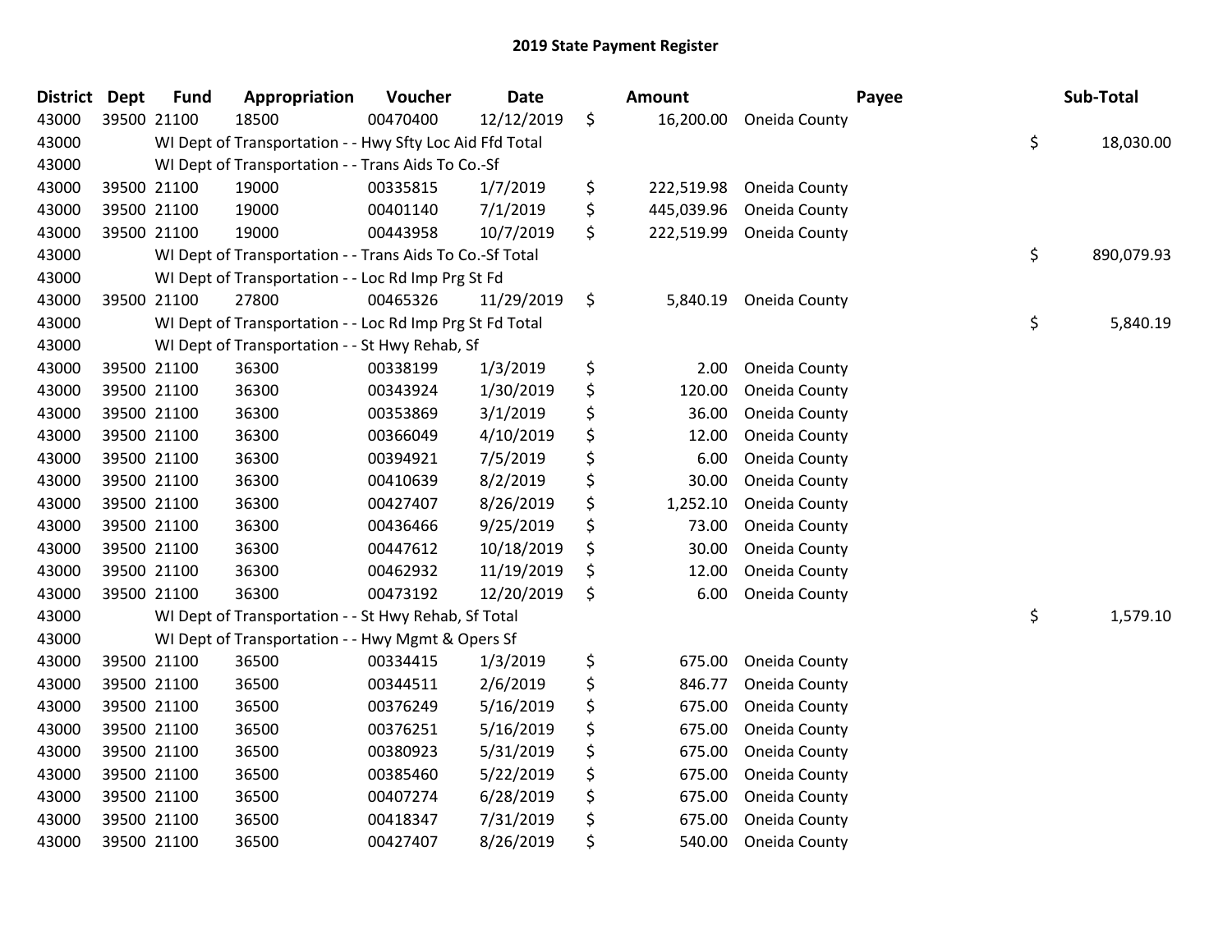# 2019 State Payment Register

| District | Dept | Fund | Appropriation | Voucher | Date | Amount | Payee | Sub-Total |
|---|---|---|---|---|---|---|---|---|
| 43000 | 39500 | 21100 | 18500 | 00470400 | 12/12/2019 | $ 16,200.00 | Oneida County | |
| 43000 | | WI Dept of Transportation - - Hwy Sfty Loc Aid Ffd Total | | | | | | $ 18,030.00 |
| 43000 | | WI Dept of Transportation - - Trans Aids To Co.-Sf | | | | | | |
| 43000 | 39500 | 21100 | 19000 | 00335815 | 1/7/2019 | $ 222,519.98 | Oneida County | |
| 43000 | 39500 | 21100 | 19000 | 00401140 | 7/1/2019 | $ 445,039.96 | Oneida County | |
| 43000 | 39500 | 21100 | 19000 | 00443958 | 10/7/2019 | $ 222,519.99 | Oneida County | |
| 43000 | | WI Dept of Transportation - - Trans Aids To Co.-Sf Total | | | | | | $ 890,079.93 |
| 43000 | | WI Dept of Transportation - - Loc Rd Imp Prg St Fd | | | | | | |
| 43000 | 39500 | 21100 | 27800 | 00465326 | 11/29/2019 | $ 5,840.19 | Oneida County | |
| 43000 | | WI Dept of Transportation - - Loc Rd Imp Prg St Fd Total | | | | | | $ 5,840.19 |
| 43000 | | WI Dept of Transportation - - St Hwy Rehab, Sf | | | | | | |
| 43000 | 39500 | 21100 | 36300 | 00338199 | 1/3/2019 | $ 2.00 | Oneida County | |
| 43000 | 39500 | 21100 | 36300 | 00343924 | 1/30/2019 | $ 120.00 | Oneida County | |
| 43000 | 39500 | 21100 | 36300 | 00353869 | 3/1/2019 | $ 36.00 | Oneida County | |
| 43000 | 39500 | 21100 | 36300 | 00366049 | 4/10/2019 | $ 12.00 | Oneida County | |
| 43000 | 39500 | 21100 | 36300 | 00394921 | 7/5/2019 | $ 6.00 | Oneida County | |
| 43000 | 39500 | 21100 | 36300 | 00410639 | 8/2/2019 | $ 30.00 | Oneida County | |
| 43000 | 39500 | 21100 | 36300 | 00427407 | 8/26/2019 | $ 1,252.10 | Oneida County | |
| 43000 | 39500 | 21100 | 36300 | 00436466 | 9/25/2019 | $ 73.00 | Oneida County | |
| 43000 | 39500 | 21100 | 36300 | 00447612 | 10/18/2019 | $ 30.00 | Oneida County | |
| 43000 | 39500 | 21100 | 36300 | 00462932 | 11/19/2019 | $ 12.00 | Oneida County | |
| 43000 | 39500 | 21100 | 36300 | 00473192 | 12/20/2019 | $ 6.00 | Oneida County | |
| 43000 | | WI Dept of Transportation - - St Hwy Rehab, Sf Total | | | | | | $ 1,579.10 |
| 43000 | | WI Dept of Transportation - - Hwy Mgmt & Opers Sf | | | | | | |
| 43000 | 39500 | 21100 | 36500 | 00334415 | 1/3/2019 | $ 675.00 | Oneida County | |
| 43000 | 39500 | 21100 | 36500 | 00344511 | 2/6/2019 | $ 846.77 | Oneida County | |
| 43000 | 39500 | 21100 | 36500 | 00376249 | 5/16/2019 | $ 675.00 | Oneida County | |
| 43000 | 39500 | 21100 | 36500 | 00376251 | 5/16/2019 | $ 675.00 | Oneida County | |
| 43000 | 39500 | 21100 | 36500 | 00380923 | 5/31/2019 | $ 675.00 | Oneida County | |
| 43000 | 39500 | 21100 | 36500 | 00385460 | 5/22/2019 | $ 675.00 | Oneida County | |
| 43000 | 39500 | 21100 | 36500 | 00407274 | 6/28/2019 | $ 675.00 | Oneida County | |
| 43000 | 39500 | 21100 | 36500 | 00418347 | 7/31/2019 | $ 675.00 | Oneida County | |
| 43000 | 39500 | 21100 | 36500 | 00427407 | 8/26/2019 | $ 540.00 | Oneida County | |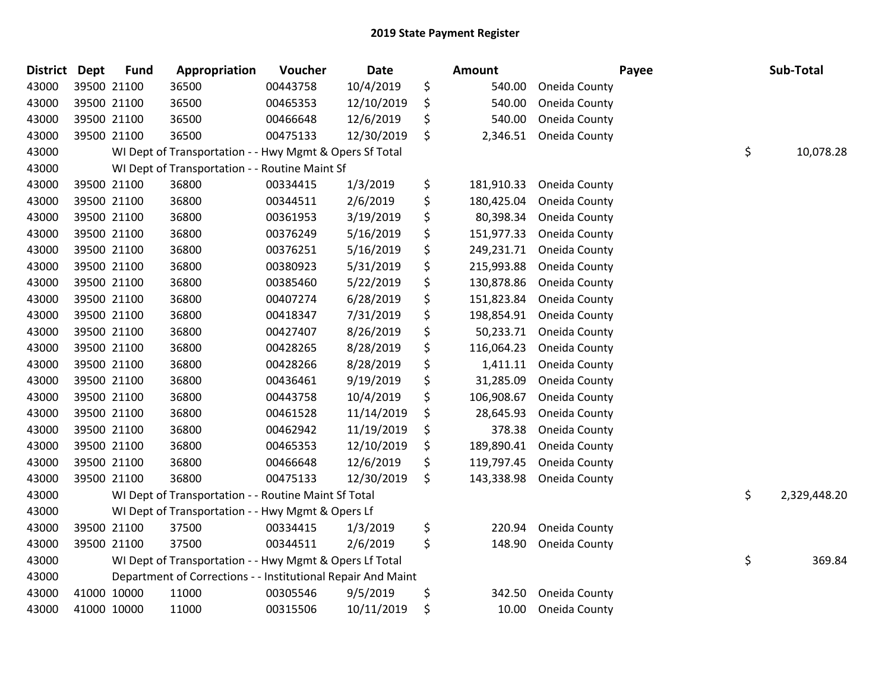# 2019 State Payment Register

| District | Dept | Fund | Appropriation | Voucher | Date | Amount | Payee | Sub-Total |
|---|---|---|---|---|---|---|---|---|
| 43000 | 39500 | 21100 | 36500 | 00443758 | 10/4/2019 | $ 540.00 | Oneida County | |
| 43000 | 39500 | 21100 | 36500 | 00465353 | 12/10/2019 | $ 540.00 | Oneida County | |
| 43000 | 39500 | 21100 | 36500 | 00466648 | 12/6/2019 | $ 540.00 | Oneida County | |
| 43000 | 39500 | 21100 | 36500 | 00475133 | 12/30/2019 | $ 2,346.51 | Oneida County | |
| 43000 | | WI Dept of Transportation - - Hwy Mgmt & Opers Sf Total | | | | | | $ 10,078.28 |
| 43000 | | WI Dept of Transportation - - Routine Maint Sf | | | | | | |
| 43000 | 39500 | 21100 | 36800 | 00334415 | 1/3/2019 | $ 181,910.33 | Oneida County | |
| 43000 | 39500 | 21100 | 36800 | 00344511 | 2/6/2019 | $ 180,425.04 | Oneida County | |
| 43000 | 39500 | 21100 | 36800 | 00361953 | 3/19/2019 | $ 80,398.34 | Oneida County | |
| 43000 | 39500 | 21100 | 36800 | 00376249 | 5/16/2019 | $ 151,977.33 | Oneida County | |
| 43000 | 39500 | 21100 | 36800 | 00376251 | 5/16/2019 | $ 249,231.71 | Oneida County | |
| 43000 | 39500 | 21100 | 36800 | 00380923 | 5/31/2019 | $ 215,993.88 | Oneida County | |
| 43000 | 39500 | 21100 | 36800 | 00385460 | 5/22/2019 | $ 130,878.86 | Oneida County | |
| 43000 | 39500 | 21100 | 36800 | 00407274 | 6/28/2019 | $ 151,823.84 | Oneida County | |
| 43000 | 39500 | 21100 | 36800 | 00418347 | 7/31/2019 | $ 198,854.91 | Oneida County | |
| 43000 | 39500 | 21100 | 36800 | 00427407 | 8/26/2019 | $ 50,233.71 | Oneida County | |
| 43000 | 39500 | 21100 | 36800 | 00428265 | 8/28/2019 | $ 116,064.23 | Oneida County | |
| 43000 | 39500 | 21100 | 36800 | 00428266 | 8/28/2019 | $ 1,411.11 | Oneida County | |
| 43000 | 39500 | 21100 | 36800 | 00436461 | 9/19/2019 | $ 31,285.09 | Oneida County | |
| 43000 | 39500 | 21100 | 36800 | 00443758 | 10/4/2019 | $ 106,908.67 | Oneida County | |
| 43000 | 39500 | 21100 | 36800 | 00461528 | 11/14/2019 | $ 28,645.93 | Oneida County | |
| 43000 | 39500 | 21100 | 36800 | 00462942 | 11/19/2019 | $ 378.38 | Oneida County | |
| 43000 | 39500 | 21100 | 36800 | 00465353 | 12/10/2019 | $ 189,890.41 | Oneida County | |
| 43000 | 39500 | 21100 | 36800 | 00466648 | 12/6/2019 | $ 119,797.45 | Oneida County | |
| 43000 | 39500 | 21100 | 36800 | 00475133 | 12/30/2019 | $ 143,338.98 | Oneida County | |
| 43000 | | WI Dept of Transportation - - Routine Maint Sf Total | | | | | | $ 2,329,448.20 |
| 43000 | | WI Dept of Transportation - - Hwy Mgmt & Opers Lf | | | | | | |
| 43000 | 39500 | 21100 | 37500 | 00334415 | 1/3/2019 | $ 220.94 | Oneida County | |
| 43000 | 39500 | 21100 | 37500 | 00344511 | 2/6/2019 | $ 148.90 | Oneida County | |
| 43000 | | WI Dept of Transportation - - Hwy Mgmt & Opers Lf Total | | | | | | $ 369.84 |
| 43000 | | Department of Corrections - - Institutional Repair And Maint | | | | | | |
| 43000 | 41000 | 10000 | 11000 | 00305546 | 9/5/2019 | $ 342.50 | Oneida County | |
| 43000 | 41000 | 10000 | 11000 | 00315506 | 10/11/2019 | $ 10.00 | Oneida County | |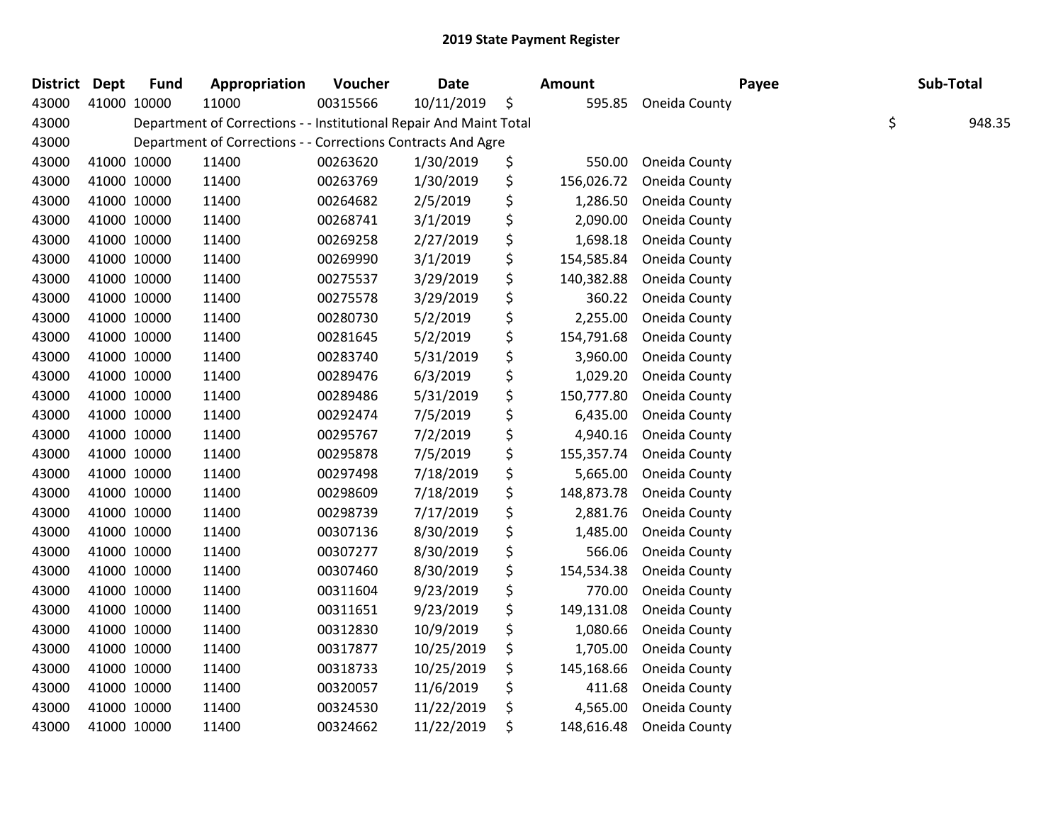# 2019 State Payment Register

| District | Dept | Fund | Appropriation | Voucher | Date | Amount | Payee | Sub-Total |
|---|---|---|---|---|---|---|---|---|
| 43000 | 41000 | 10000 | 11000 | 00315566 | 10/11/2019 | $ 595.85 | Oneida County | |
| 43000 | | Department of Corrections - - Institutional Repair And Maint Total | | | | | | $ 948.35 |
| 43000 | | Department of Corrections - - Corrections Contracts And Agre | | | | | | |
| 43000 | 41000 | 10000 | 11400 | 00263620 | 1/30/2019 | $ 550.00 | Oneida County | |
| 43000 | 41000 | 10000 | 11400 | 00263769 | 1/30/2019 | $ 156,026.72 | Oneida County | |
| 43000 | 41000 | 10000 | 11400 | 00264682 | 2/5/2019 | $ 1,286.50 | Oneida County | |
| 43000 | 41000 | 10000 | 11400 | 00268741 | 3/1/2019 | $ 2,090.00 | Oneida County | |
| 43000 | 41000 | 10000 | 11400 | 00269258 | 2/27/2019 | $ 1,698.18 | Oneida County | |
| 43000 | 41000 | 10000 | 11400 | 00269990 | 3/1/2019 | $ 154,585.84 | Oneida County | |
| 43000 | 41000 | 10000 | 11400 | 00275537 | 3/29/2019 | $ 140,382.88 | Oneida County | |
| 43000 | 41000 | 10000 | 11400 | 00275578 | 3/29/2019 | $ 360.22 | Oneida County | |
| 43000 | 41000 | 10000 | 11400 | 00280730 | 5/2/2019 | $ 2,255.00 | Oneida County | |
| 43000 | 41000 | 10000 | 11400 | 00281645 | 5/2/2019 | $ 154,791.68 | Oneida County | |
| 43000 | 41000 | 10000 | 11400 | 00283740 | 5/31/2019 | $ 3,960.00 | Oneida County | |
| 43000 | 41000 | 10000 | 11400 | 00289476 | 6/3/2019 | $ 1,029.20 | Oneida County | |
| 43000 | 41000 | 10000 | 11400 | 00289486 | 5/31/2019 | $ 150,777.80 | Oneida County | |
| 43000 | 41000 | 10000 | 11400 | 00292474 | 7/5/2019 | $ 6,435.00 | Oneida County | |
| 43000 | 41000 | 10000 | 11400 | 00295767 | 7/2/2019 | $ 4,940.16 | Oneida County | |
| 43000 | 41000 | 10000 | 11400 | 00295878 | 7/5/2019 | $ 155,357.74 | Oneida County | |
| 43000 | 41000 | 10000 | 11400 | 00297498 | 7/18/2019 | $ 5,665.00 | Oneida County | |
| 43000 | 41000 | 10000 | 11400 | 00298609 | 7/18/2019 | $ 148,873.78 | Oneida County | |
| 43000 | 41000 | 10000 | 11400 | 00298739 | 7/17/2019 | $ 2,881.76 | Oneida County | |
| 43000 | 41000 | 10000 | 11400 | 00307136 | 8/30/2019 | $ 1,485.00 | Oneida County | |
| 43000 | 41000 | 10000 | 11400 | 00307277 | 8/30/2019 | $ 566.06 | Oneida County | |
| 43000 | 41000 | 10000 | 11400 | 00307460 | 8/30/2019 | $ 154,534.38 | Oneida County | |
| 43000 | 41000 | 10000 | 11400 | 00311604 | 9/23/2019 | $ 770.00 | Oneida County | |
| 43000 | 41000 | 10000 | 11400 | 00311651 | 9/23/2019 | $ 149,131.08 | Oneida County | |
| 43000 | 41000 | 10000 | 11400 | 00312830 | 10/9/2019 | $ 1,080.66 | Oneida County | |
| 43000 | 41000 | 10000 | 11400 | 00317877 | 10/25/2019 | $ 1,705.00 | Oneida County | |
| 43000 | 41000 | 10000 | 11400 | 00318733 | 10/25/2019 | $ 145,168.66 | Oneida County | |
| 43000 | 41000 | 10000 | 11400 | 00320057 | 11/6/2019 | $ 411.68 | Oneida County | |
| 43000 | 41000 | 10000 | 11400 | 00324530 | 11/22/2019 | $ 4,565.00 | Oneida County | |
| 43000 | 41000 | 10000 | 11400 | 00324662 | 11/22/2019 | $ 148,616.48 | Oneida County | |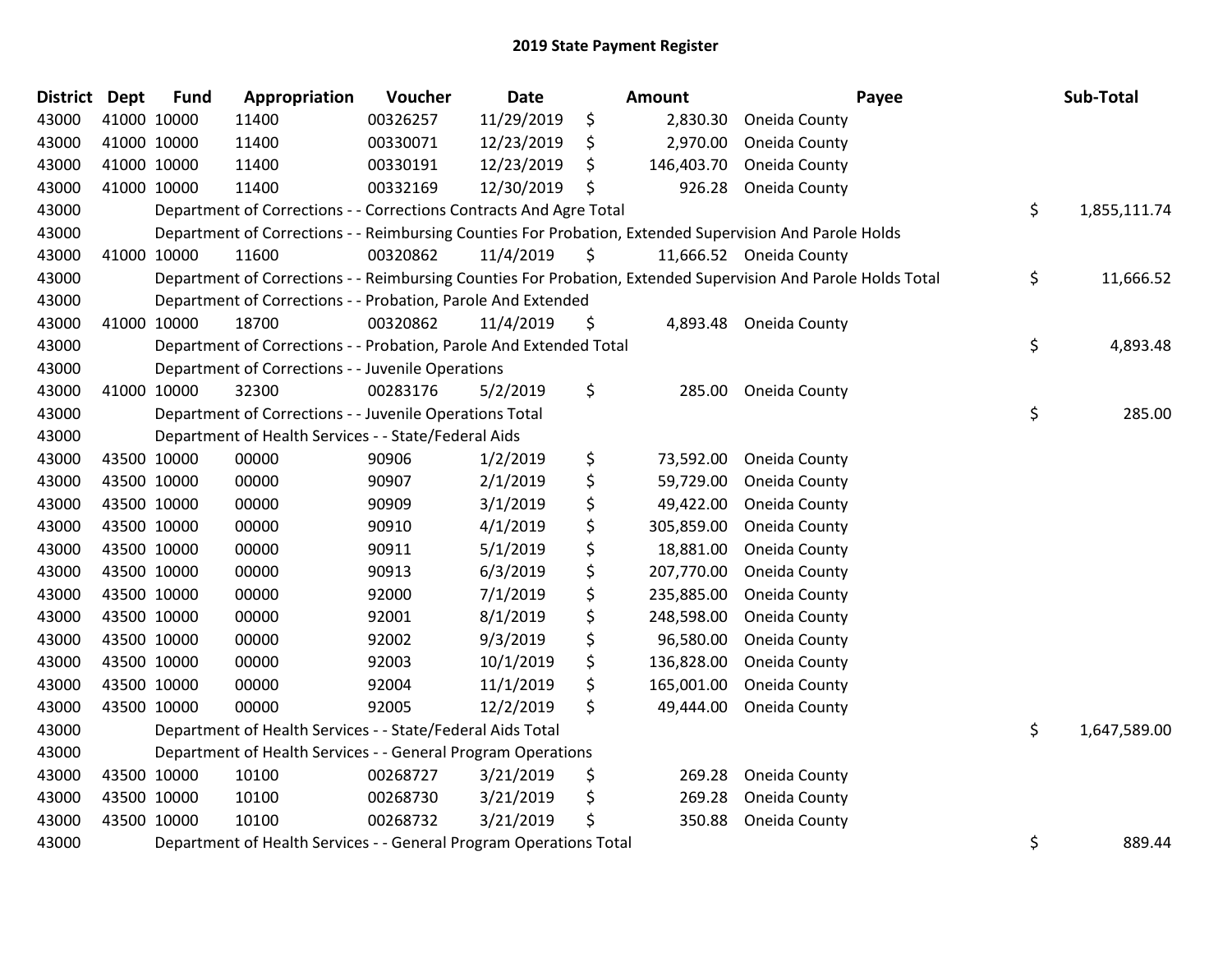# 2019 State Payment Register

| District | Dept | Fund | Appropriation | Voucher | Date | Amount | Payee | Sub-Total |
|---|---|---|---|---|---|---|---|---|
| 43000 | 41000 | 10000 | 11400 | 00326257 | 11/29/2019 | $ 2,830.30 | Oneida County | |
| 43000 | 41000 | 10000 | 11400 | 00330071 | 12/23/2019 | $ 2,970.00 | Oneida County | |
| 43000 | 41000 | 10000 | 11400 | 00330191 | 12/23/2019 | $ 146,403.70 | Oneida County | |
| 43000 | 41000 | 10000 | 11400 | 00332169 | 12/30/2019 | $ 926.28 | Oneida County | |
| 43000 | | Department of Corrections - - Corrections Contracts And Agre Total | | | | | | $ 1,855,111.74 |
| 43000 | | Department of Corrections - - Reimbursing Counties For Probation, Extended Supervision And Parole Holds | | | | | | |
| 43000 | 41000 | 10000 | 11600 | 00320862 | 11/4/2019 | $ 11,666.52 | Oneida County | |
| 43000 | | Department of Corrections - - Reimbursing Counties For Probation, Extended Supervision And Parole Holds Total | | | | | | $ 11,666.52 |
| 43000 | | Department of Corrections - - Probation, Parole And Extended | | | | | | |
| 43000 | 41000 | 10000 | 18700 | 00320862 | 11/4/2019 | $ 4,893.48 | Oneida County | |
| 43000 | | Department of Corrections - - Probation, Parole And Extended Total | | | | | | $ 4,893.48 |
| 43000 | | Department of Corrections - - Juvenile Operations | | | | | | |
| 43000 | 41000 | 10000 | 32300 | 00283176 | 5/2/2019 | $ 285.00 | Oneida County | |
| 43000 | | Department of Corrections - - Juvenile Operations Total | | | | | | $ 285.00 |
| 43000 | | Department of Health Services - - State/Federal Aids | | | | | | |
| 43000 | 43500 | 10000 | 00000 | 90906 | 1/2/2019 | $ 73,592.00 | Oneida County | |
| 43000 | 43500 | 10000 | 00000 | 90907 | 2/1/2019 | $ 59,729.00 | Oneida County | |
| 43000 | 43500 | 10000 | 00000 | 90909 | 3/1/2019 | $ 49,422.00 | Oneida County | |
| 43000 | 43500 | 10000 | 00000 | 90910 | 4/1/2019 | $ 305,859.00 | Oneida County | |
| 43000 | 43500 | 10000 | 00000 | 90911 | 5/1/2019 | $ 18,881.00 | Oneida County | |
| 43000 | 43500 | 10000 | 00000 | 90913 | 6/3/2019 | $ 207,770.00 | Oneida County | |
| 43000 | 43500 | 10000 | 00000 | 92000 | 7/1/2019 | $ 235,885.00 | Oneida County | |
| 43000 | 43500 | 10000 | 00000 | 92001 | 8/1/2019 | $ 248,598.00 | Oneida County | |
| 43000 | 43500 | 10000 | 00000 | 92002 | 9/3/2019 | $ 96,580.00 | Oneida County | |
| 43000 | 43500 | 10000 | 00000 | 92003 | 10/1/2019 | $ 136,828.00 | Oneida County | |
| 43000 | 43500 | 10000 | 00000 | 92004 | 11/1/2019 | $ 165,001.00 | Oneida County | |
| 43000 | 43500 | 10000 | 00000 | 92005 | 12/2/2019 | $ 49,444.00 | Oneida County | |
| 43000 | | Department of Health Services - - State/Federal Aids Total | | | | | | $ 1,647,589.00 |
| 43000 | | Department of Health Services - - General Program Operations | | | | | | |
| 43000 | 43500 | 10000 | 10100 | 00268727 | 3/21/2019 | $ 269.28 | Oneida County | |
| 43000 | 43500 | 10000 | 10100 | 00268730 | 3/21/2019 | $ 269.28 | Oneida County | |
| 43000 | 43500 | 10000 | 10100 | 00268732 | 3/21/2019 | $ 350.88 | Oneida County | |
| 43000 | | Department of Health Services - - General Program Operations Total | | | | | | $ 889.44 |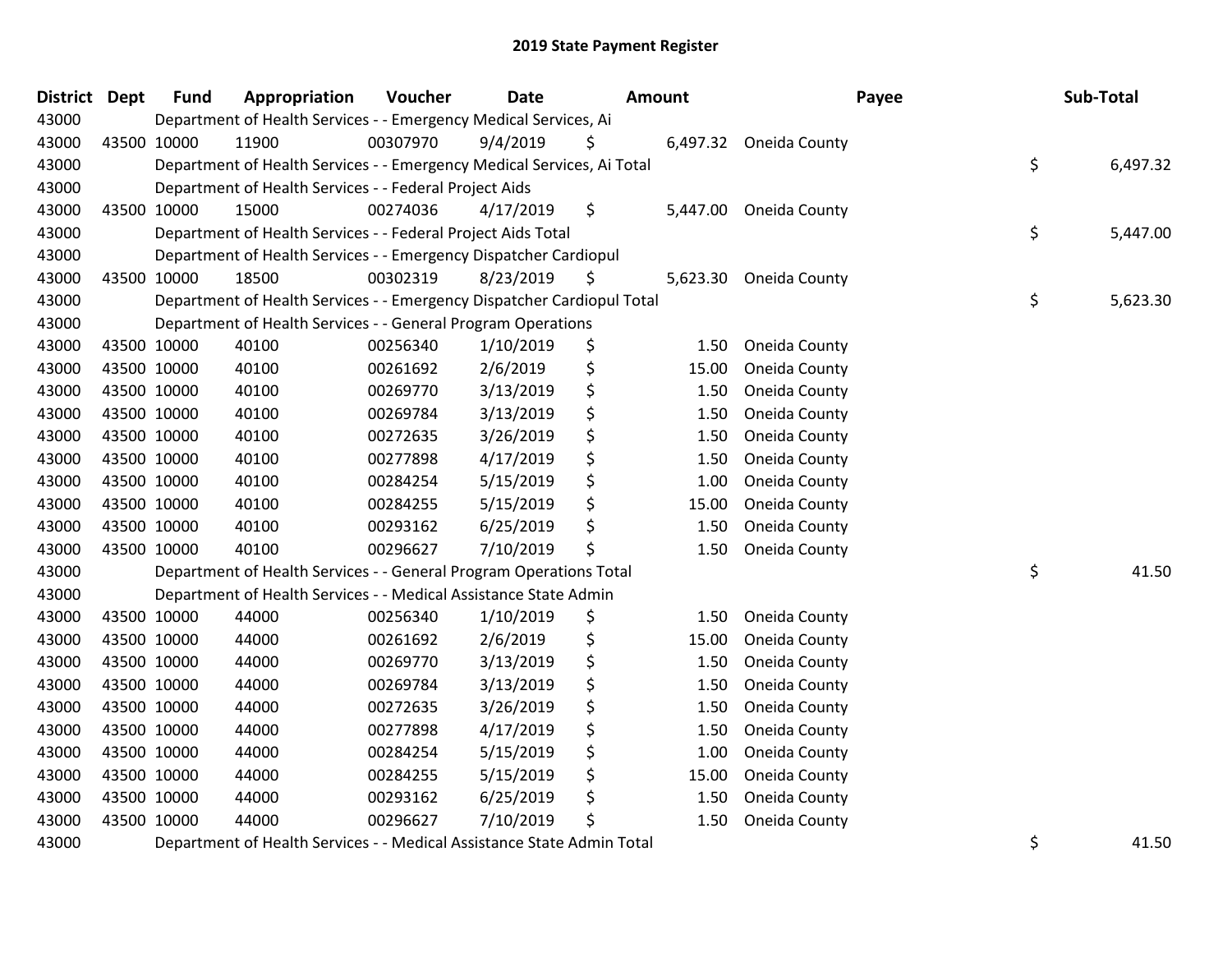# 2019 State Payment Register

| District | Dept | Fund | Appropriation | Voucher | Date | Amount | Payee | Sub-Total |
|---|---|---|---|---|---|---|---|---|
| 43000 | | Department of Health Services - - Emergency Medical Services, Ai | | | | | | |
| 43000 | 43500 | 10000 | 11900 | 00307970 | 9/4/2019 | $ 6,497.32 | Oneida County | |
| 43000 | | Department of Health Services - - Emergency Medical Services, Ai Total | | | | | | $ 6,497.32 |
| 43000 | | Department of Health Services - - Federal Project Aids | | | | | | |
| 43000 | 43500 | 10000 | 15000 | 00274036 | 4/17/2019 | $ 5,447.00 | Oneida County | |
| 43000 | | Department of Health Services - - Federal Project Aids Total | | | | | | $ 5,447.00 |
| 43000 | | Department of Health Services - - Emergency Dispatcher Cardiopul | | | | | | |
| 43000 | 43500 | 10000 | 18500 | 00302319 | 8/23/2019 | $ 5,623.30 | Oneida County | |
| 43000 | | Department of Health Services - - Emergency Dispatcher Cardiopul Total | | | | | | $ 5,623.30 |
| 43000 | | Department of Health Services - - General Program Operations | | | | | | |
| 43000 | 43500 | 10000 | 40100 | 00256340 | 1/10/2019 | $ 1.50 | Oneida County | |
| 43000 | 43500 | 10000 | 40100 | 00261692 | 2/6/2019 | $ 15.00 | Oneida County | |
| 43000 | 43500 | 10000 | 40100 | 00269770 | 3/13/2019 | $ 1.50 | Oneida County | |
| 43000 | 43500 | 10000 | 40100 | 00269784 | 3/13/2019 | $ 1.50 | Oneida County | |
| 43000 | 43500 | 10000 | 40100 | 00272635 | 3/26/2019 | $ 1.50 | Oneida County | |
| 43000 | 43500 | 10000 | 40100 | 00277898 | 4/17/2019 | $ 1.50 | Oneida County | |
| 43000 | 43500 | 10000 | 40100 | 00284254 | 5/15/2019 | $ 1.00 | Oneida County | |
| 43000 | 43500 | 10000 | 40100 | 00284255 | 5/15/2019 | $ 15.00 | Oneida County | |
| 43000 | 43500 | 10000 | 40100 | 00293162 | 6/25/2019 | $ 1.50 | Oneida County | |
| 43000 | 43500 | 10000 | 40100 | 00296627 | 7/10/2019 | $ 1.50 | Oneida County | |
| 43000 | | Department of Health Services - - General Program Operations Total | | | | | | $ 41.50 |
| 43000 | | Department of Health Services - - Medical Assistance State Admin | | | | | | |
| 43000 | 43500 | 10000 | 44000 | 00256340 | 1/10/2019 | $ 1.50 | Oneida County | |
| 43000 | 43500 | 10000 | 44000 | 00261692 | 2/6/2019 | $ 15.00 | Oneida County | |
| 43000 | 43500 | 10000 | 44000 | 00269770 | 3/13/2019 | $ 1.50 | Oneida County | |
| 43000 | 43500 | 10000 | 44000 | 00269784 | 3/13/2019 | $ 1.50 | Oneida County | |
| 43000 | 43500 | 10000 | 44000 | 00272635 | 3/26/2019 | $ 1.50 | Oneida County | |
| 43000 | 43500 | 10000 | 44000 | 00277898 | 4/17/2019 | $ 1.50 | Oneida County | |
| 43000 | 43500 | 10000 | 44000 | 00284254 | 5/15/2019 | $ 1.00 | Oneida County | |
| 43000 | 43500 | 10000 | 44000 | 00284255 | 5/15/2019 | $ 15.00 | Oneida County | |
| 43000 | 43500 | 10000 | 44000 | 00293162 | 6/25/2019 | $ 1.50 | Oneida County | |
| 43000 | 43500 | 10000 | 44000 | 00296627 | 7/10/2019 | $ 1.50 | Oneida County | |
| 43000 | | Department of Health Services - - Medical Assistance State Admin Total | | | | | | $ 41.50 |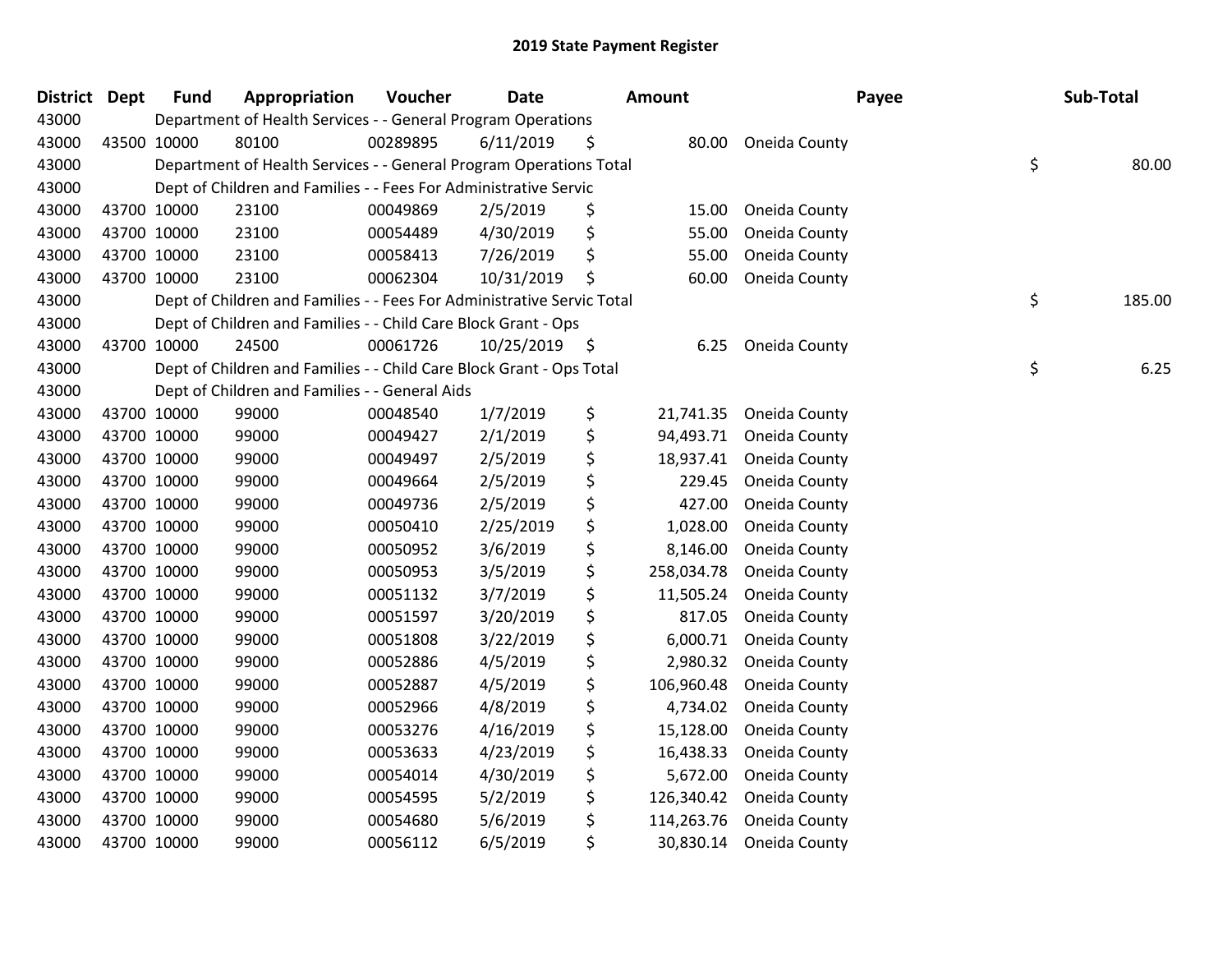# 2019 State Payment Register

| District | Dept | Fund | Appropriation | Voucher | Date | Amount | Payee | Sub-Total |
|---|---|---|---|---|---|---|---|---|
| 43000 | | Department of Health Services - - General Program Operations | | | | | | |
| 43000 | 43500 | 10000 | 80100 | 00289895 | 6/11/2019 | $ 80.00 | Oneida County | |
| 43000 | | Department of Health Services - - General Program Operations Total | | | | | | $ 80.00 |
| 43000 | | Dept of Children and Families - - Fees For Administrative Servic | | | | | | |
| 43000 | 43700 | 10000 | 23100 | 00049869 | 2/5/2019 | $ 15.00 | Oneida County | |
| 43000 | 43700 | 10000 | 23100 | 00054489 | 4/30/2019 | $ 55.00 | Oneida County | |
| 43000 | 43700 | 10000 | 23100 | 00058413 | 7/26/2019 | $ 55.00 | Oneida County | |
| 43000 | 43700 | 10000 | 23100 | 00062304 | 10/31/2019 | $ 60.00 | Oneida County | |
| 43000 | | Dept of Children and Families - - Fees For Administrative Servic Total | | | | | | $ 185.00 |
| 43000 | | Dept of Children and Families - - Child Care Block Grant - Ops | | | | | | |
| 43000 | 43700 | 10000 | 24500 | 00061726 | 10/25/2019 | $ 6.25 | Oneida County | |
| 43000 | | Dept of Children and Families - - Child Care Block Grant - Ops Total | | | | | | $ 6.25 |
| 43000 | | Dept of Children and Families - - General Aids | | | | | | |
| 43000 | 43700 | 10000 | 99000 | 00048540 | 1/7/2019 | $ 21,741.35 | Oneida County | |
| 43000 | 43700 | 10000 | 99000 | 00049427 | 2/1/2019 | $ 94,493.71 | Oneida County | |
| 43000 | 43700 | 10000 | 99000 | 00049497 | 2/5/2019 | $ 18,937.41 | Oneida County | |
| 43000 | 43700 | 10000 | 99000 | 00049664 | 2/5/2019 | $ 229.45 | Oneida County | |
| 43000 | 43700 | 10000 | 99000 | 00049736 | 2/5/2019 | $ 427.00 | Oneida County | |
| 43000 | 43700 | 10000 | 99000 | 00050410 | 2/25/2019 | $ 1,028.00 | Oneida County | |
| 43000 | 43700 | 10000 | 99000 | 00050952 | 3/6/2019 | $ 8,146.00 | Oneida County | |
| 43000 | 43700 | 10000 | 99000 | 00050953 | 3/5/2019 | $ 258,034.78 | Oneida County | |
| 43000 | 43700 | 10000 | 99000 | 00051132 | 3/7/2019 | $ 11,505.24 | Oneida County | |
| 43000 | 43700 | 10000 | 99000 | 00051597 | 3/20/2019 | $ 817.05 | Oneida County | |
| 43000 | 43700 | 10000 | 99000 | 00051808 | 3/22/2019 | $ 6,000.71 | Oneida County | |
| 43000 | 43700 | 10000 | 99000 | 00052886 | 4/5/2019 | $ 2,980.32 | Oneida County | |
| 43000 | 43700 | 10000 | 99000 | 00052887 | 4/5/2019 | $ 106,960.48 | Oneida County | |
| 43000 | 43700 | 10000 | 99000 | 00052966 | 4/8/2019 | $ 4,734.02 | Oneida County | |
| 43000 | 43700 | 10000 | 99000 | 00053276 | 4/16/2019 | $ 15,128.00 | Oneida County | |
| 43000 | 43700 | 10000 | 99000 | 00053633 | 4/23/2019 | $ 16,438.33 | Oneida County | |
| 43000 | 43700 | 10000 | 99000 | 00054014 | 4/30/2019 | $ 5,672.00 | Oneida County | |
| 43000 | 43700 | 10000 | 99000 | 00054595 | 5/2/2019 | $ 126,340.42 | Oneida County | |
| 43000 | 43700 | 10000 | 99000 | 00054680 | 5/6/2019 | $ 114,263.76 | Oneida County | |
| 43000 | 43700 | 10000 | 99000 | 00056112 | 6/5/2019 | $ 30,830.14 | Oneida County | |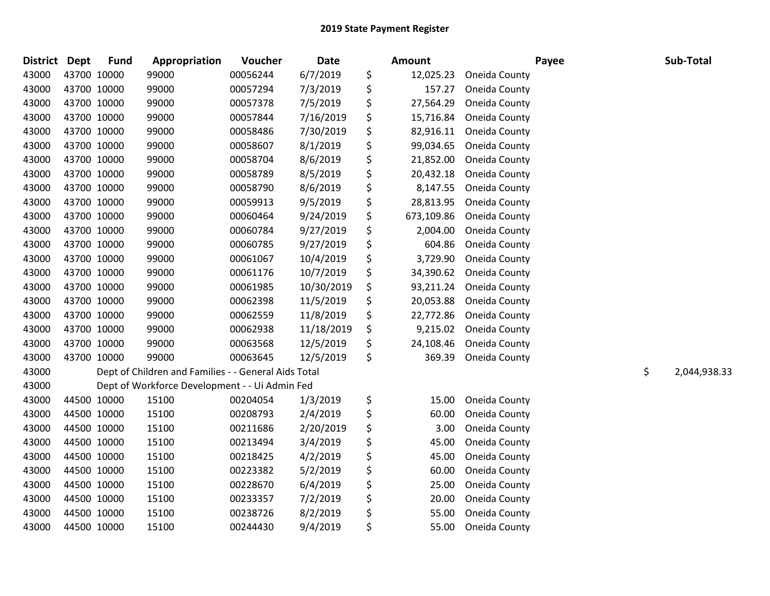# 2019 State Payment Register

| District | Dept | Fund | Appropriation | Voucher | Date | Amount | Payee | Sub-Total |
|---|---|---|---|---|---|---|---|---|
| 43000 | 43700 | 10000 | 99000 | 00056244 | 6/7/2019 | $ 12,025.23 | Oneida County | |
| 43000 | 43700 | 10000 | 99000 | 00057294 | 7/3/2019 | $ 157.27 | Oneida County | |
| 43000 | 43700 | 10000 | 99000 | 00057378 | 7/5/2019 | $ 27,564.29 | Oneida County | |
| 43000 | 43700 | 10000 | 99000 | 00057844 | 7/16/2019 | $ 15,716.84 | Oneida County | |
| 43000 | 43700 | 10000 | 99000 | 00058486 | 7/30/2019 | $ 82,916.11 | Oneida County | |
| 43000 | 43700 | 10000 | 99000 | 00058607 | 8/1/2019 | $ 99,034.65 | Oneida County | |
| 43000 | 43700 | 10000 | 99000 | 00058704 | 8/6/2019 | $ 21,852.00 | Oneida County | |
| 43000 | 43700 | 10000 | 99000 | 00058789 | 8/5/2019 | $ 20,432.18 | Oneida County | |
| 43000 | 43700 | 10000 | 99000 | 00058790 | 8/6/2019 | $ 8,147.55 | Oneida County | |
| 43000 | 43700 | 10000 | 99000 | 00059913 | 9/5/2019 | $ 28,813.95 | Oneida County | |
| 43000 | 43700 | 10000 | 99000 | 00060464 | 9/24/2019 | $ 673,109.86 | Oneida County | |
| 43000 | 43700 | 10000 | 99000 | 00060784 | 9/27/2019 | $ 2,004.00 | Oneida County | |
| 43000 | 43700 | 10000 | 99000 | 00060785 | 9/27/2019 | $ 604.86 | Oneida County | |
| 43000 | 43700 | 10000 | 99000 | 00061067 | 10/4/2019 | $ 3,729.90 | Oneida County | |
| 43000 | 43700 | 10000 | 99000 | 00061176 | 10/7/2019 | $ 34,390.62 | Oneida County | |
| 43000 | 43700 | 10000 | 99000 | 00061985 | 10/30/2019 | $ 93,211.24 | Oneida County | |
| 43000 | 43700 | 10000 | 99000 | 00062398 | 11/5/2019 | $ 20,053.88 | Oneida County | |
| 43000 | 43700 | 10000 | 99000 | 00062559 | 11/8/2019 | $ 22,772.86 | Oneida County | |
| 43000 | 43700 | 10000 | 99000 | 00062938 | 11/18/2019 | $ 9,215.02 | Oneida County | |
| 43000 | 43700 | 10000 | 99000 | 00063568 | 12/5/2019 | $ 24,108.46 | Oneida County | |
| 43000 | 43700 | 10000 | 99000 | 00063645 | 12/5/2019 | $ 369.39 | Oneida County | |
| 43000 | | Dept of Children and Families - - General Aids Total | | | | | | $ 2,044,938.33 |
| 43000 | | Dept of Workforce Development - - Ui Admin Fed | | | | | | |
| 43000 | 44500 | 10000 | 15100 | 00204054 | 1/3/2019 | $ 15.00 | Oneida County | |
| 43000 | 44500 | 10000 | 15100 | 00208793 | 2/4/2019 | $ 60.00 | Oneida County | |
| 43000 | 44500 | 10000 | 15100 | 00211686 | 2/20/2019 | $ 3.00 | Oneida County | |
| 43000 | 44500 | 10000 | 15100 | 00213494 | 3/4/2019 | $ 45.00 | Oneida County | |
| 43000 | 44500 | 10000 | 15100 | 00218425 | 4/2/2019 | $ 45.00 | Oneida County | |
| 43000 | 44500 | 10000 | 15100 | 00223382 | 5/2/2019 | $ 60.00 | Oneida County | |
| 43000 | 44500 | 10000 | 15100 | 00228670 | 6/4/2019 | $ 25.00 | Oneida County | |
| 43000 | 44500 | 10000 | 15100 | 00233357 | 7/2/2019 | $ 20.00 | Oneida County | |
| 43000 | 44500 | 10000 | 15100 | 00238726 | 8/2/2019 | $ 55.00 | Oneida County | |
| 43000 | 44500 | 10000 | 15100 | 00244430 | 9/4/2019 | $ 55.00 | Oneida County | |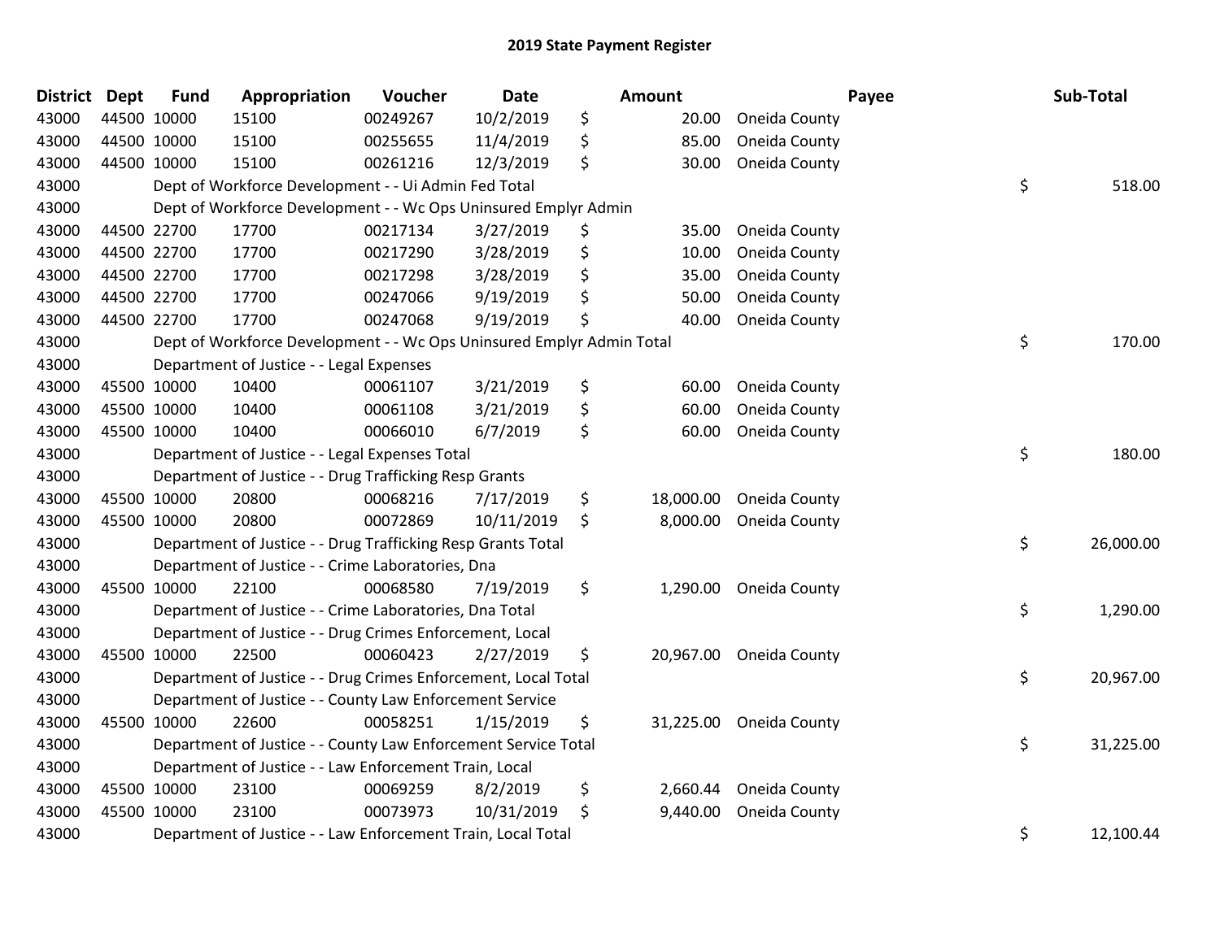# 2019 State Payment Register

| District | Dept | Fund | Appropriation | Voucher | Date | Amount | Payee | Sub-Total |
|---|---|---|---|---|---|---|---|---|
| 43000 | 44500 | 10000 | 15100 | 00249267 | 10/2/2019 | $ 20.00 | Oneida County | |
| 43000 | 44500 | 10000 | 15100 | 00255655 | 11/4/2019 | $ 85.00 | Oneida County | |
| 43000 | 44500 | 10000 | 15100 | 00261216 | 12/3/2019 | $ 30.00 | Oneida County | |
| 43000 | | Dept of Workforce Development - - Ui Admin Fed Total | | | | | | $ 518.00 |
| 43000 | | Dept of Workforce Development - - Wc Ops Uninsured Emplyr Admin | | | | | | |
| 43000 | 44500 | 22700 | 17700 | 00217134 | 3/27/2019 | $ 35.00 | Oneida County | |
| 43000 | 44500 | 22700 | 17700 | 00217290 | 3/28/2019 | $ 10.00 | Oneida County | |
| 43000 | 44500 | 22700 | 17700 | 00217298 | 3/28/2019 | $ 35.00 | Oneida County | |
| 43000 | 44500 | 22700 | 17700 | 00247066 | 9/19/2019 | $ 50.00 | Oneida County | |
| 43000 | 44500 | 22700 | 17700 | 00247068 | 9/19/2019 | $ 40.00 | Oneida County | |
| 43000 | | Dept of Workforce Development - - Wc Ops Uninsured Emplyr Admin Total | | | | | | $ 170.00 |
| 43000 | | Department of Justice - - Legal Expenses | | | | | | |
| 43000 | 45500 | 10000 | 10400 | 00061107 | 3/21/2019 | $ 60.00 | Oneida County | |
| 43000 | 45500 | 10000 | 10400 | 00061108 | 3/21/2019 | $ 60.00 | Oneida County | |
| 43000 | 45500 | 10000 | 10400 | 00066010 | 6/7/2019 | $ 60.00 | Oneida County | |
| 43000 | | Department of Justice - - Legal Expenses Total | | | | | | $ 180.00 |
| 43000 | | Department of Justice - - Drug Trafficking Resp Grants | | | | | | |
| 43000 | 45500 | 10000 | 20800 | 00068216 | 7/17/2019 | $ 18,000.00 | Oneida County | |
| 43000 | 45500 | 10000 | 20800 | 00072869 | 10/11/2019 | $ 8,000.00 | Oneida County | |
| 43000 | | Department of Justice - - Drug Trafficking Resp Grants Total | | | | | | $ 26,000.00 |
| 43000 | | Department of Justice - - Crime Laboratories, Dna | | | | | | |
| 43000 | 45500 | 10000 | 22100 | 00068580 | 7/19/2019 | $ 1,290.00 | Oneida County | |
| 43000 | | Department of Justice - - Crime Laboratories, Dna Total | | | | | | $ 1,290.00 |
| 43000 | | Department of Justice - - Drug Crimes Enforcement, Local | | | | | | |
| 43000 | 45500 | 10000 | 22500 | 00060423 | 2/27/2019 | $ 20,967.00 | Oneida County | |
| 43000 | | Department of Justice - - Drug Crimes Enforcement, Local Total | | | | | | $ 20,967.00 |
| 43000 | | Department of Justice - - County Law Enforcement Service | | | | | | |
| 43000 | 45500 | 10000 | 22600 | 00058251 | 1/15/2019 | $ 31,225.00 | Oneida County | |
| 43000 | | Department of Justice - - County Law Enforcement Service Total | | | | | | $ 31,225.00 |
| 43000 | | Department of Justice - - Law Enforcement Train, Local | | | | | | |
| 43000 | 45500 | 10000 | 23100 | 00069259 | 8/2/2019 | $ 2,660.44 | Oneida County | |
| 43000 | 45500 | 10000 | 23100 | 00073973 | 10/31/2019 | $ 9,440.00 | Oneida County | |
| 43000 | | Department of Justice - - Law Enforcement Train, Local Total | | | | | | $ 12,100.44 |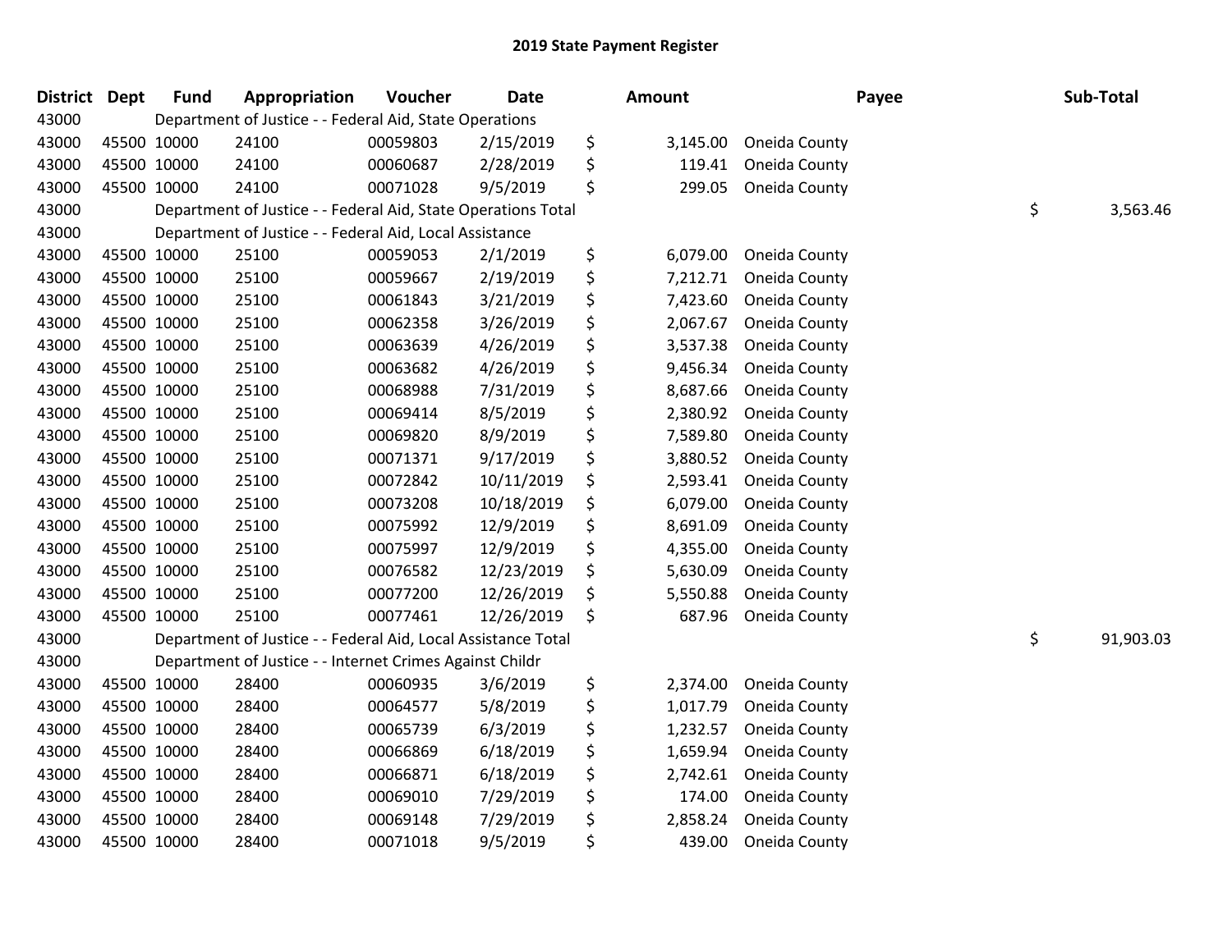# 2019 State Payment Register

| District | Dept | Fund | Appropriation | Voucher | Date | Amount | Payee | Sub-Total |
|---|---|---|---|---|---|---|---|---|
| 43000 | | Department of Justice - - Federal Aid, State Operations | | | | | | |
| 43000 | 45500 | 10000 | 24100 | 00059803 | 2/15/2019 | $ 3,145.00 | Oneida County | |
| 43000 | 45500 | 10000 | 24100 | 00060687 | 2/28/2019 | $ 119.41 | Oneida County | |
| 43000 | 45500 | 10000 | 24100 | 00071028 | 9/5/2019 | $ 299.05 | Oneida County | |
| 43000 | | Department of Justice - - Federal Aid, State Operations Total | | | | | | $ 3,563.46 |
| 43000 | | Department of Justice - - Federal Aid, Local Assistance | | | | | | |
| 43000 | 45500 | 10000 | 25100 | 00059053 | 2/1/2019 | $ 6,079.00 | Oneida County | |
| 43000 | 45500 | 10000 | 25100 | 00059667 | 2/19/2019 | $ 7,212.71 | Oneida County | |
| 43000 | 45500 | 10000 | 25100 | 00061843 | 3/21/2019 | $ 7,423.60 | Oneida County | |
| 43000 | 45500 | 10000 | 25100 | 00062358 | 3/26/2019 | $ 2,067.67 | Oneida County | |
| 43000 | 45500 | 10000 | 25100 | 00063639 | 4/26/2019 | $ 3,537.38 | Oneida County | |
| 43000 | 45500 | 10000 | 25100 | 00063682 | 4/26/2019 | $ 9,456.34 | Oneida County | |
| 43000 | 45500 | 10000 | 25100 | 00068988 | 7/31/2019 | $ 8,687.66 | Oneida County | |
| 43000 | 45500 | 10000 | 25100 | 00069414 | 8/5/2019 | $ 2,380.92 | Oneida County | |
| 43000 | 45500 | 10000 | 25100 | 00069820 | 8/9/2019 | $ 7,589.80 | Oneida County | |
| 43000 | 45500 | 10000 | 25100 | 00071371 | 9/17/2019 | $ 3,880.52 | Oneida County | |
| 43000 | 45500 | 10000 | 25100 | 00072842 | 10/11/2019 | $ 2,593.41 | Oneida County | |
| 43000 | 45500 | 10000 | 25100 | 00073208 | 10/18/2019 | $ 6,079.00 | Oneida County | |
| 43000 | 45500 | 10000 | 25100 | 00075992 | 12/9/2019 | $ 8,691.09 | Oneida County | |
| 43000 | 45500 | 10000 | 25100 | 00075997 | 12/9/2019 | $ 4,355.00 | Oneida County | |
| 43000 | 45500 | 10000 | 25100 | 00076582 | 12/23/2019 | $ 5,630.09 | Oneida County | |
| 43000 | 45500 | 10000 | 25100 | 00077200 | 12/26/2019 | $ 5,550.88 | Oneida County | |
| 43000 | 45500 | 10000 | 25100 | 00077461 | 12/26/2019 | $ 687.96 | Oneida County | |
| 43000 | | Department of Justice - - Federal Aid, Local Assistance Total | | | | | | $ 91,903.03 |
| 43000 | | Department of Justice - - Internet Crimes Against Childr | | | | | | |
| 43000 | 45500 | 10000 | 28400 | 00060935 | 3/6/2019 | $ 2,374.00 | Oneida County | |
| 43000 | 45500 | 10000 | 28400 | 00064577 | 5/8/2019 | $ 1,017.79 | Oneida County | |
| 43000 | 45500 | 10000 | 28400 | 00065739 | 6/3/2019 | $ 1,232.57 | Oneida County | |
| 43000 | 45500 | 10000 | 28400 | 00066869 | 6/18/2019 | $ 1,659.94 | Oneida County | |
| 43000 | 45500 | 10000 | 28400 | 00066871 | 6/18/2019 | $ 2,742.61 | Oneida County | |
| 43000 | 45500 | 10000 | 28400 | 00069010 | 7/29/2019 | $ 174.00 | Oneida County | |
| 43000 | 45500 | 10000 | 28400 | 00069148 | 7/29/2019 | $ 2,858.24 | Oneida County | |
| 43000 | 45500 | 10000 | 28400 | 00071018 | 9/5/2019 | $ 439.00 | Oneida County | |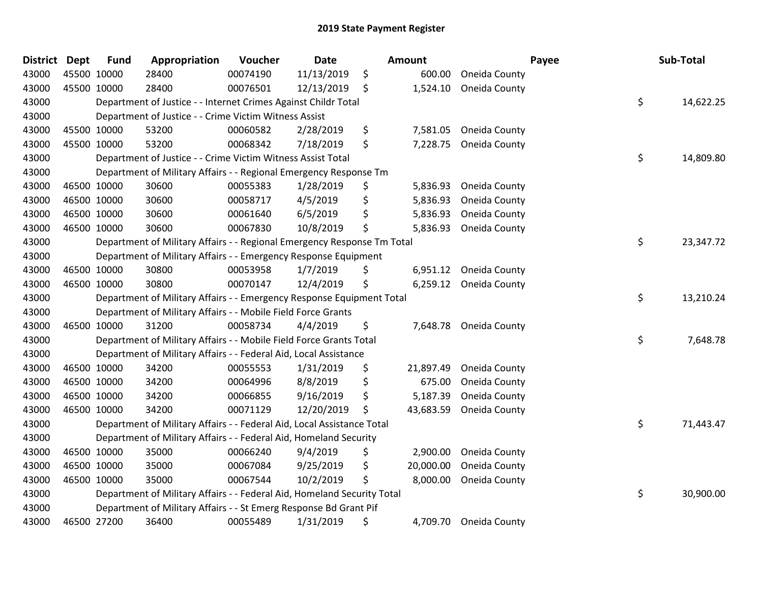# 2019 State Payment Register

| District | Dept | Fund | Appropriation | Voucher | Date | Amount | Payee | Sub-Total |
|---|---|---|---|---|---|---|---|---|
| 43000 | 45500 | 10000 | 28400 | 00074190 | 11/13/2019 | $ 600.00 | Oneida County | |
| 43000 | 45500 | 10000 | 28400 | 00076501 | 12/13/2019 | $ 1,524.10 | Oneida County | |
| 43000 | | Department of Justice - - Internet Crimes Against Childr Total | | | | | | $ 14,622.25 |
| 43000 | | Department of Justice - - Crime Victim Witness Assist | | | | | | |
| 43000 | 45500 | 10000 | 53200 | 00060582 | 2/28/2019 | $ 7,581.05 | Oneida County | |
| 43000 | 45500 | 10000 | 53200 | 00068342 | 7/18/2019 | $ 7,228.75 | Oneida County | |
| 43000 | | Department of Justice - - Crime Victim Witness Assist Total | | | | | | $ 14,809.80 |
| 43000 | | Department of Military Affairs - - Regional Emergency Response Tm | | | | | | |
| 43000 | 46500 | 10000 | 30600 | 00055383 | 1/28/2019 | $ 5,836.93 | Oneida County | |
| 43000 | 46500 | 10000 | 30600 | 00058717 | 4/5/2019 | $ 5,836.93 | Oneida County | |
| 43000 | 46500 | 10000 | 30600 | 00061640 | 6/5/2019 | $ 5,836.93 | Oneida County | |
| 43000 | 46500 | 10000 | 30600 | 00067830 | 10/8/2019 | $ 5,836.93 | Oneida County | |
| 43000 | | Department of Military Affairs - - Regional Emergency Response Tm Total | | | | | | $ 23,347.72 |
| 43000 | | Department of Military Affairs - - Emergency Response Equipment | | | | | | |
| 43000 | 46500 | 10000 | 30800 | 00053958 | 1/7/2019 | $ 6,951.12 | Oneida County | |
| 43000 | 46500 | 10000 | 30800 | 00070147 | 12/4/2019 | $ 6,259.12 | Oneida County | |
| 43000 | | Department of Military Affairs - - Emergency Response Equipment Total | | | | | | $ 13,210.24 |
| 43000 | | Department of Military Affairs - - Mobile Field Force Grants | | | | | | |
| 43000 | 46500 | 10000 | 31200 | 00058734 | 4/4/2019 | $ 7,648.78 | Oneida County | |
| 43000 | | Department of Military Affairs - - Mobile Field Force Grants Total | | | | | | $ 7,648.78 |
| 43000 | | Department of Military Affairs - - Federal Aid, Local Assistance | | | | | | |
| 43000 | 46500 | 10000 | 34200 | 00055553 | 1/31/2019 | $ 21,897.49 | Oneida County | |
| 43000 | 46500 | 10000 | 34200 | 00064996 | 8/8/2019 | $ 675.00 | Oneida County | |
| 43000 | 46500 | 10000 | 34200 | 00066855 | 9/16/2019 | $ 5,187.39 | Oneida County | |
| 43000 | 46500 | 10000 | 34200 | 00071129 | 12/20/2019 | $ 43,683.59 | Oneida County | |
| 43000 | | Department of Military Affairs - - Federal Aid, Local Assistance Total | | | | | | $ 71,443.47 |
| 43000 | | Department of Military Affairs - - Federal Aid, Homeland Security | | | | | | |
| 43000 | 46500 | 10000 | 35000 | 00066240 | 9/4/2019 | $ 2,900.00 | Oneida County | |
| 43000 | 46500 | 10000 | 35000 | 00067084 | 9/25/2019 | $ 20,000.00 | Oneida County | |
| 43000 | 46500 | 10000 | 35000 | 00067544 | 10/2/2019 | $ 8,000.00 | Oneida County | |
| 43000 | | Department of Military Affairs - - Federal Aid, Homeland Security Total | | | | | | $ 30,900.00 |
| 43000 | | Department of Military Affairs - - St Emerg Response Bd Grant Pif | | | | | | |
| 43000 | 46500 | 27200 | 36400 | 00055489 | 1/31/2019 | $ 4,709.70 | Oneida County | |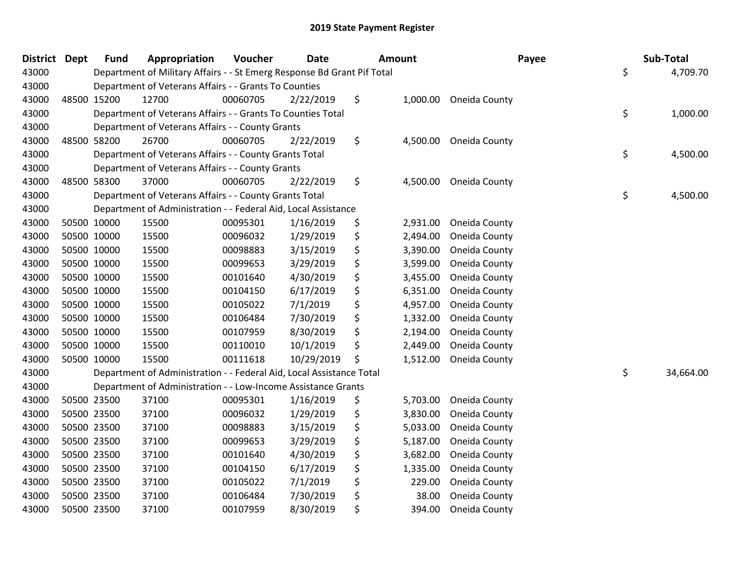# 2019 State Payment Register

| District | Dept | Fund | Appropriation | Voucher | Date | Amount | Payee | Sub-Total |
|---|---|---|---|---|---|---|---|---|
| 43000 | | Department of Military Affairs - - St Emerg Response Bd Grant Pif Total | | | | | | $ 4,709.70 |
| 43000 | | Department of Veterans Affairs - - Grants To Counties | | | | | | |
| 43000 | 48500 | 15200 | 12700 | 00060705 | 2/22/2019 | $ 1,000.00 | Oneida County | |
| 43000 | | Department of Veterans Affairs - - Grants To Counties Total | | | | | | $ 1,000.00 |
| 43000 | | Department of Veterans Affairs - - County Grants | | | | | | |
| 43000 | 48500 | 58200 | 26700 | 00060705 | 2/22/2019 | $ 4,500.00 | Oneida County | |
| 43000 | | Department of Veterans Affairs - - County Grants Total | | | | | | $ 4,500.00 |
| 43000 | | Department of Veterans Affairs - - County Grants | | | | | | |
| 43000 | 48500 | 58300 | 37000 | 00060705 | 2/22/2019 | $ 4,500.00 | Oneida County | |
| 43000 | | Department of Veterans Affairs - - County Grants Total | | | | | | $ 4,500.00 |
| 43000 | | Department of Administration - - Federal Aid, Local Assistance | | | | | | |
| 43000 | 50500 | 10000 | 15500 | 00095301 | 1/16/2019 | $ 2,931.00 | Oneida County | |
| 43000 | 50500 | 10000 | 15500 | 00096032 | 1/29/2019 | $ 2,494.00 | Oneida County | |
| 43000 | 50500 | 10000 | 15500 | 00098883 | 3/15/2019 | $ 3,390.00 | Oneida County | |
| 43000 | 50500 | 10000 | 15500 | 00099653 | 3/29/2019 | $ 3,599.00 | Oneida County | |
| 43000 | 50500 | 10000 | 15500 | 00101640 | 4/30/2019 | $ 3,455.00 | Oneida County | |
| 43000 | 50500 | 10000 | 15500 | 00104150 | 6/17/2019 | $ 6,351.00 | Oneida County | |
| 43000 | 50500 | 10000 | 15500 | 00105022 | 7/1/2019 | $ 4,957.00 | Oneida County | |
| 43000 | 50500 | 10000 | 15500 | 00106484 | 7/30/2019 | $ 1,332.00 | Oneida County | |
| 43000 | 50500 | 10000 | 15500 | 00107959 | 8/30/2019 | $ 2,194.00 | Oneida County | |
| 43000 | 50500 | 10000 | 15500 | 00110010 | 10/1/2019 | $ 2,449.00 | Oneida County | |
| 43000 | 50500 | 10000 | 15500 | 00111618 | 10/29/2019 | $ 1,512.00 | Oneida County | |
| 43000 | | Department of Administration - - Federal Aid, Local Assistance Total | | | | | | $ 34,664.00 |
| 43000 | | Department of Administration - - Low-Income Assistance Grants | | | | | | |
| 43000 | 50500 | 23500 | 37100 | 00095301 | 1/16/2019 | $ 5,703.00 | Oneida County | |
| 43000 | 50500 | 23500 | 37100 | 00096032 | 1/29/2019 | $ 3,830.00 | Oneida County | |
| 43000 | 50500 | 23500 | 37100 | 00098883 | 3/15/2019 | $ 5,033.00 | Oneida County | |
| 43000 | 50500 | 23500 | 37100 | 00099653 | 3/29/2019 | $ 5,187.00 | Oneida County | |
| 43000 | 50500 | 23500 | 37100 | 00101640 | 4/30/2019 | $ 3,682.00 | Oneida County | |
| 43000 | 50500 | 23500 | 37100 | 00104150 | 6/17/2019 | $ 1,335.00 | Oneida County | |
| 43000 | 50500 | 23500 | 37100 | 00105022 | 7/1/2019 | $ 229.00 | Oneida County | |
| 43000 | 50500 | 23500 | 37100 | 00106484 | 7/30/2019 | $ 38.00 | Oneida County | |
| 43000 | 50500 | 23500 | 37100 | 00107959 | 8/30/2019 | $ 394.00 | Oneida County | |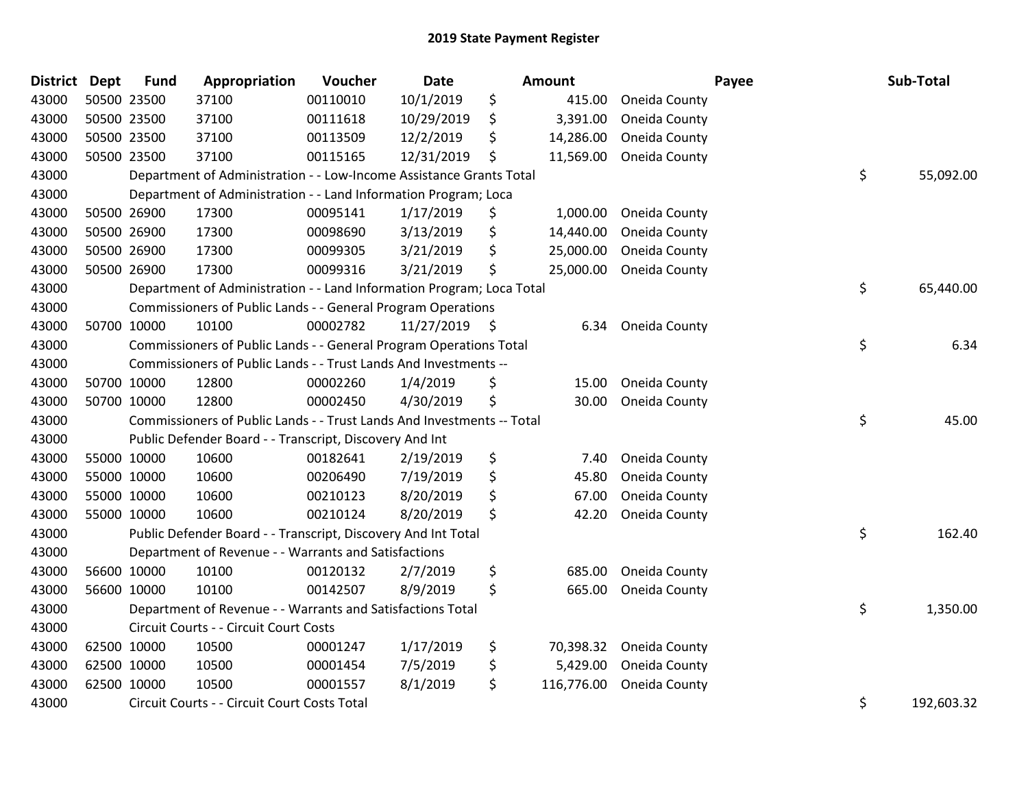# 2019 State Payment Register

| District | Dept | Fund | Appropriation | Voucher | Date | Amount | Payee | Sub-Total |
|---|---|---|---|---|---|---|---|---|
| 43000 | 50500 | 23500 | 37100 | 00110010 | 10/1/2019 | $ 415.00 | Oneida County | |
| 43000 | 50500 | 23500 | 37100 | 00111618 | 10/29/2019 | $ 3,391.00 | Oneida County | |
| 43000 | 50500 | 23500 | 37100 | 00113509 | 12/2/2019 | $ 14,286.00 | Oneida County | |
| 43000 | 50500 | 23500 | 37100 | 00115165 | 12/31/2019 | $ 11,569.00 | Oneida County | |
| 43000 | | Department of Administration - - Low-Income Assistance Grants Total | | | | | | $ 55,092.00 |
| 43000 | | Department of Administration - - Land Information Program; Loca | | | | | | |
| 43000 | 50500 | 26900 | 17300 | 00095141 | 1/17/2019 | $ 1,000.00 | Oneida County | |
| 43000 | 50500 | 26900 | 17300 | 00098690 | 3/13/2019 | $ 14,440.00 | Oneida County | |
| 43000 | 50500 | 26900 | 17300 | 00099305 | 3/21/2019 | $ 25,000.00 | Oneida County | |
| 43000 | 50500 | 26900 | 17300 | 00099316 | 3/21/2019 | $ 25,000.00 | Oneida County | |
| 43000 | | Department of Administration - - Land Information Program; Loca Total | | | | | | $ 65,440.00 |
| 43000 | | Commissioners of Public Lands - - General Program Operations | | | | | | |
| 43000 | 50700 | 10000 | 10100 | 00002782 | 11/27/2019 | $ 6.34 | Oneida County | |
| 43000 | | Commissioners of Public Lands - - General Program Operations Total | | | | | | $ 6.34 |
| 43000 | | Commissioners of Public Lands - - Trust Lands And Investments -- | | | | | | |
| 43000 | 50700 | 10000 | 12800 | 00002260 | 1/4/2019 | $ 15.00 | Oneida County | |
| 43000 | 50700 | 10000 | 12800 | 00002450 | 4/30/2019 | $ 30.00 | Oneida County | |
| 43000 | | Commissioners of Public Lands - - Trust Lands And Investments -- Total | | | | | | $ 45.00 |
| 43000 | | Public Defender Board - - Transcript, Discovery And Int | | | | | | |
| 43000 | 55000 | 10000 | 10600 | 00182641 | 2/19/2019 | $ 7.40 | Oneida County | |
| 43000 | 55000 | 10000 | 10600 | 00206490 | 7/19/2019 | $ 45.80 | Oneida County | |
| 43000 | 55000 | 10000 | 10600 | 00210123 | 8/20/2019 | $ 67.00 | Oneida County | |
| 43000 | 55000 | 10000 | 10600 | 00210124 | 8/20/2019 | $ 42.20 | Oneida County | |
| 43000 | | Public Defender Board - - Transcript, Discovery And Int Total | | | | | | $ 162.40 |
| 43000 | | Department of Revenue - - Warrants and Satisfactions | | | | | | |
| 43000 | 56600 | 10000 | 10100 | 00120132 | 2/7/2019 | $ 685.00 | Oneida County | |
| 43000 | 56600 | 10000 | 10100 | 00142507 | 8/9/2019 | $ 665.00 | Oneida County | |
| 43000 | | Department of Revenue - - Warrants and Satisfactions Total | | | | | | $ 1,350.00 |
| 43000 | | Circuit Courts - - Circuit Court Costs | | | | | | |
| 43000 | 62500 | 10000 | 10500 | 00001247 | 1/17/2019 | $ 70,398.32 | Oneida County | |
| 43000 | 62500 | 10000 | 10500 | 00001454 | 7/5/2019 | $ 5,429.00 | Oneida County | |
| 43000 | 62500 | 10000 | 10500 | 00001557 | 8/1/2019 | $ 116,776.00 | Oneida County | |
| 43000 | | Circuit Courts - - Circuit Court Costs Total | | | | | | $ 192,603.32 |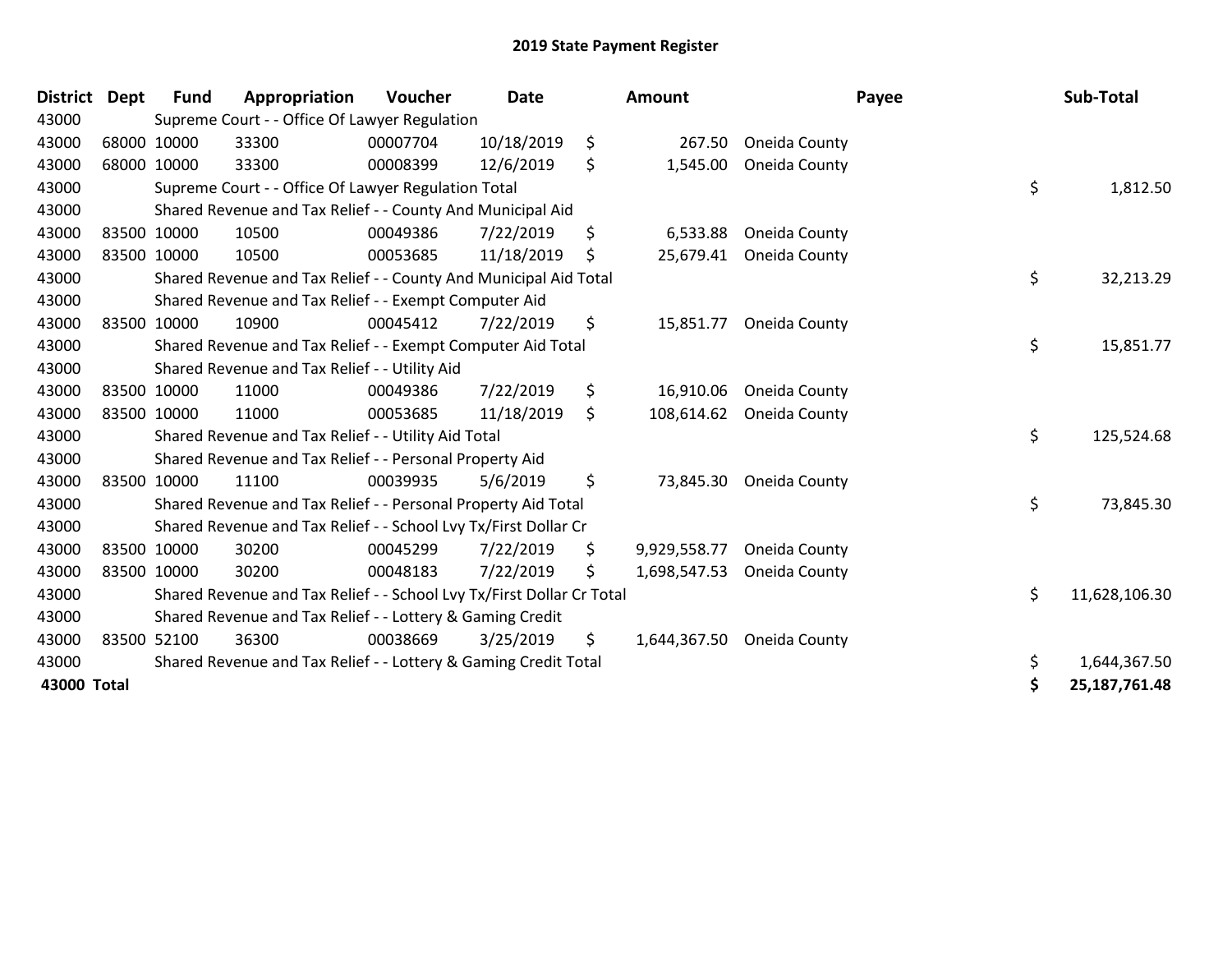# 2019 State Payment Register

| District | Dept | Fund | Appropriation | Voucher | Date | Amount | Payee | Sub-Total |
|---|---|---|---|---|---|---|---|---|
| 43000 | | Supreme Court - - Office Of Lawyer Regulation | | | | | | |
| 43000 | 68000 | 10000 | 33300 | 00007704 | 10/18/2019 | $ 267.50 | Oneida County | |
| 43000 | 68000 | 10000 | 33300 | 00008399 | 12/6/2019 | $ 1,545.00 | Oneida County | |
| 43000 | | Supreme Court - - Office Of Lawyer Regulation Total | | | | | | $ 1,812.50 |
| 43000 | | Shared Revenue and Tax Relief - - County And Municipal Aid | | | | | | |
| 43000 | 83500 | 10000 | 10500 | 00049386 | 7/22/2019 | $ 6,533.88 | Oneida County | |
| 43000 | 83500 | 10000 | 10500 | 00053685 | 11/18/2019 | $ 25,679.41 | Oneida County | |
| 43000 | | Shared Revenue and Tax Relief - - County And Municipal Aid Total | | | | | | $ 32,213.29 |
| 43000 | | Shared Revenue and Tax Relief - - Exempt Computer Aid | | | | | | |
| 43000 | 83500 | 10000 | 10900 | 00045412 | 7/22/2019 | $ 15,851.77 | Oneida County | |
| 43000 | | Shared Revenue and Tax Relief - - Exempt Computer Aid Total | | | | | | $ 15,851.77 |
| 43000 | | Shared Revenue and Tax Relief - - Utility Aid | | | | | | |
| 43000 | 83500 | 10000 | 11000 | 00049386 | 7/22/2019 | $ 16,910.06 | Oneida County | |
| 43000 | 83500 | 10000 | 11000 | 00053685 | 11/18/2019 | $ 108,614.62 | Oneida County | |
| 43000 | | Shared Revenue and Tax Relief - - Utility Aid Total | | | | | | $ 125,524.68 |
| 43000 | | Shared Revenue and Tax Relief - - Personal Property Aid | | | | | | |
| 43000 | 83500 | 10000 | 11100 | 00039935 | 5/6/2019 | $ 73,845.30 | Oneida County | |
| 43000 | | Shared Revenue and Tax Relief - - Personal Property Aid Total | | | | | | $ 73,845.30 |
| 43000 | | Shared Revenue and Tax Relief - - School Lvy Tx/First Dollar Cr | | | | | | |
| 43000 | 83500 | 10000 | 30200 | 00045299 | 7/22/2019 | $ 9,929,558.77 | Oneida County | |
| 43000 | 83500 | 10000 | 30200 | 00048183 | 7/22/2019 | $ 1,698,547.53 | Oneida County | |
| 43000 | | Shared Revenue and Tax Relief - - School Lvy Tx/First Dollar Cr Total | | | | | | $ 11,628,106.30 |
| 43000 | | Shared Revenue and Tax Relief - - Lottery & Gaming Credit | | | | | | |
| 43000 | 83500 | 52100 | 36300 | 00038669 | 3/25/2019 | $ 1,644,367.50 | Oneida County | |
| 43000 | | Shared Revenue and Tax Relief - - Lottery & Gaming Credit Total | | | | | | $ 1,644,367.50 |
| **43000 Total** | | | | | | | | **$ 25,187,761.48** |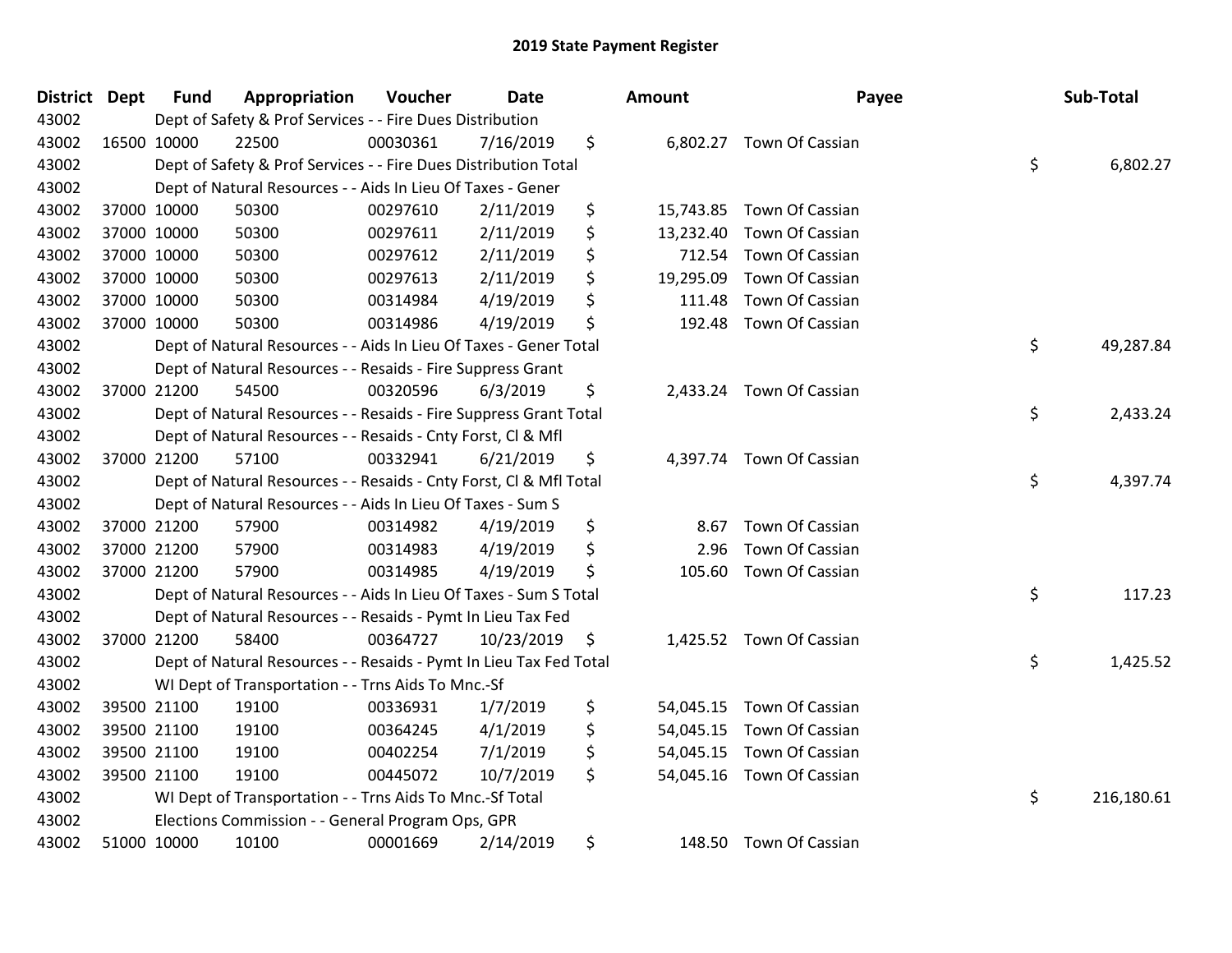# 2019 State Payment Register

| District | Dept | Fund | Appropriation | Voucher | Date | Amount | Payee | Sub-Total |
|---|---|---|---|---|---|---|---|---|
| 43002 | | Dept of Safety & Prof Services - - Fire Dues Distribution | | | | | | |
| 43002 | 16500 | 10000 | 22500 | 00030361 | 7/16/2019 | $ 6,802.27 | Town Of Cassian | |
| 43002 | | Dept of Safety & Prof Services - - Fire Dues Distribution Total | | | | | | $ 6,802.27 |
| 43002 | | Dept of Natural Resources - - Aids In Lieu Of Taxes - Gener | | | | | | |
| 43002 | 37000 | 10000 | 50300 | 00297610 | 2/11/2019 | $ 15,743.85 | Town Of Cassian | |
| 43002 | 37000 | 10000 | 50300 | 00297611 | 2/11/2019 | $ 13,232.40 | Town Of Cassian | |
| 43002 | 37000 | 10000 | 50300 | 00297612 | 2/11/2019 | $ 712.54 | Town Of Cassian | |
| 43002 | 37000 | 10000 | 50300 | 00297613 | 2/11/2019 | $ 19,295.09 | Town Of Cassian | |
| 43002 | 37000 | 10000 | 50300 | 00314984 | 4/19/2019 | $ 111.48 | Town Of Cassian | |
| 43002 | 37000 | 10000 | 50300 | 00314986 | 4/19/2019 | $ 192.48 | Town Of Cassian | |
| 43002 | | Dept of Natural Resources - - Aids In Lieu Of Taxes - Gener Total | | | | | | $ 49,287.84 |
| 43002 | | Dept of Natural Resources - - Resaids - Fire Suppress Grant | | | | | | |
| 43002 | 37000 | 21200 | 54500 | 00320596 | 6/3/2019 | $ 2,433.24 | Town Of Cassian | |
| 43002 | | Dept of Natural Resources - - Resaids - Fire Suppress Grant Total | | | | | | $ 2,433.24 |
| 43002 | | Dept of Natural Resources - - Resaids - Cnty Forst, Cl & Mfl | | | | | | |
| 43002 | 37000 | 21200 | 57100 | 00332941 | 6/21/2019 | $ 4,397.74 | Town Of Cassian | |
| 43002 | | Dept of Natural Resources - - Resaids - Cnty Forst, Cl & Mfl Total | | | | | | $ 4,397.74 |
| 43002 | | Dept of Natural Resources - - Aids In Lieu Of Taxes - Sum S | | | | | | |
| 43002 | 37000 | 21200 | 57900 | 00314982 | 4/19/2019 | $ 8.67 | Town Of Cassian | |
| 43002 | 37000 | 21200 | 57900 | 00314983 | 4/19/2019 | $ 2.96 | Town Of Cassian | |
| 43002 | 37000 | 21200 | 57900 | 00314985 | 4/19/2019 | $ 105.60 | Town Of Cassian | |
| 43002 | | Dept of Natural Resources - - Aids In Lieu Of Taxes - Sum S Total | | | | | | $ 117.23 |
| 43002 | | Dept of Natural Resources - - Resaids - Pymt In Lieu Tax Fed | | | | | | |
| 43002 | 37000 | 21200 | 58400 | 00364727 | 10/23/2019 | $ 1,425.52 | Town Of Cassian | |
| 43002 | | Dept of Natural Resources - - Resaids - Pymt In Lieu Tax Fed Total | | | | | | $ 1,425.52 |
| 43002 | | WI Dept of Transportation - - Trns Aids To Mnc.-Sf | | | | | | |
| 43002 | 39500 | 21100 | 19100 | 00336931 | 1/7/2019 | $ 54,045.15 | Town Of Cassian | |
| 43002 | 39500 | 21100 | 19100 | 00364245 | 4/1/2019 | $ 54,045.15 | Town Of Cassian | |
| 43002 | 39500 | 21100 | 19100 | 00402254 | 7/1/2019 | $ 54,045.15 | Town Of Cassian | |
| 43002 | 39500 | 21100 | 19100 | 00445072 | 10/7/2019 | $ 54,045.16 | Town Of Cassian | |
| 43002 | | WI Dept of Transportation - - Trns Aids To Mnc.-Sf Total | | | | | | $ 216,180.61 |
| 43002 | | Elections Commission - - General Program Ops, GPR | | | | | | |
| 43002 | 51000 | 10000 | 10100 | 00001669 | 2/14/2019 | $ 148.50 | Town Of Cassian | |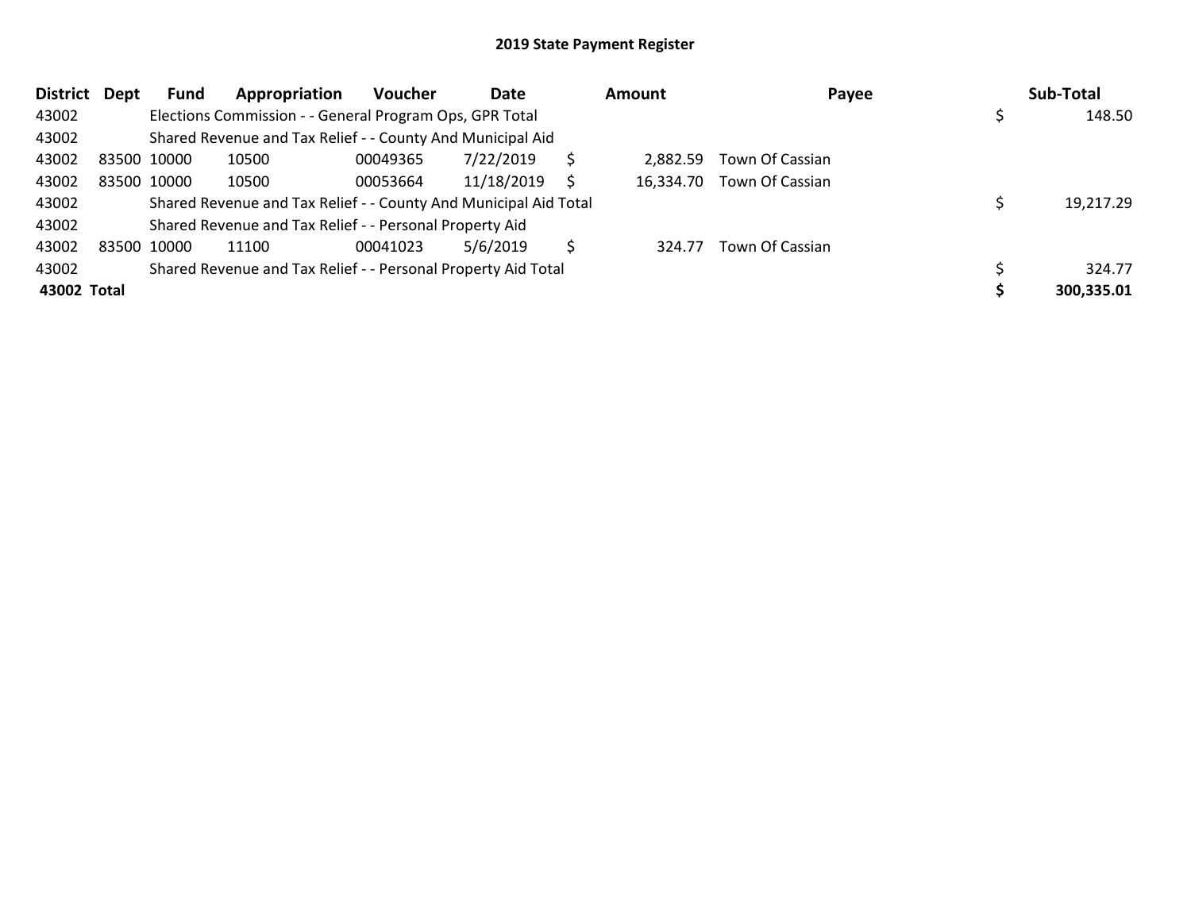# 2019 State Payment Register

| District | Dept | Fund | Appropriation | Voucher | Date | Amount | Payee | Sub-Total |
|---|---|---|---|---|---|---|---|---|
| 43002 | | Elections Commission - - General Program Ops, GPR Total | | | | | | $ 148.50 |
| 43002 | | Shared Revenue and Tax Relief - - County And Municipal Aid | | | | | | |
| 43002 | 83500 | 10000 | 10500 | 00049365 | 7/22/2019 | $ 2,882.59 | Town Of Cassian | |
| 43002 | 83500 | 10000 | 10500 | 00053664 | 11/18/2019 | $ 16,334.70 | Town Of Cassian | |
| 43002 | | Shared Revenue and Tax Relief - - County And Municipal Aid Total | | | | | | $ 19,217.29 |
| 43002 | | Shared Revenue and Tax Relief - - Personal Property Aid | | | | | | |
| 43002 | 83500 | 10000 | 11100 | 00041023 | 5/6/2019 | $ 324.77 | Town Of Cassian | |
| 43002 | | Shared Revenue and Tax Relief - - Personal Property Aid Total | | | | | | $ 324.77 |
| **43002 Total** | | | | | | | | **$ 300,335.01** |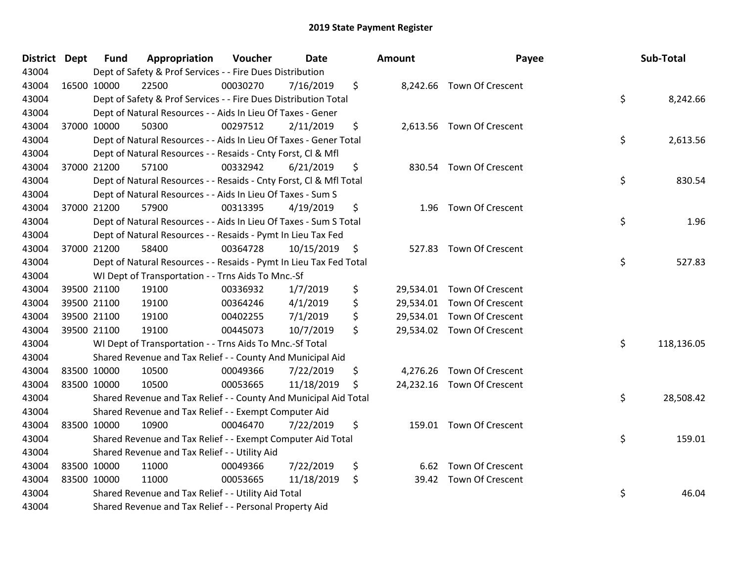# 2019 State Payment Register

| District | Dept | Fund | Appropriation | Voucher | Date | Amount | Payee | Sub-Total |
|---|---|---|---|---|---|---|---|---|
| 43004 | | Dept of Safety & Prof Services - - Fire Dues Distribution | | | | | | |
| 43004 | 16500 | 10000 | 22500 | 00030270 | 7/16/2019 | $ 8,242.66 | Town Of Crescent | |
| 43004 | | Dept of Safety & Prof Services - - Fire Dues Distribution Total | | | | | | $ 8,242.66 |
| 43004 | | Dept of Natural Resources - - Aids In Lieu Of Taxes - Gener | | | | | | |
| 43004 | 37000 | 10000 | 50300 | 00297512 | 2/11/2019 | $ 2,613.56 | Town Of Crescent | |
| 43004 | | Dept of Natural Resources - - Aids In Lieu Of Taxes - Gener Total | | | | | | $ 2,613.56 |
| 43004 | | Dept of Natural Resources - - Resaids - Cnty Forst, Cl & Mfl | | | | | | |
| 43004 | 37000 | 21200 | 57100 | 00332942 | 6/21/2019 | $ 830.54 | Town Of Crescent | |
| 43004 | | Dept of Natural Resources - - Resaids - Cnty Forst, Cl & Mfl Total | | | | | | $ 830.54 |
| 43004 | | Dept of Natural Resources - - Aids In Lieu Of Taxes - Sum S | | | | | | |
| 43004 | 37000 | 21200 | 57900 | 00313395 | 4/19/2019 | $ 1.96 | Town Of Crescent | |
| 43004 | | Dept of Natural Resources - - Aids In Lieu Of Taxes - Sum S Total | | | | | | $ 1.96 |
| 43004 | | Dept of Natural Resources - - Resaids - Pymt In Lieu Tax Fed | | | | | | |
| 43004 | 37000 | 21200 | 58400 | 00364728 | 10/15/2019 | $ 527.83 | Town Of Crescent | |
| 43004 | | Dept of Natural Resources - - Resaids - Pymt In Lieu Tax Fed Total | | | | | | $ 527.83 |
| 43004 | | WI Dept of Transportation - - Trns Aids To Mnc.-Sf | | | | | | |
| 43004 | 39500 | 21100 | 19100 | 00336932 | 1/7/2019 | $ 29,534.01 | Town Of Crescent | |
| 43004 | 39500 | 21100 | 19100 | 00364246 | 4/1/2019 | $ 29,534.01 | Town Of Crescent | |
| 43004 | 39500 | 21100 | 19100 | 00402255 | 7/1/2019 | $ 29,534.01 | Town Of Crescent | |
| 43004 | 39500 | 21100 | 19100 | 00445073 | 10/7/2019 | $ 29,534.02 | Town Of Crescent | |
| 43004 | | WI Dept of Transportation - - Trns Aids To Mnc.-Sf Total | | | | | | $ 118,136.05 |
| 43004 | | Shared Revenue and Tax Relief - - County And Municipal Aid | | | | | | |
| 43004 | 83500 | 10000 | 10500 | 00049366 | 7/22/2019 | $ 4,276.26 | Town Of Crescent | |
| 43004 | 83500 | 10000 | 10500 | 00053665 | 11/18/2019 | $ 24,232.16 | Town Of Crescent | |
| 43004 | | Shared Revenue and Tax Relief - - County And Municipal Aid Total | | | | | | $ 28,508.42 |
| 43004 | | Shared Revenue and Tax Relief - - Exempt Computer Aid | | | | | | |
| 43004 | 83500 | 10000 | 10900 | 00046470 | 7/22/2019 | $ 159.01 | Town Of Crescent | |
| 43004 | | Shared Revenue and Tax Relief - - Exempt Computer Aid Total | | | | | | $ 159.01 |
| 43004 | | Shared Revenue and Tax Relief - - Utility Aid | | | | | | |
| 43004 | 83500 | 10000 | 11000 | 00049366 | 7/22/2019 | $ 6.62 | Town Of Crescent | |
| 43004 | 83500 | 10000 | 11000 | 00053665 | 11/18/2019 | $ 39.42 | Town Of Crescent | |
| 43004 | | Shared Revenue and Tax Relief - - Utility Aid Total | | | | | | $ 46.04 |
| 43004 | | Shared Revenue and Tax Relief - - Personal Property Aid | | | | | | |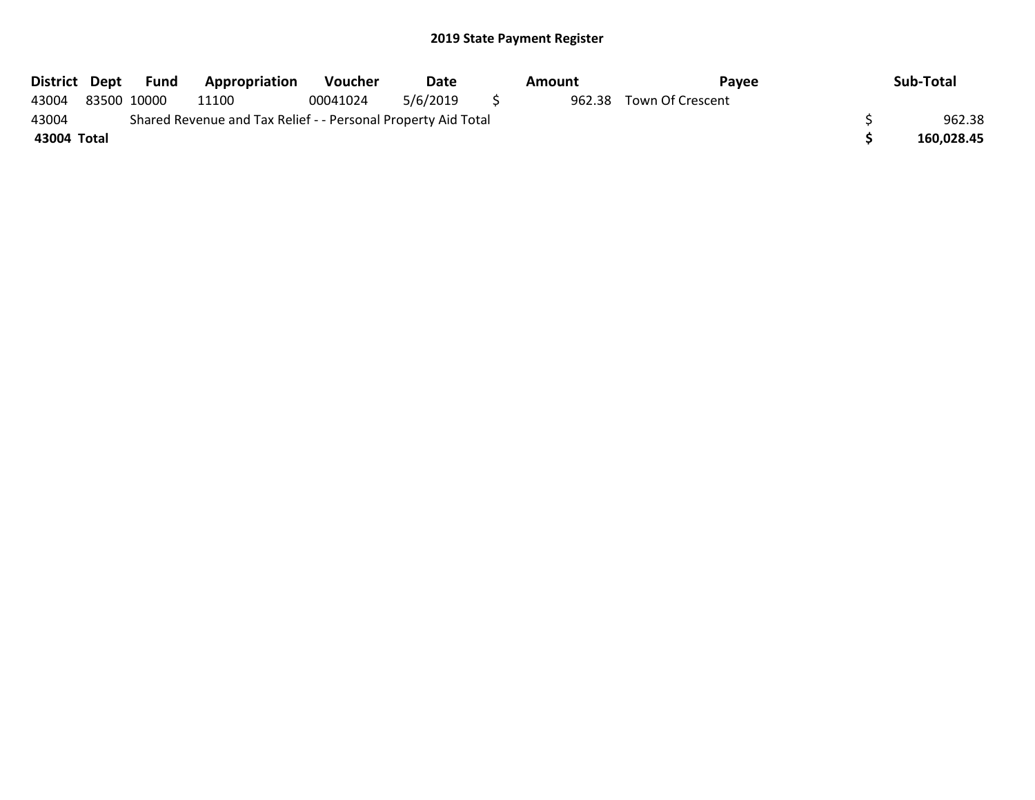## 2019 State Payment Register

| District | Dept | Fund | Appropriation | Voucher | Date | Amount | Payee | Sub-Total |
|---|---|---|---|---|---|---|---|---|
| 43004 | 83500 | 10000 | 11100 | 00041024 | 5/6/2019 | $ 962.38 | Town Of Crescent | |
| 43004 | Shared Revenue and Tax Relief - - Personal Property Aid Total | | | | | | | $ 962.38 |
| **43004 Total** | | | | | | | | **$ 160,028.45** |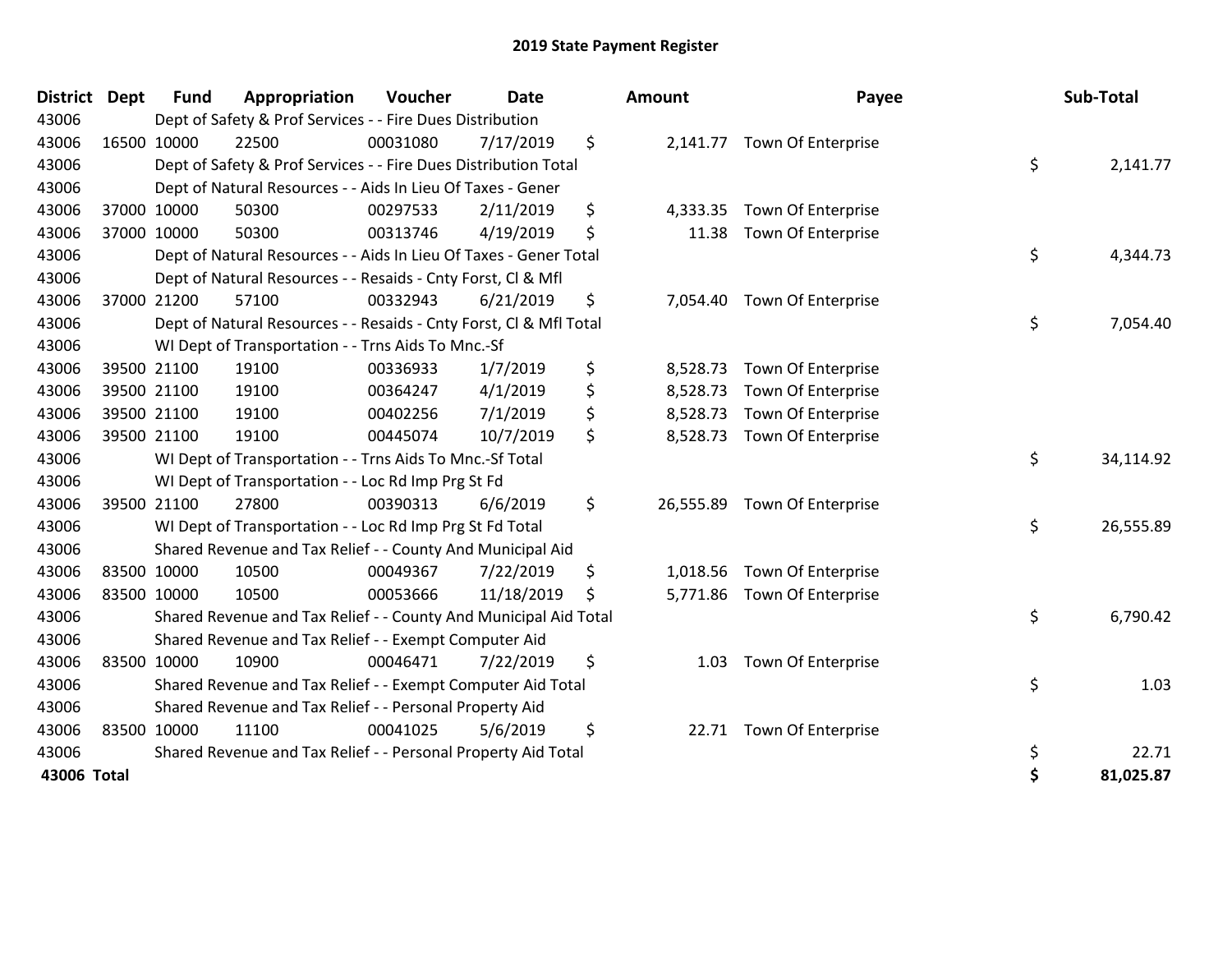# 2019 State Payment Register

| District | Dept | Fund | Appropriation | Voucher | Date | Amount | Payee | Sub-Total |
|---|---|---|---|---|---|---|---|---|
| 43006 | | Dept of Safety & Prof Services - - Fire Dues Distribution | | | | | | |
| 43006 | 16500 | 10000 | 22500 | 00031080 | 7/17/2019 | $ 2,141.77 | Town Of Enterprise | |
| 43006 | | Dept of Safety & Prof Services - - Fire Dues Distribution Total | | | | | | $ 2,141.77 |
| 43006 | | Dept of Natural Resources - - Aids In Lieu Of Taxes - Gener | | | | | | |
| 43006 | 37000 | 10000 | 50300 | 00297533 | 2/11/2019 | $ 4,333.35 | Town Of Enterprise | |
| 43006 | 37000 | 10000 | 50300 | 00313746 | 4/19/2019 | $ 11.38 | Town Of Enterprise | |
| 43006 | | Dept of Natural Resources - - Aids In Lieu Of Taxes - Gener Total | | | | | | $ 4,344.73 |
| 43006 | | Dept of Natural Resources - - Resaids - Cnty Forst, Cl & Mfl | | | | | | |
| 43006 | 37000 | 21200 | 57100 | 00332943 | 6/21/2019 | $ 7,054.40 | Town Of Enterprise | |
| 43006 | | Dept of Natural Resources - - Resaids - Cnty Forst, Cl & Mfl Total | | | | | | $ 7,054.40 |
| 43006 | | WI Dept of Transportation - - Trns Aids To Mnc.-Sf | | | | | | |
| 43006 | 39500 | 21100 | 19100 | 00336933 | 1/7/2019 | $ 8,528.73 | Town Of Enterprise | |
| 43006 | 39500 | 21100 | 19100 | 00364247 | 4/1/2019 | $ 8,528.73 | Town Of Enterprise | |
| 43006 | 39500 | 21100 | 19100 | 00402256 | 7/1/2019 | $ 8,528.73 | Town Of Enterprise | |
| 43006 | 39500 | 21100 | 19100 | 00445074 | 10/7/2019 | $ 8,528.73 | Town Of Enterprise | |
| 43006 | | WI Dept of Transportation - - Trns Aids To Mnc.-Sf Total | | | | | | $ 34,114.92 |
| 43006 | | WI Dept of Transportation - - Loc Rd Imp Prg St Fd | | | | | | |
| 43006 | 39500 | 21100 | 27800 | 00390313 | 6/6/2019 | $ 26,555.89 | Town Of Enterprise | |
| 43006 | | WI Dept of Transportation - - Loc Rd Imp Prg St Fd Total | | | | | | $ 26,555.89 |
| 43006 | | Shared Revenue and Tax Relief - - County And Municipal Aid | | | | | | |
| 43006 | 83500 | 10000 | 10500 | 00049367 | 7/22/2019 | $ 1,018.56 | Town Of Enterprise | |
| 43006 | 83500 | 10000 | 10500 | 00053666 | 11/18/2019 | $ 5,771.86 | Town Of Enterprise | |
| 43006 | | Shared Revenue and Tax Relief - - County And Municipal Aid Total | | | | | | $ 6,790.42 |
| 43006 | | Shared Revenue and Tax Relief - - Exempt Computer Aid | | | | | | |
| 43006 | 83500 | 10000 | 10900 | 00046471 | 7/22/2019 | $ 1.03 | Town Of Enterprise | |
| 43006 | | Shared Revenue and Tax Relief - - Exempt Computer Aid Total | | | | | | $ 1.03 |
| 43006 | | Shared Revenue and Tax Relief - - Personal Property Aid | | | | | | |
| 43006 | 83500 | 10000 | 11100 | 00041025 | 5/6/2019 | $ 22.71 | Town Of Enterprise | |
| 43006 | | Shared Revenue and Tax Relief - - Personal Property Aid Total | | | | | | $ 22.71 |
| **43006 Total** | | | | | | | | **$ 81,025.87** |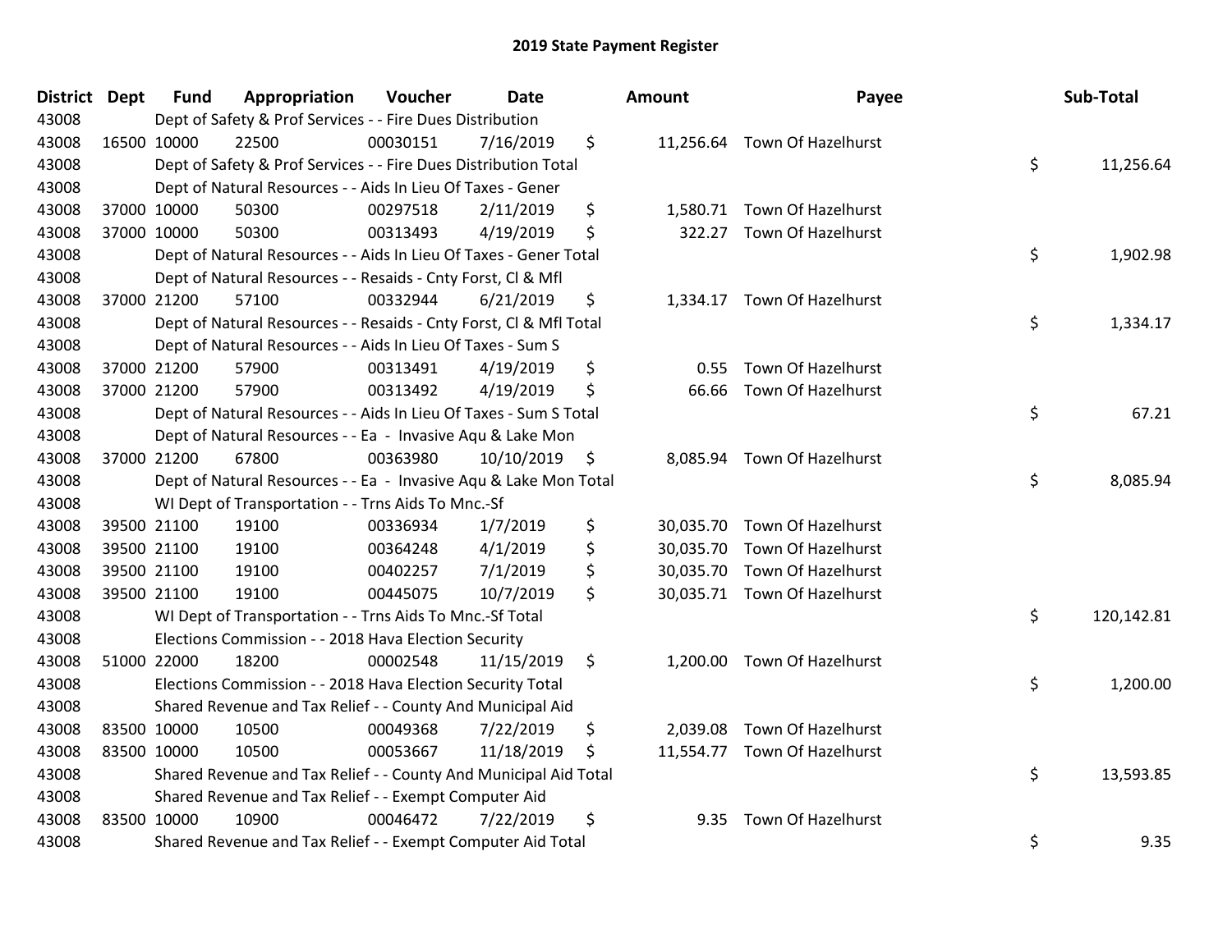# 2019 State Payment Register

| District | Dept | Fund | Appropriation | Voucher | Date | Amount | Payee | Sub-Total |
|---|---|---|---|---|---|---|---|---|
| 43008 | Dept of Safety & Prof Services - - Fire Dues Distribution | | | | | | | |
| 43008 | 16500 | 10000 | 22500 | 00030151 | 7/16/2019 | $ 11,256.64 | Town Of Hazelhurst | |
| 43008 | Dept of Safety & Prof Services - - Fire Dues Distribution Total | | | | | | | $ 11,256.64 |
| 43008 | Dept of Natural Resources - - Aids In Lieu Of Taxes - Gener | | | | | | | |
| 43008 | 37000 | 10000 | 50300 | 00297518 | 2/11/2019 | $ 1,580.71 | Town Of Hazelhurst | |
| 43008 | 37000 | 10000 | 50300 | 00313493 | 4/19/2019 | $ 322.27 | Town Of Hazelhurst | |
| 43008 | Dept of Natural Resources - - Aids In Lieu Of Taxes - Gener Total | | | | | | | $ 1,902.98 |
| 43008 | Dept of Natural Resources - - Resaids - Cnty Forst, Cl & Mfl | | | | | | | |
| 43008 | 37000 | 21200 | 57100 | 00332944 | 6/21/2019 | $ 1,334.17 | Town Of Hazelhurst | |
| 43008 | Dept of Natural Resources - - Resaids - Cnty Forst, Cl & Mfl Total | | | | | | | $ 1,334.17 |
| 43008 | Dept of Natural Resources - - Aids In Lieu Of Taxes - Sum S | | | | | | | |
| 43008 | 37000 | 21200 | 57900 | 00313491 | 4/19/2019 | $ 0.55 | Town Of Hazelhurst | |
| 43008 | 37000 | 21200 | 57900 | 00313492 | 4/19/2019 | $ 66.66 | Town Of Hazelhurst | |
| 43008 | Dept of Natural Resources - - Aids In Lieu Of Taxes - Sum S Total | | | | | | | $ 67.21 |
| 43008 | Dept of Natural Resources - - Ea - Invasive Aqu & Lake Mon | | | | | | | |
| 43008 | 37000 | 21200 | 67800 | 00363980 | 10/10/2019 | $ 8,085.94 | Town Of Hazelhurst | |
| 43008 | Dept of Natural Resources - - Ea - Invasive Aqu & Lake Mon Total | | | | | | | $ 8,085.94 |
| 43008 | WI Dept of Transportation - - Trns Aids To Mnc.-Sf | | | | | | | |
| 43008 | 39500 | 21100 | 19100 | 00336934 | 1/7/2019 | $ 30,035.70 | Town Of Hazelhurst | |
| 43008 | 39500 | 21100 | 19100 | 00364248 | 4/1/2019 | $ 30,035.70 | Town Of Hazelhurst | |
| 43008 | 39500 | 21100 | 19100 | 00402257 | 7/1/2019 | $ 30,035.70 | Town Of Hazelhurst | |
| 43008 | 39500 | 21100 | 19100 | 00445075 | 10/7/2019 | $ 30,035.71 | Town Of Hazelhurst | |
| 43008 | WI Dept of Transportation - - Trns Aids To Mnc.-Sf Total | | | | | | | $ 120,142.81 |
| 43008 | Elections Commission - - 2018 Hava Election Security | | | | | | | |
| 43008 | 51000 | 22000 | 18200 | 00002548 | 11/15/2019 | $ 1,200.00 | Town Of Hazelhurst | |
| 43008 | Elections Commission - - 2018 Hava Election Security Total | | | | | | | $ 1,200.00 |
| 43008 | Shared Revenue and Tax Relief - - County And Municipal Aid | | | | | | | |
| 43008 | 83500 | 10000 | 10500 | 00049368 | 7/22/2019 | $ 2,039.08 | Town Of Hazelhurst | |
| 43008 | 83500 | 10000 | 10500 | 00053667 | 11/18/2019 | $ 11,554.77 | Town Of Hazelhurst | |
| 43008 | Shared Revenue and Tax Relief - - County And Municipal Aid Total | | | | | | | $ 13,593.85 |
| 43008 | Shared Revenue and Tax Relief - - Exempt Computer Aid | | | | | | | |
| 43008 | 83500 | 10000 | 10900 | 00046472 | 7/22/2019 | $ 9.35 | Town Of Hazelhurst | |
| 43008 | Shared Revenue and Tax Relief - - Exempt Computer Aid Total | | | | | | | $ 9.35 |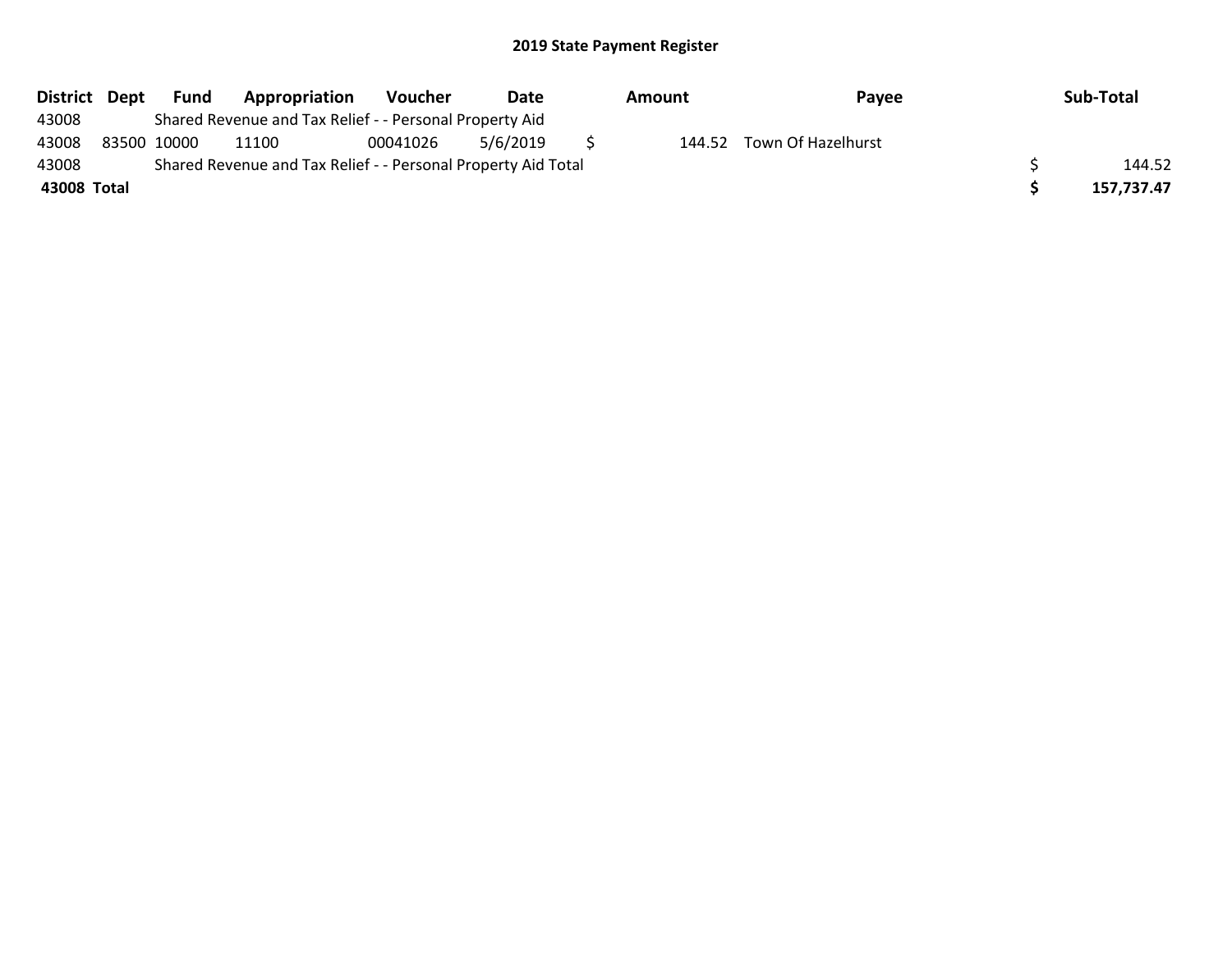## 2019 State Payment Register

| District | Dept | Fund | Appropriation | Voucher | Date | Amount | Payee | Sub-Total |
|---|---|---|---|---|---|---|---|---|
| 43008 | | Shared Revenue and Tax Relief - - Personal Property Aid | | | | | | |
| 43008 | 83500 | 10000 | 11100 | 00041026 | 5/6/2019 | $ 144.52 | Town Of Hazelhurst | |
| 43008 | | Shared Revenue and Tax Relief - - Personal Property Aid Total | | | | | | $ 144.52 |
| **43008** | **Total** | | | | | | | **$ 157,737.47** |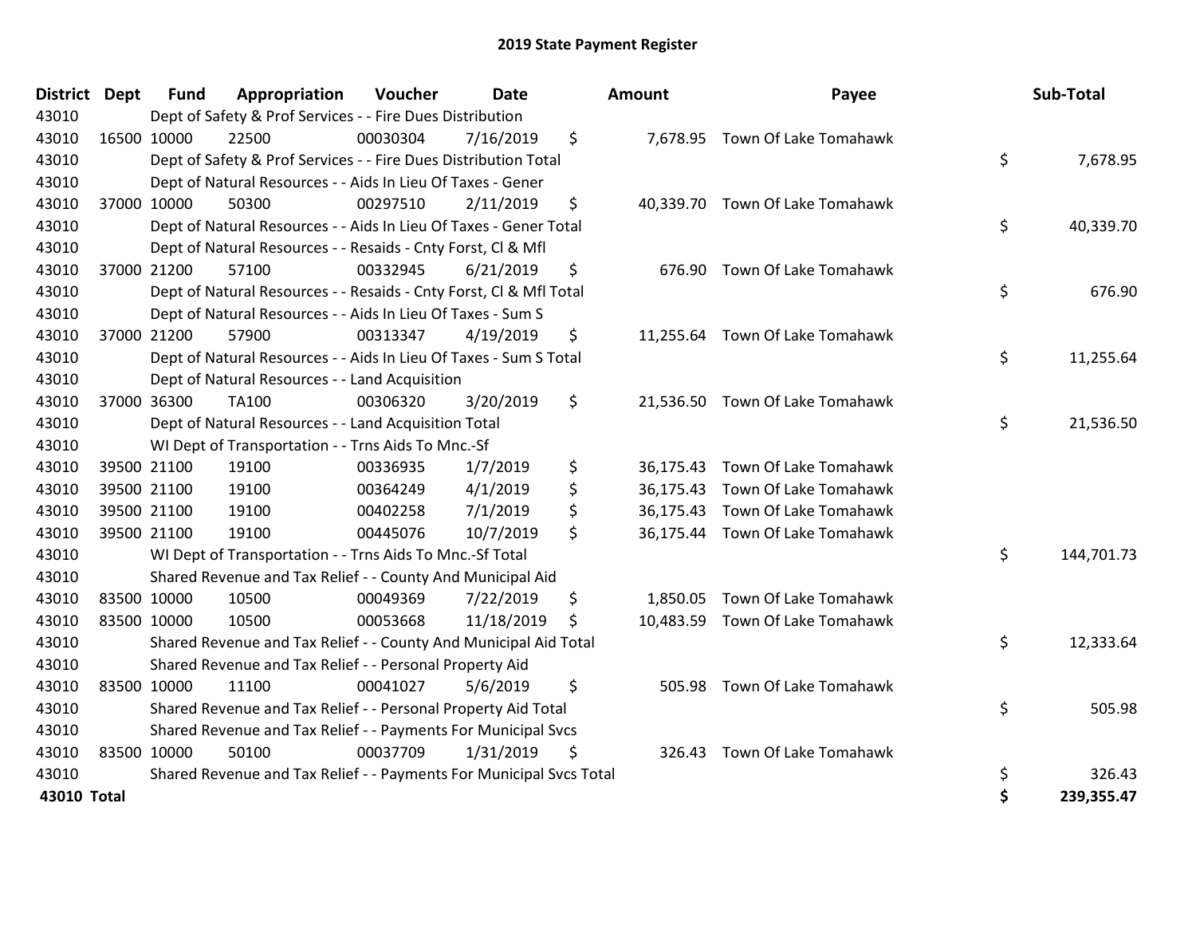# 2019 State Payment Register

| District | Dept | Fund | Appropriation | Voucher | Date | Amount | Payee | Sub-Total |
|---|---|---|---|---|---|---|---|---|
| 43010 | | Dept of Safety & Prof Services - - Fire Dues Distribution | | | | | | |
| 43010 | 16500 | 10000 | 22500 | 00030304 | 7/16/2019 | $ 7,678.95 | Town Of Lake Tomahawk | |
| 43010 | | Dept of Safety & Prof Services - - Fire Dues Distribution Total | | | | | | $ 7,678.95 |
| 43010 | | Dept of Natural Resources - - Aids In Lieu Of Taxes - Gener | | | | | | |
| 43010 | 37000 | 10000 | 50300 | 00297510 | 2/11/2019 | $ 40,339.70 | Town Of Lake Tomahawk | |
| 43010 | | Dept of Natural Resources - - Aids In Lieu Of Taxes - Gener Total | | | | | | $ 40,339.70 |
| 43010 | | Dept of Natural Resources - - Resaids - Cnty Forst, Cl & Mfl | | | | | | |
| 43010 | 37000 | 21200 | 57100 | 00332945 | 6/21/2019 | $ 676.90 | Town Of Lake Tomahawk | |
| 43010 | | Dept of Natural Resources - - Resaids - Cnty Forst, Cl & Mfl Total | | | | | | $ 676.90 |
| 43010 | | Dept of Natural Resources - - Aids In Lieu Of Taxes - Sum S | | | | | | |
| 43010 | 37000 | 21200 | 57900 | 00313347 | 4/19/2019 | $ 11,255.64 | Town Of Lake Tomahawk | |
| 43010 | | Dept of Natural Resources - - Aids In Lieu Of Taxes - Sum S Total | | | | | | $ 11,255.64 |
| 43010 | | Dept of Natural Resources - - Land Acquisition | | | | | | |
| 43010 | 37000 | 36300 | TA100 | 00306320 | 3/20/2019 | $ 21,536.50 | Town Of Lake Tomahawk | |
| 43010 | | Dept of Natural Resources - - Land Acquisition Total | | | | | | $ 21,536.50 |
| 43010 | | WI Dept of Transportation - - Trns Aids To Mnc.-Sf | | | | | | |
| 43010 | 39500 | 21100 | 19100 | 00336935 | 1/7/2019 | $ 36,175.43 | Town Of Lake Tomahawk | |
| 43010 | 39500 | 21100 | 19100 | 00364249 | 4/1/2019 | $ 36,175.43 | Town Of Lake Tomahawk | |
| 43010 | 39500 | 21100 | 19100 | 00402258 | 7/1/2019 | $ 36,175.43 | Town Of Lake Tomahawk | |
| 43010 | 39500 | 21100 | 19100 | 00445076 | 10/7/2019 | $ 36,175.44 | Town Of Lake Tomahawk | |
| 43010 | | WI Dept of Transportation - - Trns Aids To Mnc.-Sf Total | | | | | | $ 144,701.73 |
| 43010 | | Shared Revenue and Tax Relief - - County And Municipal Aid | | | | | | |
| 43010 | 83500 | 10000 | 10500 | 00049369 | 7/22/2019 | $ 1,850.05 | Town Of Lake Tomahawk | |
| 43010 | 83500 | 10000 | 10500 | 00053668 | 11/18/2019 | $ 10,483.59 | Town Of Lake Tomahawk | |
| 43010 | | Shared Revenue and Tax Relief - - County And Municipal Aid Total | | | | | | $ 12,333.64 |
| 43010 | | Shared Revenue and Tax Relief - - Personal Property Aid | | | | | | |
| 43010 | 83500 | 10000 | 11100 | 00041027 | 5/6/2019 | $ 505.98 | Town Of Lake Tomahawk | |
| 43010 | | Shared Revenue and Tax Relief - - Personal Property Aid Total | | | | | | $ 505.98 |
| 43010 | | Shared Revenue and Tax Relief - - Payments For Municipal Svcs | | | | | | |
| 43010 | 83500 | 10000 | 50100 | 00037709 | 1/31/2019 | $ 326.43 | Town Of Lake Tomahawk | |
| 43010 | | Shared Revenue and Tax Relief - - Payments For Municipal Svcs Total | | | | | | $ 326.43 |
| **43010 Total** | | | | | | | | **$ 239,355.47** |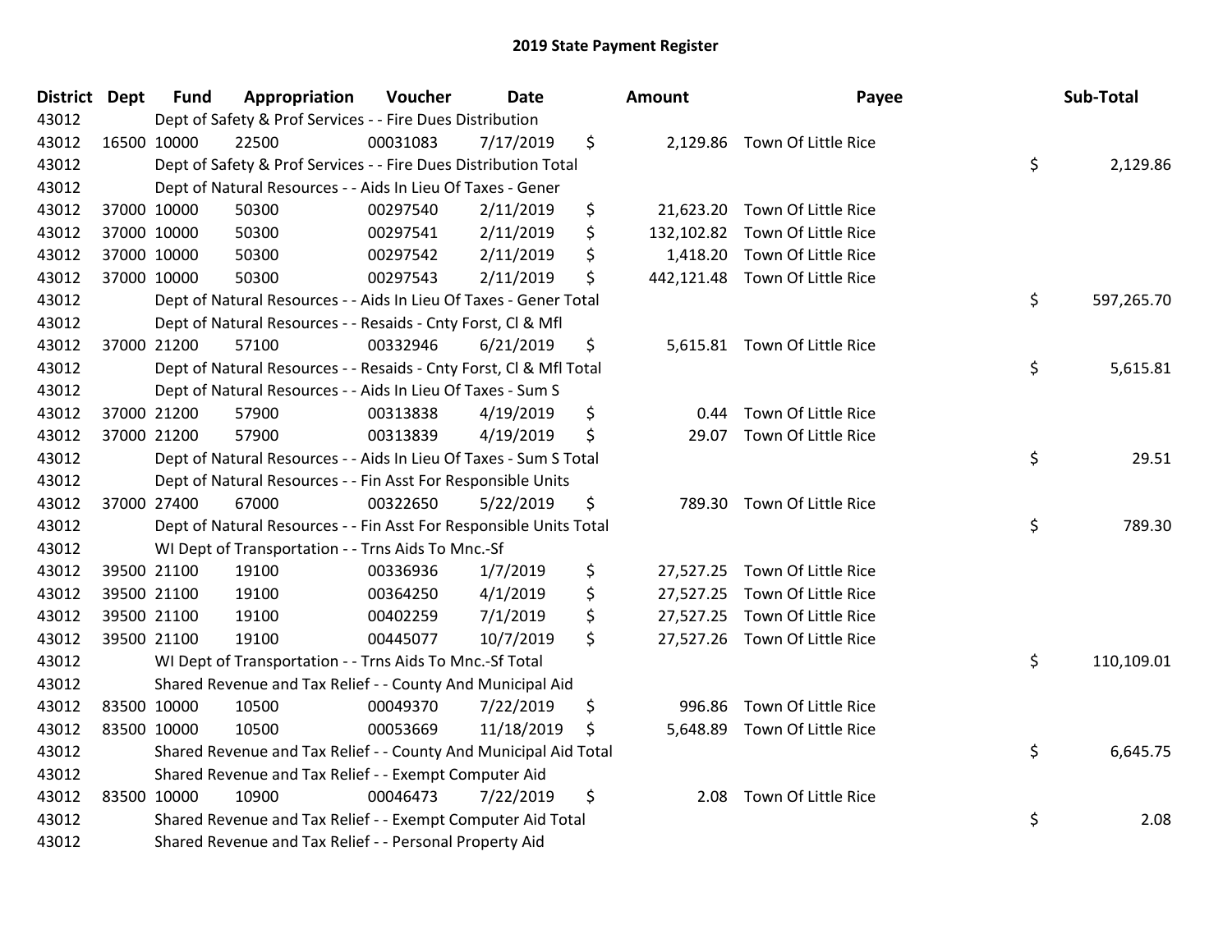# 2019 State Payment Register

| District | Dept | Fund | Appropriation | Voucher | Date | Amount | Payee | Sub-Total |
|---|---|---|---|---|---|---|---|---|
| 43012 | Dept of Safety & Prof Services - - Fire Dues Distribution | | | | | | | |
| 43012 | 16500 | 10000 | 22500 | 00031083 | 7/17/2019 | $ 2,129.86 | Town Of Little Rice | |
| 43012 | Dept of Safety & Prof Services - - Fire Dues Distribution Total | | | | | | | $ 2,129.86 |
| 43012 | Dept of Natural Resources - - Aids In Lieu Of Taxes - Gener | | | | | | | |
| 43012 | 37000 | 10000 | 50300 | 00297540 | 2/11/2019 | $ 21,623.20 | Town Of Little Rice | |
| 43012 | 37000 | 10000 | 50300 | 00297541 | 2/11/2019 | $ 132,102.82 | Town Of Little Rice | |
| 43012 | 37000 | 10000 | 50300 | 00297542 | 2/11/2019 | $ 1,418.20 | Town Of Little Rice | |
| 43012 | 37000 | 10000 | 50300 | 00297543 | 2/11/2019 | $ 442,121.48 | Town Of Little Rice | |
| 43012 | Dept of Natural Resources - - Aids In Lieu Of Taxes - Gener Total | | | | | | | $ 597,265.70 |
| 43012 | Dept of Natural Resources - - Resaids - Cnty Forst, Cl & Mfl | | | | | | | |
| 43012 | 37000 | 21200 | 57100 | 00332946 | 6/21/2019 | $ 5,615.81 | Town Of Little Rice | |
| 43012 | Dept of Natural Resources - - Resaids - Cnty Forst, Cl & Mfl Total | | | | | | | $ 5,615.81 |
| 43012 | Dept of Natural Resources - - Aids In Lieu Of Taxes - Sum S | | | | | | | |
| 43012 | 37000 | 21200 | 57900 | 00313838 | 4/19/2019 | $ 0.44 | Town Of Little Rice | |
| 43012 | 37000 | 21200 | 57900 | 00313839 | 4/19/2019 | $ 29.07 | Town Of Little Rice | |
| 43012 | Dept of Natural Resources - - Aids In Lieu Of Taxes - Sum S Total | | | | | | | $ 29.51 |
| 43012 | Dept of Natural Resources - - Fin Asst For Responsible Units | | | | | | | |
| 43012 | 37000 | 27400 | 67000 | 00322650 | 5/22/2019 | $ 789.30 | Town Of Little Rice | |
| 43012 | Dept of Natural Resources - - Fin Asst For Responsible Units Total | | | | | | | $ 789.30 |
| 43012 | WI Dept of Transportation - - Trns Aids To Mnc.-Sf | | | | | | | |
| 43012 | 39500 | 21100 | 19100 | 00336936 | 1/7/2019 | $ 27,527.25 | Town Of Little Rice | |
| 43012 | 39500 | 21100 | 19100 | 00364250 | 4/1/2019 | $ 27,527.25 | Town Of Little Rice | |
| 43012 | 39500 | 21100 | 19100 | 00402259 | 7/1/2019 | $ 27,527.25 | Town Of Little Rice | |
| 43012 | 39500 | 21100 | 19100 | 00445077 | 10/7/2019 | $ 27,527.26 | Town Of Little Rice | |
| 43012 | WI Dept of Transportation - - Trns Aids To Mnc.-Sf Total | | | | | | | $ 110,109.01 |
| 43012 | Shared Revenue and Tax Relief - - County And Municipal Aid | | | | | | | |
| 43012 | 83500 | 10000 | 10500 | 00049370 | 7/22/2019 | $ 996.86 | Town Of Little Rice | |
| 43012 | 83500 | 10000 | 10500 | 00053669 | 11/18/2019 | $ 5,648.89 | Town Of Little Rice | |
| 43012 | Shared Revenue and Tax Relief - - County And Municipal Aid Total | | | | | | | $ 6,645.75 |
| 43012 | Shared Revenue and Tax Relief - - Exempt Computer Aid | | | | | | | |
| 43012 | 83500 | 10000 | 10900 | 00046473 | 7/22/2019 | $ 2.08 | Town Of Little Rice | |
| 43012 | Shared Revenue and Tax Relief - - Exempt Computer Aid Total | | | | | | | $ 2.08 |
| 43012 | Shared Revenue and Tax Relief - - Personal Property Aid | | | | | | | |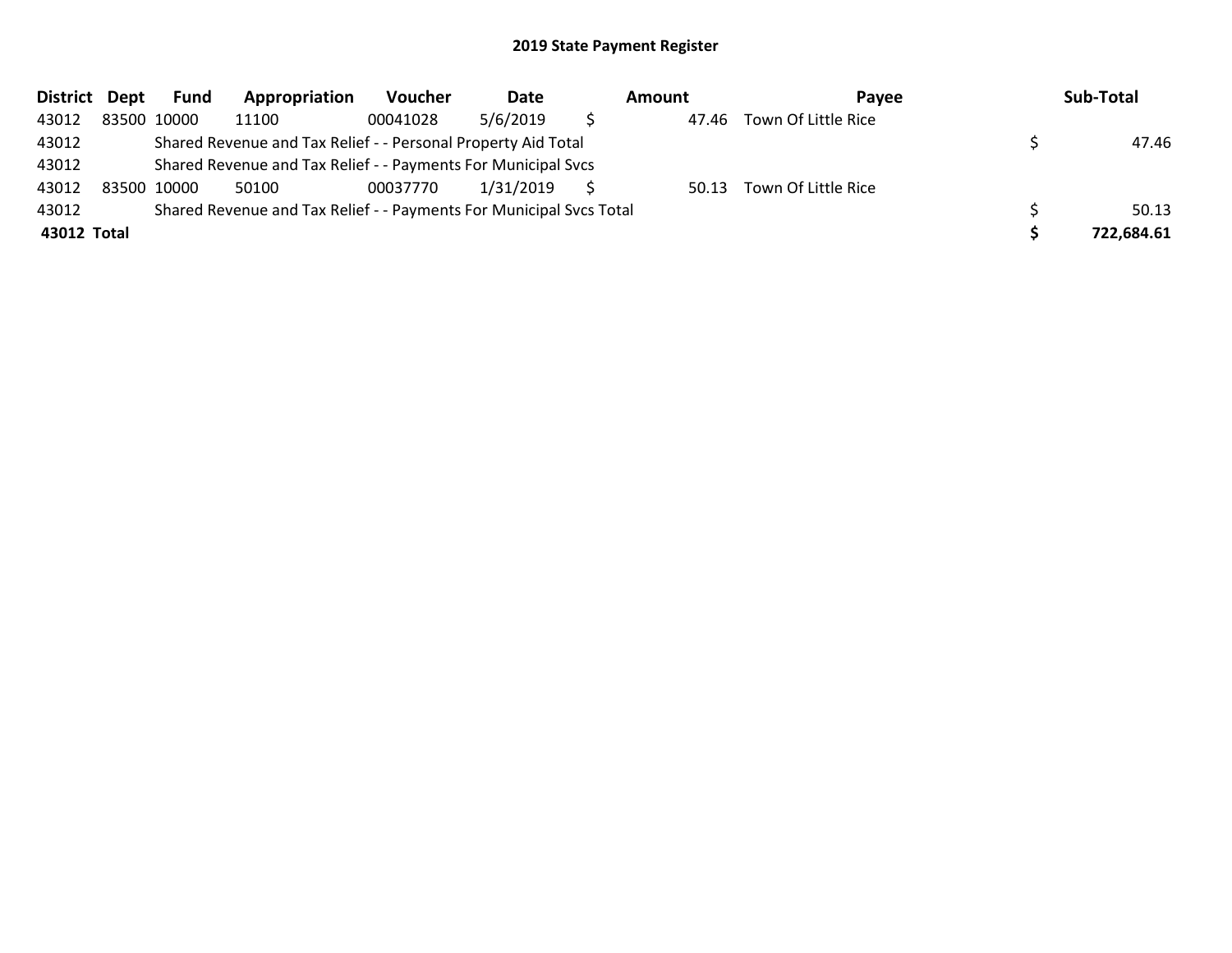## 2019 State Payment Register

| District | Dept | Fund | Appropriation | Voucher | Date | Amount | Payee | Sub-Total |
|---|---|---|---|---|---|---|---|---|
| 43012 | 83500 | 10000 | 11100 | 00041028 | 5/6/2019 | $ 47.46 | Town Of Little Rice | |
| 43012 | | Shared Revenue and Tax Relief - - Personal Property Aid Total | | | | | | $ 47.46 |
| 43012 | | Shared Revenue and Tax Relief - - Payments For Municipal Svcs | | | | | | |
| 43012 | 83500 | 10000 | 50100 | 00037770 | 1/31/2019 | $ 50.13 | Town Of Little Rice | |
| 43012 | | Shared Revenue and Tax Relief - - Payments For Municipal Svcs Total | | | | | | $ 50.13 |
| **43012** | **Total** | | | | | | | **$ 722,684.61** |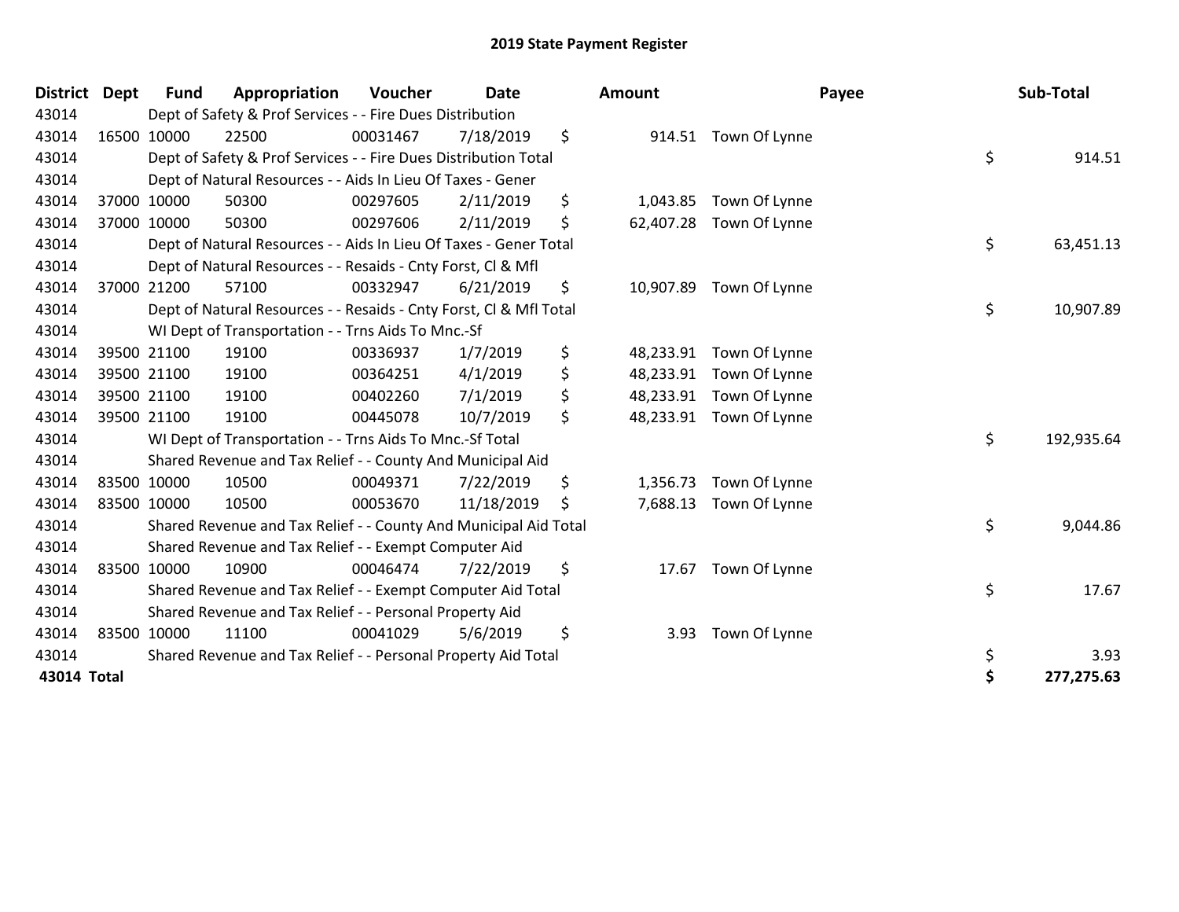# 2019 State Payment Register

| District | Dept | Fund | Appropriation | Voucher | Date | Amount | Payee | Sub-Total |
|---|---|---|---|---|---|---|---|---|
| 43014 | | Dept of Safety & Prof Services - - Fire Dues Distribution | | | | | | |
| 43014 | 16500 | 10000 | 22500 | 00031467 | 7/18/2019 | $ 914.51 | Town Of Lynne | |
| 43014 | | Dept of Safety & Prof Services - - Fire Dues Distribution Total | | | | | | $ 914.51 |
| 43014 | | Dept of Natural Resources - - Aids In Lieu Of Taxes - Gener | | | | | | |
| 43014 | 37000 | 10000 | 50300 | 00297605 | 2/11/2019 | $ 1,043.85 | Town Of Lynne | |
| 43014 | 37000 | 10000 | 50300 | 00297606 | 2/11/2019 | $ 62,407.28 | Town Of Lynne | |
| 43014 | | Dept of Natural Resources - - Aids In Lieu Of Taxes - Gener Total | | | | | | $ 63,451.13 |
| 43014 | | Dept of Natural Resources - - Resaids - Cnty Forst, Cl & Mfl | | | | | | |
| 43014 | 37000 | 21200 | 57100 | 00332947 | 6/21/2019 | $ 10,907.89 | Town Of Lynne | |
| 43014 | | Dept of Natural Resources - - Resaids - Cnty Forst, Cl & Mfl Total | | | | | | $ 10,907.89 |
| 43014 | | WI Dept of Transportation - - Trns Aids To Mnc.-Sf | | | | | | |
| 43014 | 39500 | 21100 | 19100 | 00336937 | 1/7/2019 | $ 48,233.91 | Town Of Lynne | |
| 43014 | 39500 | 21100 | 19100 | 00364251 | 4/1/2019 | $ 48,233.91 | Town Of Lynne | |
| 43014 | 39500 | 21100 | 19100 | 00402260 | 7/1/2019 | $ 48,233.91 | Town Of Lynne | |
| 43014 | 39500 | 21100 | 19100 | 00445078 | 10/7/2019 | $ 48,233.91 | Town Of Lynne | |
| 43014 | | WI Dept of Transportation - - Trns Aids To Mnc.-Sf Total | | | | | | $ 192,935.64 |
| 43014 | | Shared Revenue and Tax Relief - - County And Municipal Aid | | | | | | |
| 43014 | 83500 | 10000 | 10500 | 00049371 | 7/22/2019 | $ 1,356.73 | Town Of Lynne | |
| 43014 | 83500 | 10000 | 10500 | 00053670 | 11/18/2019 | $ 7,688.13 | Town Of Lynne | |
| 43014 | | Shared Revenue and Tax Relief - - County And Municipal Aid Total | | | | | | $ 9,044.86 |
| 43014 | | Shared Revenue and Tax Relief - - Exempt Computer Aid | | | | | | |
| 43014 | 83500 | 10000 | 10900 | 00046474 | 7/22/2019 | $ 17.67 | Town Of Lynne | |
| 43014 | | Shared Revenue and Tax Relief - - Exempt Computer Aid Total | | | | | | $ 17.67 |
| 43014 | | Shared Revenue and Tax Relief - - Personal Property Aid | | | | | | |
| 43014 | 83500 | 10000 | 11100 | 00041029 | 5/6/2019 | $ 3.93 | Town Of Lynne | |
| 43014 | | Shared Revenue and Tax Relief - - Personal Property Aid Total | | | | | | $ 3.93 |
| **43014 Total** | | | | | | | | **$ 277,275.63** |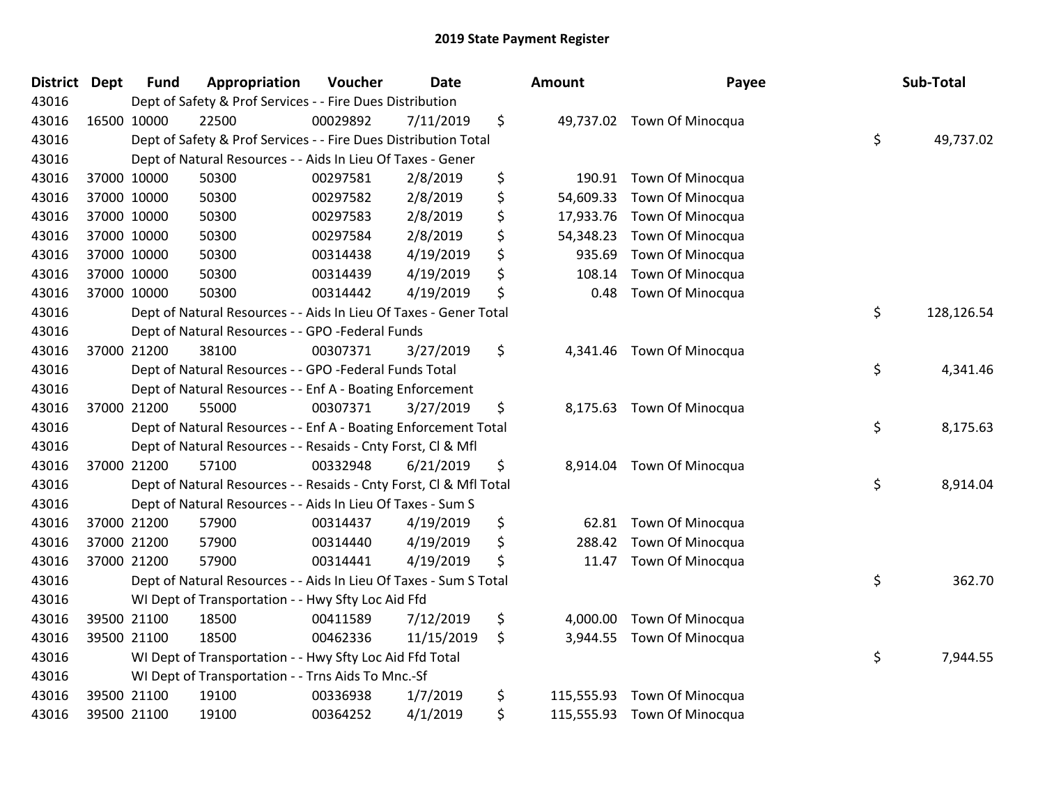# 2019 State Payment Register

| District | Dept | Fund | Appropriation | Voucher | Date | Amount | Payee | Sub-Total |
|---|---|---|---|---|---|---|---|---|
| 43016 | | Dept of Safety & Prof Services - - Fire Dues Distribution | | | | | | |
| 43016 | 16500 | 10000 | 22500 | 00029892 | 7/11/2019 | $ 49,737.02 | Town Of Minocqua | |
| 43016 | | Dept of Safety & Prof Services - - Fire Dues Distribution Total | | | | | | $ 49,737.02 |
| 43016 | | Dept of Natural Resources - - Aids In Lieu Of Taxes - Gener | | | | | | |
| 43016 | 37000 | 10000 | 50300 | 00297581 | 2/8/2019 | $ 190.91 | Town Of Minocqua | |
| 43016 | 37000 | 10000 | 50300 | 00297582 | 2/8/2019 | $ 54,609.33 | Town Of Minocqua | |
| 43016 | 37000 | 10000 | 50300 | 00297583 | 2/8/2019 | $ 17,933.76 | Town Of Minocqua | |
| 43016 | 37000 | 10000 | 50300 | 00297584 | 2/8/2019 | $ 54,348.23 | Town Of Minocqua | |
| 43016 | 37000 | 10000 | 50300 | 00314438 | 4/19/2019 | $ 935.69 | Town Of Minocqua | |
| 43016 | 37000 | 10000 | 50300 | 00314439 | 4/19/2019 | $ 108.14 | Town Of Minocqua | |
| 43016 | 37000 | 10000 | 50300 | 00314442 | 4/19/2019 | $ 0.48 | Town Of Minocqua | |
| 43016 | | Dept of Natural Resources - - Aids In Lieu Of Taxes - Gener Total | | | | | | $ 128,126.54 |
| 43016 | | Dept of Natural Resources - - GPO -Federal Funds | | | | | | |
| 43016 | 37000 | 21200 | 38100 | 00307371 | 3/27/2019 | $ 4,341.46 | Town Of Minocqua | |
| 43016 | | Dept of Natural Resources - - GPO -Federal Funds Total | | | | | | $ 4,341.46 |
| 43016 | | Dept of Natural Resources - - Enf A - Boating Enforcement | | | | | | |
| 43016 | 37000 | 21200 | 55000 | 00307371 | 3/27/2019 | $ 8,175.63 | Town Of Minocqua | |
| 43016 | | Dept of Natural Resources - - Enf A - Boating Enforcement Total | | | | | | $ 8,175.63 |
| 43016 | | Dept of Natural Resources - - Resaids - Cnty Forst, Cl & Mfl | | | | | | |
| 43016 | 37000 | 21200 | 57100 | 00332948 | 6/21/2019 | $ 8,914.04 | Town Of Minocqua | |
| 43016 | | Dept of Natural Resources - - Resaids - Cnty Forst, Cl & Mfl Total | | | | | | $ 8,914.04 |
| 43016 | | Dept of Natural Resources - - Aids In Lieu Of Taxes - Sum S | | | | | | |
| 43016 | 37000 | 21200 | 57900 | 00314437 | 4/19/2019 | $ 62.81 | Town Of Minocqua | |
| 43016 | 37000 | 21200 | 57900 | 00314440 | 4/19/2019 | $ 288.42 | Town Of Minocqua | |
| 43016 | 37000 | 21200 | 57900 | 00314441 | 4/19/2019 | $ 11.47 | Town Of Minocqua | |
| 43016 | | Dept of Natural Resources - - Aids In Lieu Of Taxes - Sum S Total | | | | | | $ 362.70 |
| 43016 | | WI Dept of Transportation - - Hwy Sfty Loc Aid Ffd | | | | | | |
| 43016 | 39500 | 21100 | 18500 | 00411589 | 7/12/2019 | $ 4,000.00 | Town Of Minocqua | |
| 43016 | 39500 | 21100 | 18500 | 00462336 | 11/15/2019 | $ 3,944.55 | Town Of Minocqua | |
| 43016 | | WI Dept of Transportation - - Hwy Sfty Loc Aid Ffd Total | | | | | | $ 7,944.55 |
| 43016 | | WI Dept of Transportation - - Trns Aids To Mnc.-Sf | | | | | | |
| 43016 | 39500 | 21100 | 19100 | 00336938 | 1/7/2019 | $ 115,555.93 | Town Of Minocqua | |
| 43016 | 39500 | 21100 | 19100 | 00364252 | 4/1/2019 | $ 115,555.93 | Town Of Minocqua | |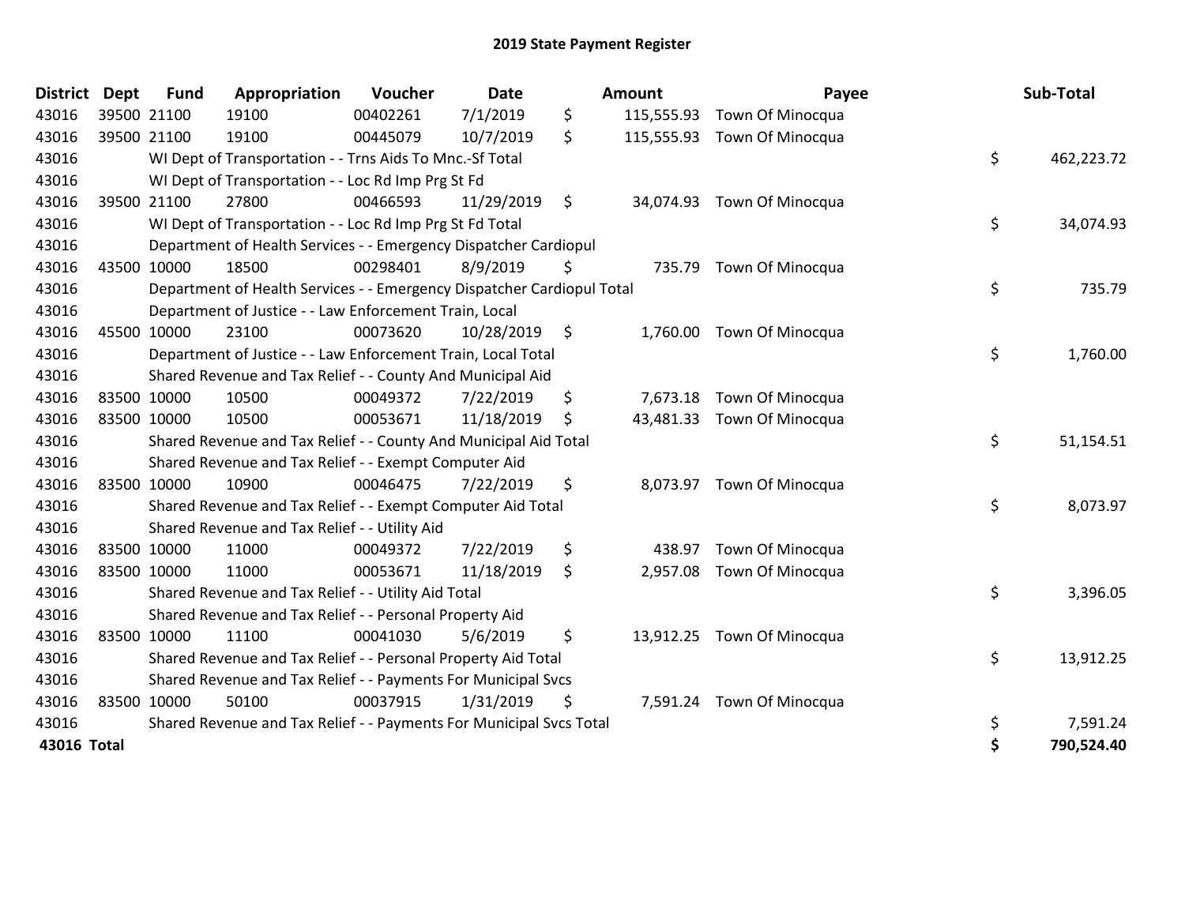# 2019 State Payment Register

| District | Dept | Fund | Appropriation | Voucher | Date | Amount | Payee | Sub-Total |
|---|---|---|---|---|---|---|---|---|
| 43016 | 39500 | 21100 | 19100 | 00402261 | 7/1/2019 | $ 115,555.93 | Town Of Minocqua | |
| 43016 | 39500 | 21100 | 19100 | 00445079 | 10/7/2019 | $ 115,555.93 | Town Of Minocqua | |
| 43016 | | WI Dept of Transportation - - Trns Aids To Mnc.-Sf Total | | | | | | $ 462,223.72 |
| 43016 | | WI Dept of Transportation - - Loc Rd Imp Prg St Fd | | | | | | |
| 43016 | 39500 | 21100 | 27800 | 00466593 | 11/29/2019 | $ 34,074.93 | Town Of Minocqua | |
| 43016 | | WI Dept of Transportation - - Loc Rd Imp Prg St Fd Total | | | | | | $ 34,074.93 |
| 43016 | | Department of Health Services - - Emergency Dispatcher Cardiopul | | | | | | |
| 43016 | 43500 | 10000 | 18500 | 00298401 | 8/9/2019 | $ 735.79 | Town Of Minocqua | |
| 43016 | | Department of Health Services - - Emergency Dispatcher Cardiopul Total | | | | | | $ 735.79 |
| 43016 | | Department of Justice - - Law Enforcement Train, Local | | | | | | |
| 43016 | 45500 | 10000 | 23100 | 00073620 | 10/28/2019 | $ 1,760.00 | Town Of Minocqua | |
| 43016 | | Department of Justice - - Law Enforcement Train, Local Total | | | | | | $ 1,760.00 |
| 43016 | | Shared Revenue and Tax Relief - - County And Municipal Aid | | | | | | |
| 43016 | 83500 | 10000 | 10500 | 00049372 | 7/22/2019 | $ 7,673.18 | Town Of Minocqua | |
| 43016 | 83500 | 10000 | 10500 | 00053671 | 11/18/2019 | $ 43,481.33 | Town Of Minocqua | |
| 43016 | | Shared Revenue and Tax Relief - - County And Municipal Aid Total | | | | | | $ 51,154.51 |
| 43016 | | Shared Revenue and Tax Relief - - Exempt Computer Aid | | | | | | |
| 43016 | 83500 | 10000 | 10900 | 00046475 | 7/22/2019 | $ 8,073.97 | Town Of Minocqua | |
| 43016 | | Shared Revenue and Tax Relief - - Exempt Computer Aid Total | | | | | | $ 8,073.97 |
| 43016 | | Shared Revenue and Tax Relief - - Utility Aid | | | | | | |
| 43016 | 83500 | 10000 | 11000 | 00049372 | 7/22/2019 | $ 438.97 | Town Of Minocqua | |
| 43016 | 83500 | 10000 | 11000 | 00053671 | 11/18/2019 | $ 2,957.08 | Town Of Minocqua | |
| 43016 | | Shared Revenue and Tax Relief - - Utility Aid Total | | | | | | $ 3,396.05 |
| 43016 | | Shared Revenue and Tax Relief - - Personal Property Aid | | | | | | |
| 43016 | 83500 | 10000 | 11100 | 00041030 | 5/6/2019 | $ 13,912.25 | Town Of Minocqua | |
| 43016 | | Shared Revenue and Tax Relief - - Personal Property Aid Total | | | | | | $ 13,912.25 |
| 43016 | | Shared Revenue and Tax Relief - - Payments For Municipal Svcs | | | | | | |
| 43016 | 83500 | 10000 | 50100 | 00037915 | 1/31/2019 | $ 7,591.24 | Town Of Minocqua | |
| 43016 | | Shared Revenue and Tax Relief - - Payments For Municipal Svcs Total | | | | | | $ 7,591.24 |
| **43016 Total** | | | | | | | | **$ 790,524.40** |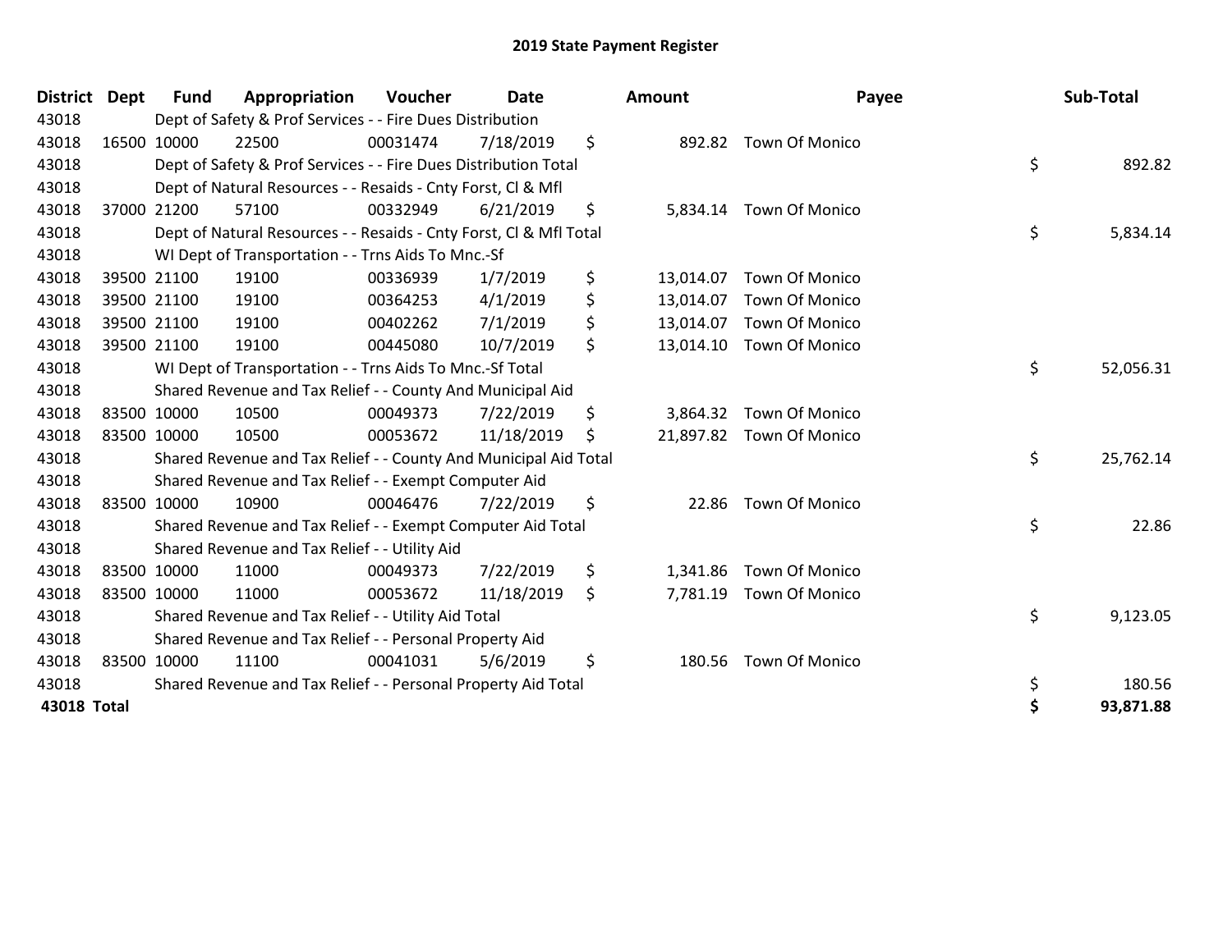# 2019 State Payment Register

| District | Dept | Fund | Appropriation | Voucher | Date | Amount | Payee | Sub-Total |
|---|---|---|---|---|---|---|---|---|
| 43018 | | Dept of Safety & Prof Services - - Fire Dues Distribution | | | | | | |
| 43018 | 16500 | 10000 | 22500 | 00031474 | 7/18/2019 | $ 892.82 | Town Of Monico | |
| 43018 | | Dept of Safety & Prof Services - - Fire Dues Distribution Total | | | | | | $ 892.82 |
| 43018 | | Dept of Natural Resources - - Resaids - Cnty Forst, Cl & Mfl | | | | | | |
| 43018 | 37000 | 21200 | 57100 | 00332949 | 6/21/2019 | $ 5,834.14 | Town Of Monico | |
| 43018 | | Dept of Natural Resources - - Resaids - Cnty Forst, Cl & Mfl Total | | | | | | $ 5,834.14 |
| 43018 | | WI Dept of Transportation - - Trns Aids To Mnc.-Sf | | | | | | |
| 43018 | 39500 | 21100 | 19100 | 00336939 | 1/7/2019 | $ 13,014.07 | Town Of Monico | |
| 43018 | 39500 | 21100 | 19100 | 00364253 | 4/1/2019 | $ 13,014.07 | Town Of Monico | |
| 43018 | 39500 | 21100 | 19100 | 00402262 | 7/1/2019 | $ 13,014.07 | Town Of Monico | |
| 43018 | 39500 | 21100 | 19100 | 00445080 | 10/7/2019 | $ 13,014.10 | Town Of Monico | |
| 43018 | | WI Dept of Transportation - - Trns Aids To Mnc.-Sf Total | | | | | | $ 52,056.31 |
| 43018 | | Shared Revenue and Tax Relief - - County And Municipal Aid | | | | | | |
| 43018 | 83500 | 10000 | 10500 | 00049373 | 7/22/2019 | $ 3,864.32 | Town Of Monico | |
| 43018 | 83500 | 10000 | 10500 | 00053672 | 11/18/2019 | $ 21,897.82 | Town Of Monico | |
| 43018 | | Shared Revenue and Tax Relief - - County And Municipal Aid Total | | | | | | $ 25,762.14 |
| 43018 | | Shared Revenue and Tax Relief - - Exempt Computer Aid | | | | | | |
| 43018 | 83500 | 10000 | 10900 | 00046476 | 7/22/2019 | $ 22.86 | Town Of Monico | |
| 43018 | | Shared Revenue and Tax Relief - - Exempt Computer Aid Total | | | | | | $ 22.86 |
| 43018 | | Shared Revenue and Tax Relief - - Utility Aid | | | | | | |
| 43018 | 83500 | 10000 | 11000 | 00049373 | 7/22/2019 | $ 1,341.86 | Town Of Monico | |
| 43018 | 83500 | 10000 | 11000 | 00053672 | 11/18/2019 | $ 7,781.19 | Town Of Monico | |
| 43018 | | Shared Revenue and Tax Relief - - Utility Aid Total | | | | | | $ 9,123.05 |
| 43018 | | Shared Revenue and Tax Relief - - Personal Property Aid | | | | | | |
| 43018 | 83500 | 10000 | 11100 | 00041031 | 5/6/2019 | $ 180.56 | Town Of Monico | |
| 43018 | | Shared Revenue and Tax Relief - - Personal Property Aid Total | | | | | | $ 180.56 |
| **43018 Total** | | | | | | | | **$ 93,871.88** |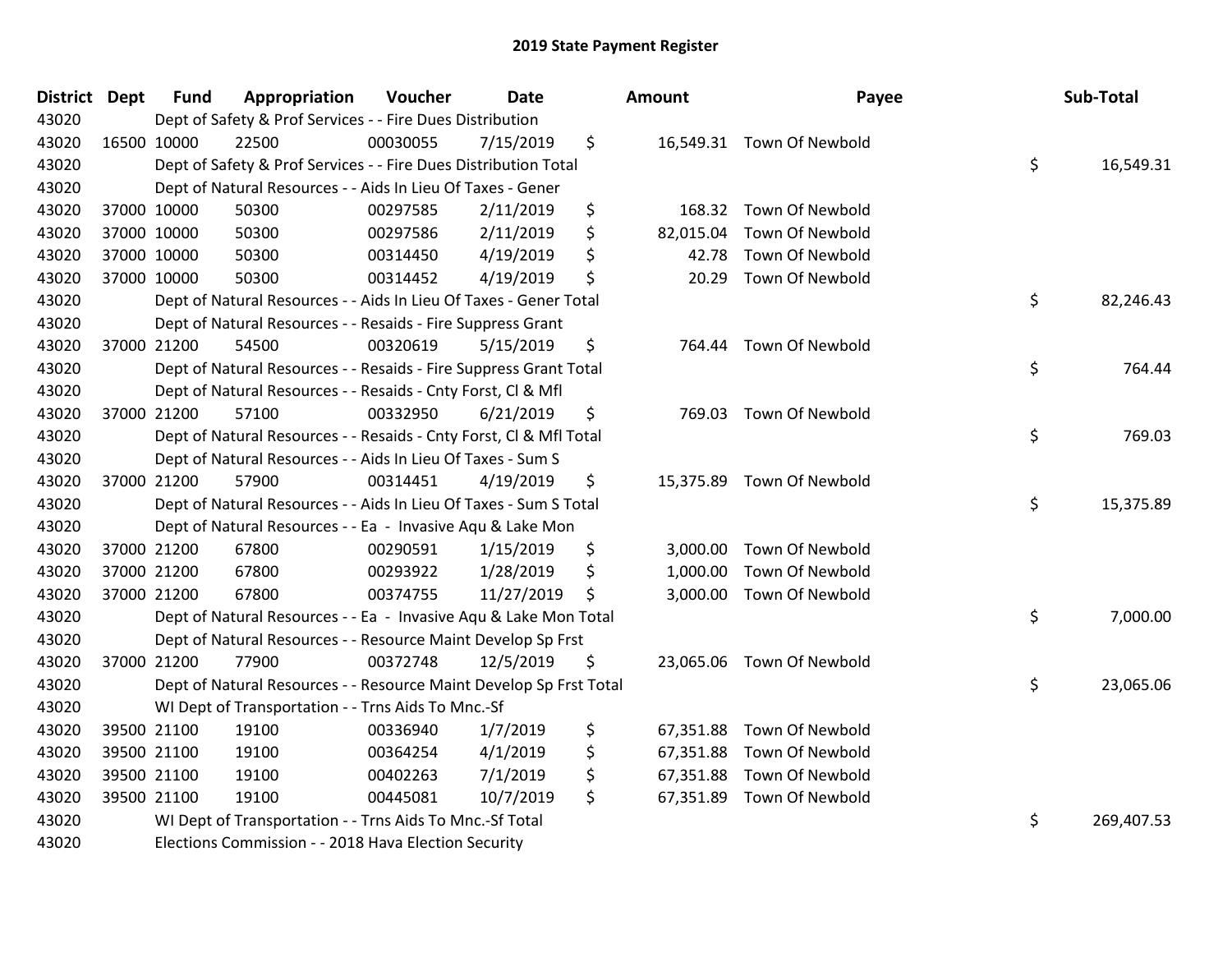## 2019 State Payment Register

| District | Dept | Fund | Appropriation | Voucher | Date | Amount | Payee | Sub-Total |
|---|---|---|---|---|---|---|---|---|
| 43020 | | Dept of Safety & Prof Services - - Fire Dues Distribution | | | | | | |
| 43020 | 16500 | 10000 | 22500 | 00030055 | 7/15/2019 | $ 16,549.31 | Town Of Newbold | |
| 43020 | | Dept of Safety & Prof Services - - Fire Dues Distribution Total | | | | | | $ 16,549.31 |
| 43020 | | Dept of Natural Resources - - Aids In Lieu Of Taxes - Gener | | | | | | |
| 43020 | 37000 | 10000 | 50300 | 00297585 | 2/11/2019 | $ 168.32 | Town Of Newbold | |
| 43020 | 37000 | 10000 | 50300 | 00297586 | 2/11/2019 | $ 82,015.04 | Town Of Newbold | |
| 43020 | 37000 | 10000 | 50300 | 00314450 | 4/19/2019 | $ 42.78 | Town Of Newbold | |
| 43020 | 37000 | 10000 | 50300 | 00314452 | 4/19/2019 | $ 20.29 | Town Of Newbold | |
| 43020 | | Dept of Natural Resources - - Aids In Lieu Of Taxes - Gener Total | | | | | | $ 82,246.43 |
| 43020 | | Dept of Natural Resources - - Resaids - Fire Suppress Grant | | | | | | |
| 43020 | 37000 | 21200 | 54500 | 00320619 | 5/15/2019 | $ 764.44 | Town Of Newbold | |
| 43020 | | Dept of Natural Resources - - Resaids - Fire Suppress Grant Total | | | | | | $ 764.44 |
| 43020 | | Dept of Natural Resources - - Resaids - Cnty Forst, Cl & Mfl | | | | | | |
| 43020 | 37000 | 21200 | 57100 | 00332950 | 6/21/2019 | $ 769.03 | Town Of Newbold | |
| 43020 | | Dept of Natural Resources - - Resaids - Cnty Forst, Cl & Mfl Total | | | | | | $ 769.03 |
| 43020 | | Dept of Natural Resources - - Aids In Lieu Of Taxes - Sum S | | | | | | |
| 43020 | 37000 | 21200 | 57900 | 00314451 | 4/19/2019 | $ 15,375.89 | Town Of Newbold | |
| 43020 | | Dept of Natural Resources - - Aids In Lieu Of Taxes - Sum S Total | | | | | | $ 15,375.89 |
| 43020 | | Dept of Natural Resources - - Ea - Invasive Aqu & Lake Mon | | | | | | |
| 43020 | 37000 | 21200 | 67800 | 00290591 | 1/15/2019 | $ 3,000.00 | Town Of Newbold | |
| 43020 | 37000 | 21200 | 67800 | 00293922 | 1/28/2019 | $ 1,000.00 | Town Of Newbold | |
| 43020 | 37000 | 21200 | 67800 | 00374755 | 11/27/2019 | $ 3,000.00 | Town Of Newbold | |
| 43020 | | Dept of Natural Resources - - Ea - Invasive Aqu & Lake Mon Total | | | | | | $ 7,000.00 |
| 43020 | | Dept of Natural Resources - - Resource Maint Develop Sp Frst | | | | | | |
| 43020 | 37000 | 21200 | 77900 | 00372748 | 12/5/2019 | $ 23,065.06 | Town Of Newbold | |
| 43020 | | Dept of Natural Resources - - Resource Maint Develop Sp Frst Total | | | | | | $ 23,065.06 |
| 43020 | | WI Dept of Transportation - - Trns Aids To Mnc.-Sf | | | | | | |
| 43020 | 39500 | 21100 | 19100 | 00336940 | 1/7/2019 | $ 67,351.88 | Town Of Newbold | |
| 43020 | 39500 | 21100 | 19100 | 00364254 | 4/1/2019 | $ 67,351.88 | Town Of Newbold | |
| 43020 | 39500 | 21100 | 19100 | 00402263 | 7/1/2019 | $ 67,351.88 | Town Of Newbold | |
| 43020 | 39500 | 21100 | 19100 | 00445081 | 10/7/2019 | $ 67,351.89 | Town Of Newbold | |
| 43020 | | WI Dept of Transportation - - Trns Aids To Mnc.-Sf Total | | | | | | $ 269,407.53 |
| 43020 | | Elections Commission - - 2018 Hava Election Security | | | | | | |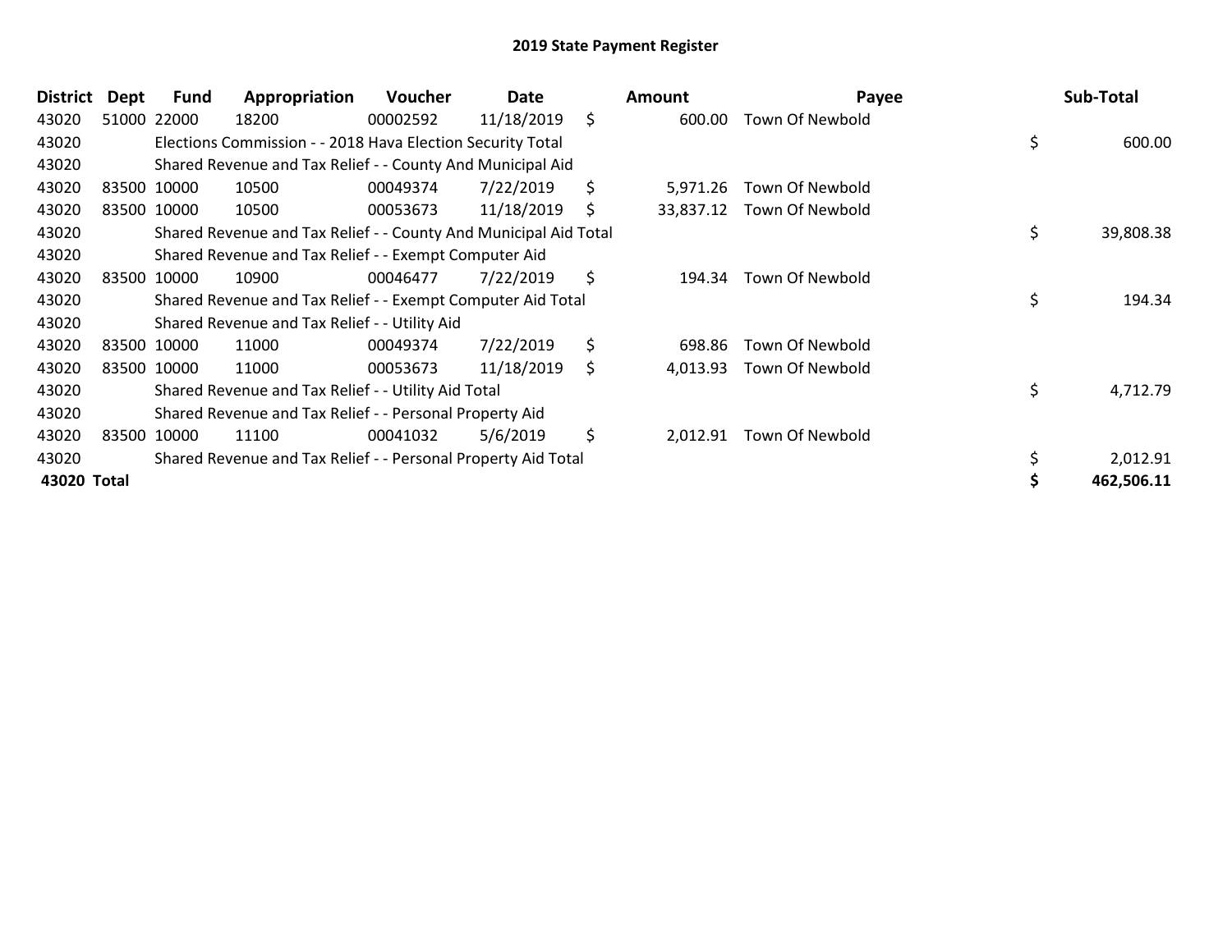# 2019 State Payment Register

| District | Dept | Fund | Appropriation | Voucher | Date | | Amount | Payee | | Sub-Total |
|---|---|---|---|---|---|---|---|---|---|---|
| 43020 | 51000 | 22000 | 18200 | 00002592 | 11/18/2019 | $ | 600.00 | Town Of Newbold | | |
| 43020 | | Elections Commission - - 2018 Hava Election Security Total | | | | | | | $ | 600.00 |
| 43020 | | Shared Revenue and Tax Relief - - County And Municipal Aid | | | | | | | | |
| 43020 | 83500 | 10000 | 10500 | 00049374 | 7/22/2019 | $ | 5,971.26 | Town Of Newbold | | |
| 43020 | 83500 | 10000 | 10500 | 00053673 | 11/18/2019 | $ | 33,837.12 | Town Of Newbold | | |
| 43020 | | Shared Revenue and Tax Relief - - County And Municipal Aid Total | | | | | | | $ | 39,808.38 |
| 43020 | | Shared Revenue and Tax Relief - - Exempt Computer Aid | | | | | | | | |
| 43020 | 83500 | 10000 | 10900 | 00046477 | 7/22/2019 | $ | 194.34 | Town Of Newbold | | |
| 43020 | | Shared Revenue and Tax Relief - - Exempt Computer Aid Total | | | | | | | $ | 194.34 |
| 43020 | | Shared Revenue and Tax Relief - - Utility Aid | | | | | | | | |
| 43020 | 83500 | 10000 | 11000 | 00049374 | 7/22/2019 | $ | 698.86 | Town Of Newbold | | |
| 43020 | 83500 | 10000 | 11000 | 00053673 | 11/18/2019 | $ | 4,013.93 | Town Of Newbold | | |
| 43020 | | Shared Revenue and Tax Relief - - Utility Aid Total | | | | | | | $ | 4,712.79 |
| 43020 | | Shared Revenue and Tax Relief - - Personal Property Aid | | | | | | | | |
| 43020 | 83500 | 10000 | 11100 | 00041032 | 5/6/2019 | $ | 2,012.91 | Town Of Newbold | | |
| 43020 | | Shared Revenue and Tax Relief - - Personal Property Aid Total | | | | | | | $ | 2,012.91 |
| **43020 Total** | | | | | | | | | **$** | **462,506.11** |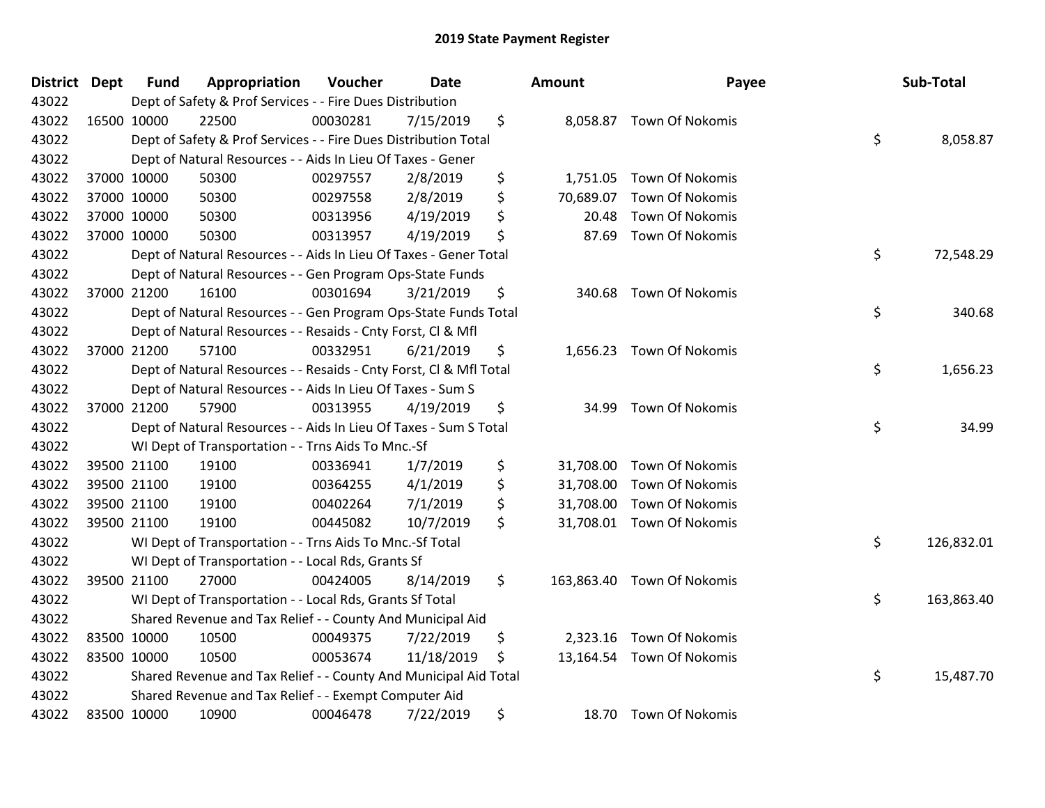# 2019 State Payment Register

| District | Dept | Fund | Appropriation | Voucher | Date | Amount | Payee | Sub-Total |
|---|---|---|---|---|---|---|---|---|
| 43022 | Dept of Safety & Prof Services - - Fire Dues Distribution | | | | | | | |
| 43022 | 16500 | 10000 | 22500 | 00030281 | 7/15/2019 | $ 8,058.87 | Town Of Nokomis | |
| 43022 | Dept of Safety & Prof Services - - Fire Dues Distribution Total | | | | | | | $ 8,058.87 |
| 43022 | Dept of Natural Resources - - Aids In Lieu Of Taxes - Gener | | | | | | | |
| 43022 | 37000 | 10000 | 50300 | 00297557 | 2/8/2019 | $ 1,751.05 | Town Of Nokomis | |
| 43022 | 37000 | 10000 | 50300 | 00297558 | 2/8/2019 | $ 70,689.07 | Town Of Nokomis | |
| 43022 | 37000 | 10000 | 50300 | 00313956 | 4/19/2019 | $ 20.48 | Town Of Nokomis | |
| 43022 | 37000 | 10000 | 50300 | 00313957 | 4/19/2019 | $ 87.69 | Town Of Nokomis | |
| 43022 | Dept of Natural Resources - - Aids In Lieu Of Taxes - Gener Total | | | | | | | $ 72,548.29 |
| 43022 | Dept of Natural Resources - - Gen Program Ops-State Funds | | | | | | | |
| 43022 | 37000 | 21200 | 16100 | 00301694 | 3/21/2019 | $ 340.68 | Town Of Nokomis | |
| 43022 | Dept of Natural Resources - - Gen Program Ops-State Funds Total | | | | | | | $ 340.68 |
| 43022 | Dept of Natural Resources - - Resaids - Cnty Forst, Cl & Mfl | | | | | | | |
| 43022 | 37000 | 21200 | 57100 | 00332951 | 6/21/2019 | $ 1,656.23 | Town Of Nokomis | |
| 43022 | Dept of Natural Resources - - Resaids - Cnty Forst, Cl & Mfl Total | | | | | | | $ 1,656.23 |
| 43022 | Dept of Natural Resources - - Aids In Lieu Of Taxes - Sum S | | | | | | | |
| 43022 | 37000 | 21200 | 57900 | 00313955 | 4/19/2019 | $ 34.99 | Town Of Nokomis | |
| 43022 | Dept of Natural Resources - - Aids In Lieu Of Taxes - Sum S Total | | | | | | | $ 34.99 |
| 43022 | WI Dept of Transportation - - Trns Aids To Mnc.-Sf | | | | | | | |
| 43022 | 39500 | 21100 | 19100 | 00336941 | 1/7/2019 | $ 31,708.00 | Town Of Nokomis | |
| 43022 | 39500 | 21100 | 19100 | 00364255 | 4/1/2019 | $ 31,708.00 | Town Of Nokomis | |
| 43022 | 39500 | 21100 | 19100 | 00402264 | 7/1/2019 | $ 31,708.00 | Town Of Nokomis | |
| 43022 | 39500 | 21100 | 19100 | 00445082 | 10/7/2019 | $ 31,708.01 | Town Of Nokomis | |
| 43022 | WI Dept of Transportation - - Trns Aids To Mnc.-Sf Total | | | | | | | $ 126,832.01 |
| 43022 | WI Dept of Transportation - - Local Rds, Grants Sf | | | | | | | |
| 43022 | 39500 | 21100 | 27000 | 00424005 | 8/14/2019 | $ 163,863.40 | Town Of Nokomis | |
| 43022 | WI Dept of Transportation - - Local Rds, Grants Sf Total | | | | | | | $ 163,863.40 |
| 43022 | Shared Revenue and Tax Relief - - County And Municipal Aid | | | | | | | |
| 43022 | 83500 | 10000 | 10500 | 00049375 | 7/22/2019 | $ 2,323.16 | Town Of Nokomis | |
| 43022 | 83500 | 10000 | 10500 | 00053674 | 11/18/2019 | $ 13,164.54 | Town Of Nokomis | |
| 43022 | Shared Revenue and Tax Relief - - County And Municipal Aid Total | | | | | | | $ 15,487.70 |
| 43022 | Shared Revenue and Tax Relief - - Exempt Computer Aid | | | | | | | |
| 43022 | 83500 | 10000 | 10900 | 00046478 | 7/22/2019 | $ 18.70 | Town Of Nokomis | |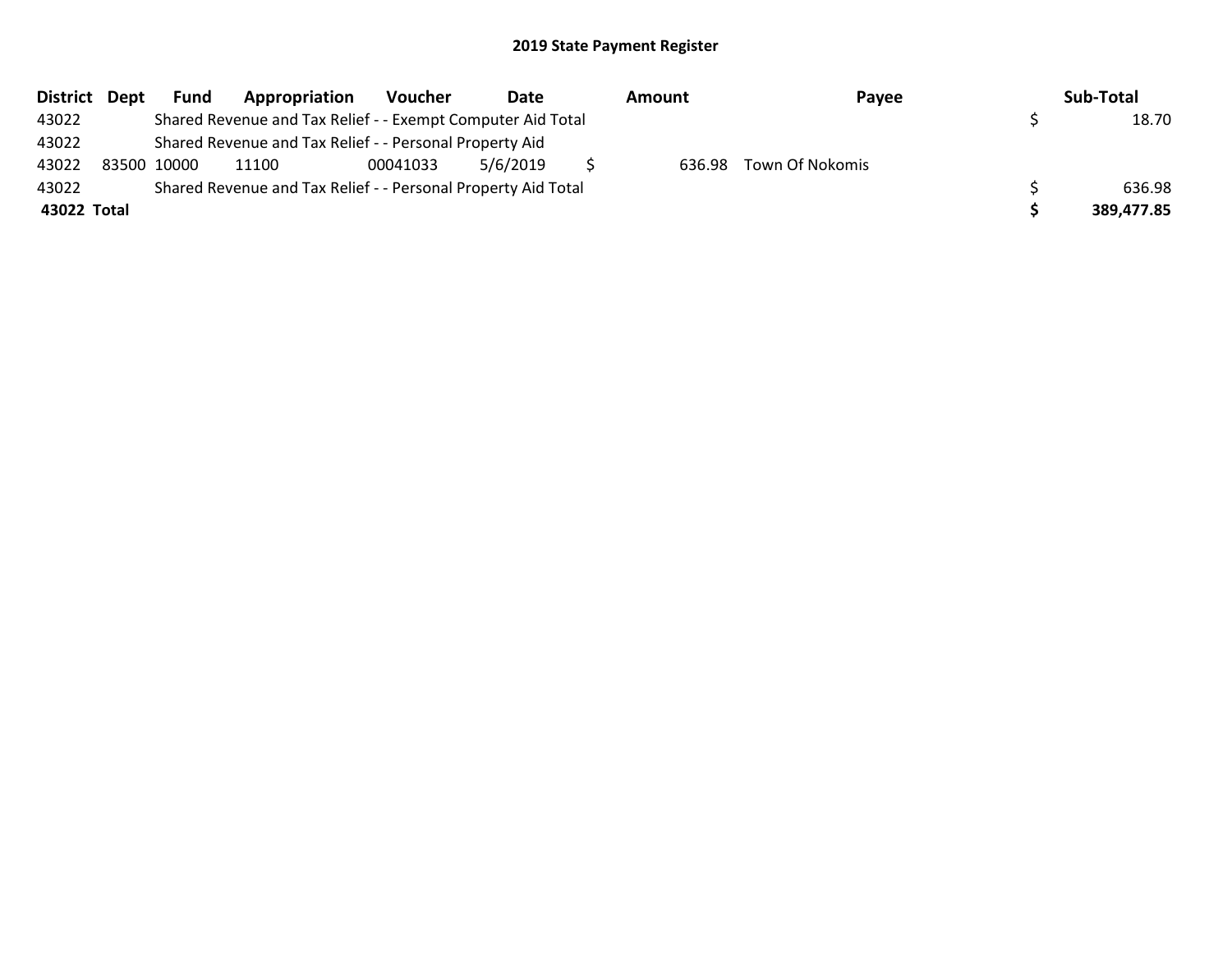# 2019 State Payment Register

| District | Dept | Fund | Appropriation | Voucher | Date | Amount | Payee | Sub-Total |
|---|---|---|---|---|---|---|---|---|
| 43022 | | Shared Revenue and Tax Relief - - Exempt Computer Aid Total | | | | | | $ 18.70 |
| 43022 | | Shared Revenue and Tax Relief - - Personal Property Aid | | | | | | |
| 43022 | 83500 | 10000 | 11100 | 00041033 | 5/6/2019 | $ 636.98 | Town Of Nokomis | |
| 43022 | | Shared Revenue and Tax Relief - - Personal Property Aid Total | | | | | | $ 636.98 |
| **43022** | **Total** | | | | | | | **$ 389,477.85** |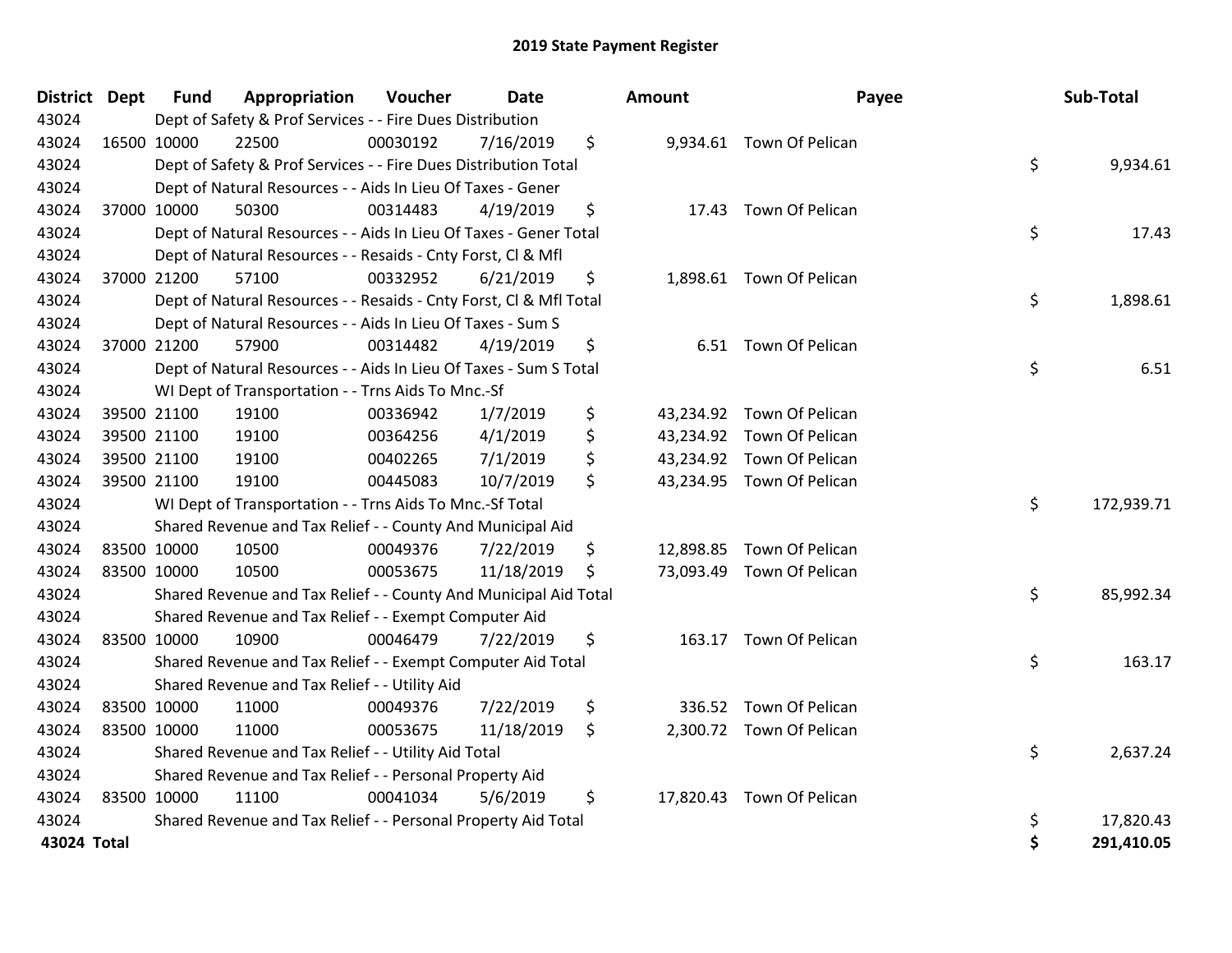# 2019 State Payment Register

| District | Dept | Fund | Appropriation | Voucher | Date | Amount | Payee | Sub-Total |
|---|---|---|---|---|---|---|---|---|
| 43024 | Dept of Safety & Prof Services - - Fire Dues Distribution | | | | | | | |
| 43024 | 16500 | 10000 | 22500 | 00030192 | 7/16/2019 | $ 9,934.61 | Town Of Pelican | |
| 43024 | Dept of Safety & Prof Services - - Fire Dues Distribution Total | | | | | | | $ 9,934.61 |
| 43024 | Dept of Natural Resources - - Aids In Lieu Of Taxes - Gener | | | | | | | |
| 43024 | 37000 | 10000 | 50300 | 00314483 | 4/19/2019 | $ 17.43 | Town Of Pelican | |
| 43024 | Dept of Natural Resources - - Aids In Lieu Of Taxes - Gener Total | | | | | | | $ 17.43 |
| 43024 | Dept of Natural Resources - - Resaids - Cnty Forst, Cl & Mfl | | | | | | | |
| 43024 | 37000 | 21200 | 57100 | 00332952 | 6/21/2019 | $ 1,898.61 | Town Of Pelican | |
| 43024 | Dept of Natural Resources - - Resaids - Cnty Forst, Cl & Mfl Total | | | | | | | $ 1,898.61 |
| 43024 | Dept of Natural Resources - - Aids In Lieu Of Taxes - Sum S | | | | | | | |
| 43024 | 37000 | 21200 | 57900 | 00314482 | 4/19/2019 | $ 6.51 | Town Of Pelican | |
| 43024 | Dept of Natural Resources - - Aids In Lieu Of Taxes - Sum S Total | | | | | | | $ 6.51 |
| 43024 | WI Dept of Transportation - - Trns Aids To Mnc.-Sf | | | | | | | |
| 43024 | 39500 | 21100 | 19100 | 00336942 | 1/7/2019 | $ 43,234.92 | Town Of Pelican | |
| 43024 | 39500 | 21100 | 19100 | 00364256 | 4/1/2019 | $ 43,234.92 | Town Of Pelican | |
| 43024 | 39500 | 21100 | 19100 | 00402265 | 7/1/2019 | $ 43,234.92 | Town Of Pelican | |
| 43024 | 39500 | 21100 | 19100 | 00445083 | 10/7/2019 | $ 43,234.95 | Town Of Pelican | |
| 43024 | WI Dept of Transportation - - Trns Aids To Mnc.-Sf Total | | | | | | | $ 172,939.71 |
| 43024 | Shared Revenue and Tax Relief - - County And Municipal Aid | | | | | | | |
| 43024 | 83500 | 10000 | 10500 | 00049376 | 7/22/2019 | $ 12,898.85 | Town Of Pelican | |
| 43024 | 83500 | 10000 | 10500 | 00053675 | 11/18/2019 | $ 73,093.49 | Town Of Pelican | |
| 43024 | Shared Revenue and Tax Relief - - County And Municipal Aid Total | | | | | | | $ 85,992.34 |
| 43024 | Shared Revenue and Tax Relief - - Exempt Computer Aid | | | | | | | |
| 43024 | 83500 | 10000 | 10900 | 00046479 | 7/22/2019 | $ 163.17 | Town Of Pelican | |
| 43024 | Shared Revenue and Tax Relief - - Exempt Computer Aid Total | | | | | | | $ 163.17 |
| 43024 | Shared Revenue and Tax Relief - - Utility Aid | | | | | | | |
| 43024 | 83500 | 10000 | 11000 | 00049376 | 7/22/2019 | $ 336.52 | Town Of Pelican | |
| 43024 | 83500 | 10000 | 11000 | 00053675 | 11/18/2019 | $ 2,300.72 | Town Of Pelican | |
| 43024 | Shared Revenue and Tax Relief - - Utility Aid Total | | | | | | | $ 2,637.24 |
| 43024 | Shared Revenue and Tax Relief - - Personal Property Aid | | | | | | | |
| 43024 | 83500 | 10000 | 11100 | 00041034 | 5/6/2019 | $ 17,820.43 | Town Of Pelican | |
| 43024 | Shared Revenue and Tax Relief - - Personal Property Aid Total | | | | | | | $ 17,820.43 |
| **43024 Total** | | | | | | | | **$ 291,410.05** |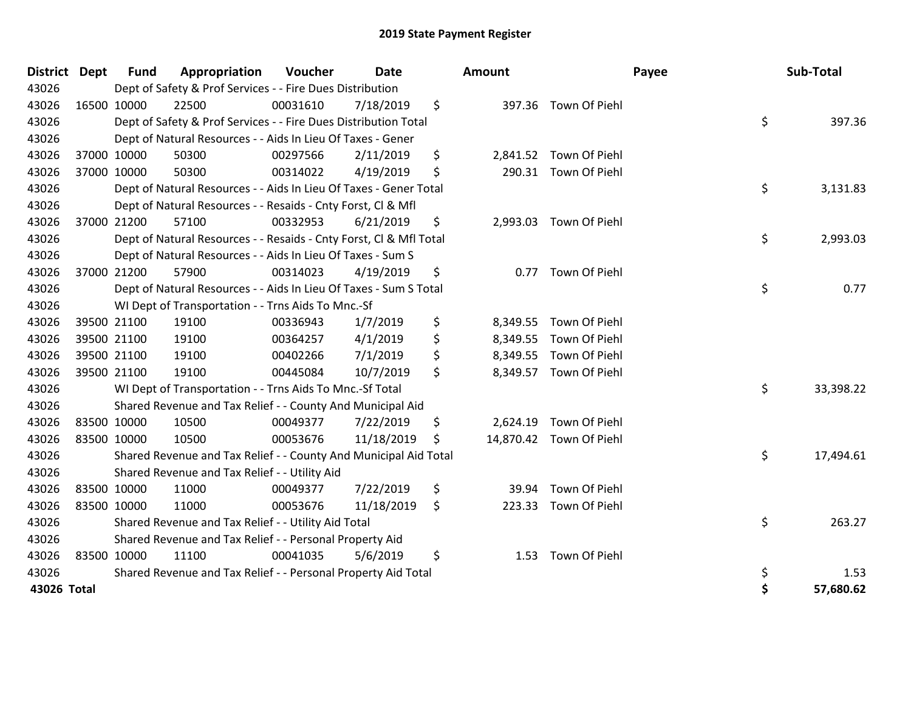# 2019 State Payment Register

| District | Dept | Fund | Appropriation | Voucher | Date | Amount | Payee | Sub-Total |
|---|---|---|---|---|---|---|---|---|
| 43026 | Dept of Safety & Prof Services - - Fire Dues Distribution | | | | | | | |
| 43026 | 16500 | 10000 | 22500 | 00031610 | 7/18/2019 | $ 397.36 | Town Of Piehl | |
| 43026 | Dept of Safety & Prof Services - - Fire Dues Distribution Total | | | | | | | $ 397.36 |
| 43026 | Dept of Natural Resources - - Aids In Lieu Of Taxes - Gener | | | | | | | |
| 43026 | 37000 | 10000 | 50300 | 00297566 | 2/11/2019 | $ 2,841.52 | Town Of Piehl | |
| 43026 | 37000 | 10000 | 50300 | 00314022 | 4/19/2019 | $ 290.31 | Town Of Piehl | |
| 43026 | Dept of Natural Resources - - Aids In Lieu Of Taxes - Gener Total | | | | | | | $ 3,131.83 |
| 43026 | Dept of Natural Resources - - Resaids - Cnty Forst, Cl & Mfl | | | | | | | |
| 43026 | 37000 | 21200 | 57100 | 00332953 | 6/21/2019 | $ 2,993.03 | Town Of Piehl | |
| 43026 | Dept of Natural Resources - - Resaids - Cnty Forst, Cl & Mfl Total | | | | | | | $ 2,993.03 |
| 43026 | Dept of Natural Resources - - Aids In Lieu Of Taxes - Sum S | | | | | | | |
| 43026 | 37000 | 21200 | 57900 | 00314023 | 4/19/2019 | $ 0.77 | Town Of Piehl | |
| 43026 | Dept of Natural Resources - - Aids In Lieu Of Taxes - Sum S Total | | | | | | | $ 0.77 |
| 43026 | WI Dept of Transportation - - Trns Aids To Mnc.-Sf | | | | | | | |
| 43026 | 39500 | 21100 | 19100 | 00336943 | 1/7/2019 | $ 8,349.55 | Town Of Piehl | |
| 43026 | 39500 | 21100 | 19100 | 00364257 | 4/1/2019 | $ 8,349.55 | Town Of Piehl | |
| 43026 | 39500 | 21100 | 19100 | 00402266 | 7/1/2019 | $ 8,349.55 | Town Of Piehl | |
| 43026 | 39500 | 21100 | 19100 | 00445084 | 10/7/2019 | $ 8,349.57 | Town Of Piehl | |
| 43026 | WI Dept of Transportation - - Trns Aids To Mnc.-Sf Total | | | | | | | $ 33,398.22 |
| 43026 | Shared Revenue and Tax Relief - - County And Municipal Aid | | | | | | | |
| 43026 | 83500 | 10000 | 10500 | 00049377 | 7/22/2019 | $ 2,624.19 | Town Of Piehl | |
| 43026 | 83500 | 10000 | 10500 | 00053676 | 11/18/2019 | $ 14,870.42 | Town Of Piehl | |
| 43026 | Shared Revenue and Tax Relief - - County And Municipal Aid Total | | | | | | | $ 17,494.61 |
| 43026 | Shared Revenue and Tax Relief - - Utility Aid | | | | | | | |
| 43026 | 83500 | 10000 | 11000 | 00049377 | 7/22/2019 | $ 39.94 | Town Of Piehl | |
| 43026 | 83500 | 10000 | 11000 | 00053676 | 11/18/2019 | $ 223.33 | Town Of Piehl | |
| 43026 | Shared Revenue and Tax Relief - - Utility Aid Total | | | | | | | $ 263.27 |
| 43026 | Shared Revenue and Tax Relief - - Personal Property Aid | | | | | | | |
| 43026 | 83500 | 10000 | 11100 | 00041035 | 5/6/2019 | $ 1.53 | Town Of Piehl | |
| 43026 | Shared Revenue and Tax Relief - - Personal Property Aid Total | | | | | | | $ 1.53 |
| **43026 Total** | | | | | | | | **$ 57,680.62** |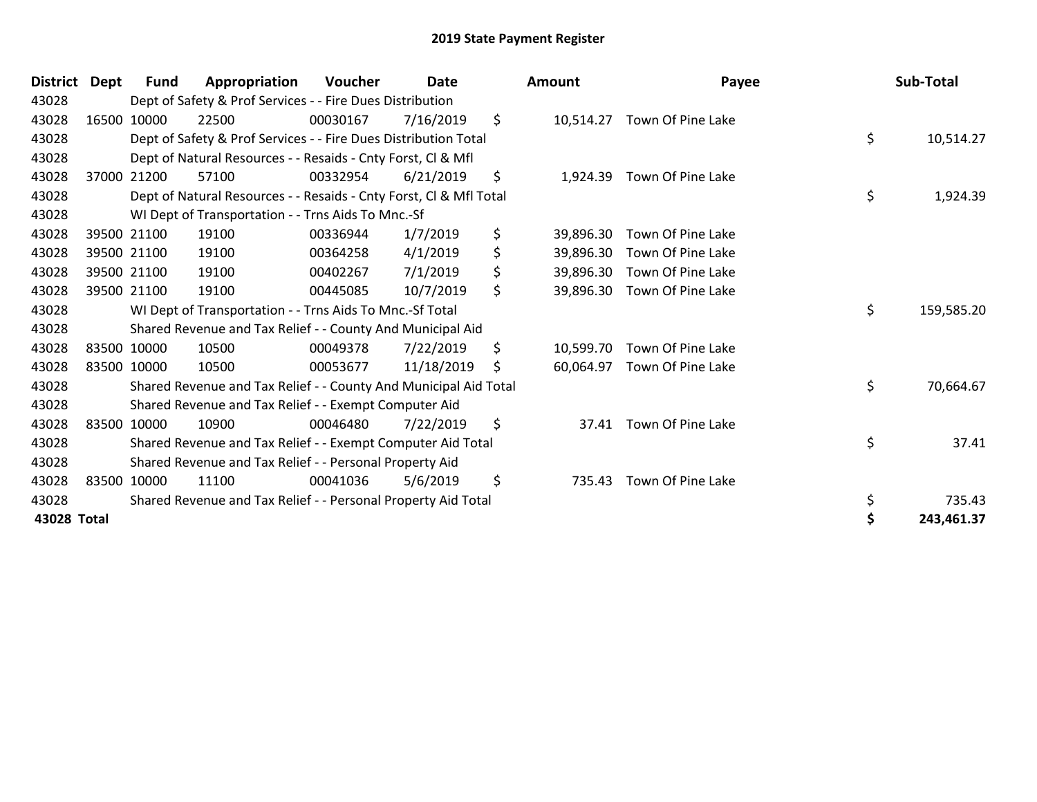# 2019 State Payment Register

| District | Dept | Fund | Appropriation | Voucher | Date | Amount | Payee | Sub-Total |
|---|---|---|---|---|---|---|---|---|
| 43028 | | Dept of Safety & Prof Services - - Fire Dues Distribution | | | | | | |
| 43028 | 16500 | 10000 | 22500 | 00030167 | 7/16/2019 | $ 10,514.27 | Town Of Pine Lake | |
| 43028 | | Dept of Safety & Prof Services - - Fire Dues Distribution Total | | | | | | $ 10,514.27 |
| 43028 | | Dept of Natural Resources - - Resaids - Cnty Forst, Cl & Mfl | | | | | | |
| 43028 | 37000 | 21200 | 57100 | 00332954 | 6/21/2019 | $ 1,924.39 | Town Of Pine Lake | |
| 43028 | | Dept of Natural Resources - - Resaids - Cnty Forst, Cl & Mfl Total | | | | | | $ 1,924.39 |
| 43028 | | WI Dept of Transportation - - Trns Aids To Mnc.-Sf | | | | | | |
| 43028 | 39500 | 21100 | 19100 | 00336944 | 1/7/2019 | $ 39,896.30 | Town Of Pine Lake | |
| 43028 | 39500 | 21100 | 19100 | 00364258 | 4/1/2019 | $ 39,896.30 | Town Of Pine Lake | |
| 43028 | 39500 | 21100 | 19100 | 00402267 | 7/1/2019 | $ 39,896.30 | Town Of Pine Lake | |
| 43028 | 39500 | 21100 | 19100 | 00445085 | 10/7/2019 | $ 39,896.30 | Town Of Pine Lake | |
| 43028 | | WI Dept of Transportation - - Trns Aids To Mnc.-Sf Total | | | | | | $ 159,585.20 |
| 43028 | | Shared Revenue and Tax Relief - - County And Municipal Aid | | | | | | |
| 43028 | 83500 | 10000 | 10500 | 00049378 | 7/22/2019 | $ 10,599.70 | Town Of Pine Lake | |
| 43028 | 83500 | 10000 | 10500 | 00053677 | 11/18/2019 | $ 60,064.97 | Town Of Pine Lake | |
| 43028 | | Shared Revenue and Tax Relief - - County And Municipal Aid Total | | | | | | $ 70,664.67 |
| 43028 | | Shared Revenue and Tax Relief - - Exempt Computer Aid | | | | | | |
| 43028 | 83500 | 10000 | 10900 | 00046480 | 7/22/2019 | $ 37.41 | Town Of Pine Lake | |
| 43028 | | Shared Revenue and Tax Relief - - Exempt Computer Aid Total | | | | | | $ 37.41 |
| 43028 | | Shared Revenue and Tax Relief - - Personal Property Aid | | | | | | |
| 43028 | 83500 | 10000 | 11100 | 00041036 | 5/6/2019 | $ 735.43 | Town Of Pine Lake | |
| 43028 | | Shared Revenue and Tax Relief - - Personal Property Aid Total | | | | | | $ 735.43 |
| **43028 Total** | | | | | | | | **$ 243,461.37** |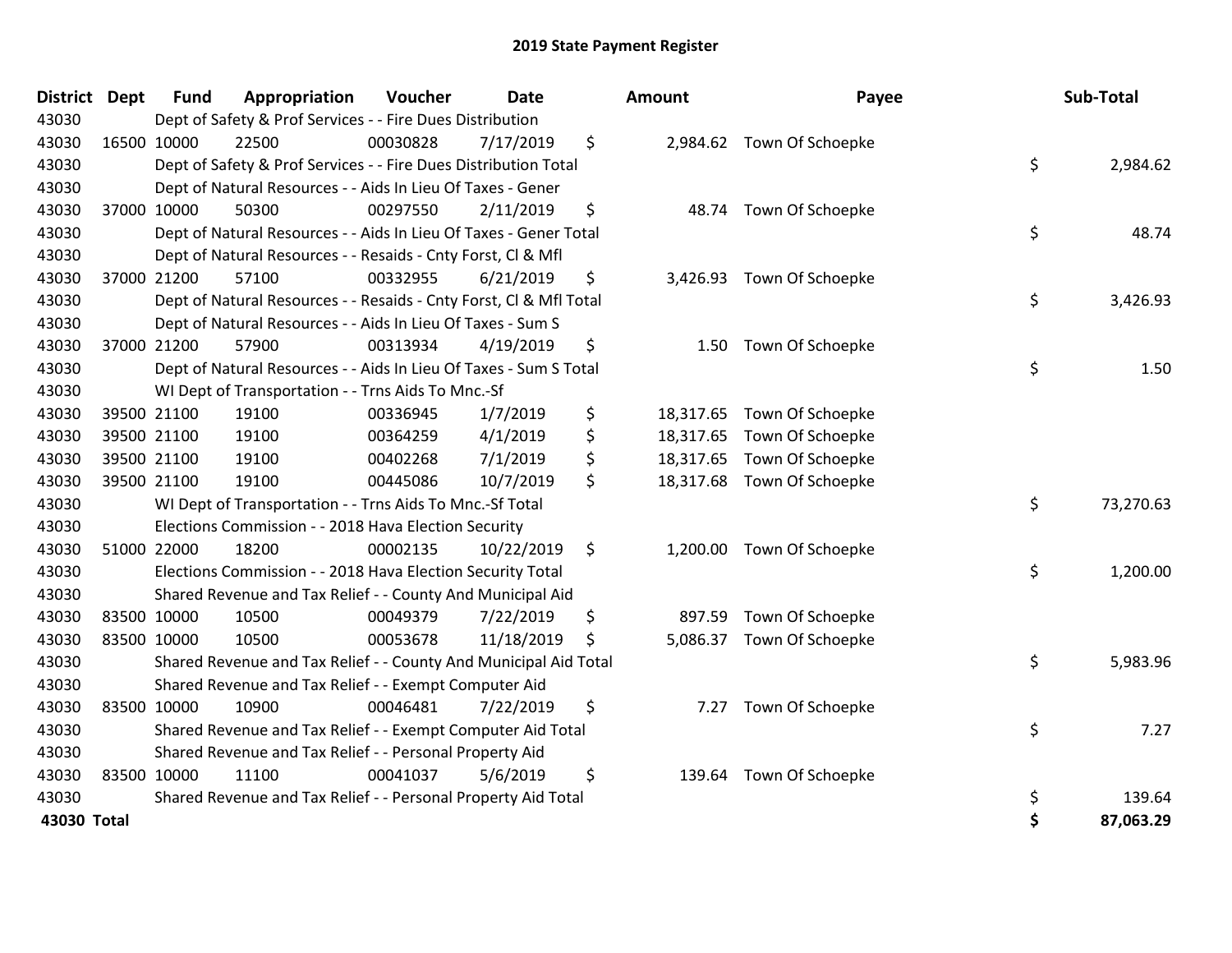# 2019 State Payment Register

| District | Dept | Fund | Appropriation | Voucher | Date | Amount | Payee | Sub-Total |
|---|---|---|---|---|---|---|---|---|
| 43030 | | Dept of Safety & Prof Services - - Fire Dues Distribution | | | | | | |
| 43030 | 16500 | 10000 | 22500 | 00030828 | 7/17/2019 | $ 2,984.62 | Town Of Schoepke | |
| 43030 | | Dept of Safety & Prof Services - - Fire Dues Distribution Total | | | | | | $ 2,984.62 |
| 43030 | | Dept of Natural Resources - - Aids In Lieu Of Taxes - Gener | | | | | | |
| 43030 | 37000 | 10000 | 50300 | 00297550 | 2/11/2019 | $ 48.74 | Town Of Schoepke | |
| 43030 | | Dept of Natural Resources - - Aids In Lieu Of Taxes - Gener Total | | | | | | $ 48.74 |
| 43030 | | Dept of Natural Resources - - Resaids - Cnty Forst, Cl & Mfl | | | | | | |
| 43030 | 37000 | 21200 | 57100 | 00332955 | 6/21/2019 | $ 3,426.93 | Town Of Schoepke | |
| 43030 | | Dept of Natural Resources - - Resaids - Cnty Forst, Cl & Mfl Total | | | | | | $ 3,426.93 |
| 43030 | | Dept of Natural Resources - - Aids In Lieu Of Taxes - Sum S | | | | | | |
| 43030 | 37000 | 21200 | 57900 | 00313934 | 4/19/2019 | $ 1.50 | Town Of Schoepke | |
| 43030 | | Dept of Natural Resources - - Aids In Lieu Of Taxes - Sum S Total | | | | | | $ 1.50 |
| 43030 | | WI Dept of Transportation - - Trns Aids To Mnc.-Sf | | | | | | |
| 43030 | 39500 | 21100 | 19100 | 00336945 | 1/7/2019 | $ 18,317.65 | Town Of Schoepke | |
| 43030 | 39500 | 21100 | 19100 | 00364259 | 4/1/2019 | $ 18,317.65 | Town Of Schoepke | |
| 43030 | 39500 | 21100 | 19100 | 00402268 | 7/1/2019 | $ 18,317.65 | Town Of Schoepke | |
| 43030 | 39500 | 21100 | 19100 | 00445086 | 10/7/2019 | $ 18,317.68 | Town Of Schoepke | |
| 43030 | | WI Dept of Transportation - - Trns Aids To Mnc.-Sf Total | | | | | | $ 73,270.63 |
| 43030 | | Elections Commission - - 2018 Hava Election Security | | | | | | |
| 43030 | 51000 | 22000 | 18200 | 00002135 | 10/22/2019 | $ 1,200.00 | Town Of Schoepke | |
| 43030 | | Elections Commission - - 2018 Hava Election Security Total | | | | | | $ 1,200.00 |
| 43030 | | Shared Revenue and Tax Relief - - County And Municipal Aid | | | | | | |
| 43030 | 83500 | 10000 | 10500 | 00049379 | 7/22/2019 | $ 897.59 | Town Of Schoepke | |
| 43030 | 83500 | 10000 | 10500 | 00053678 | 11/18/2019 | $ 5,086.37 | Town Of Schoepke | |
| 43030 | | Shared Revenue and Tax Relief - - County And Municipal Aid Total | | | | | | $ 5,983.96 |
| 43030 | | Shared Revenue and Tax Relief - - Exempt Computer Aid | | | | | | |
| 43030 | 83500 | 10000 | 10900 | 00046481 | 7/22/2019 | $ 7.27 | Town Of Schoepke | |
| 43030 | | Shared Revenue and Tax Relief - - Exempt Computer Aid Total | | | | | | $ 7.27 |
| 43030 | | Shared Revenue and Tax Relief - - Personal Property Aid | | | | | | |
| 43030 | 83500 | 10000 | 11100 | 00041037 | 5/6/2019 | $ 139.64 | Town Of Schoepke | |
| 43030 | | Shared Revenue and Tax Relief - - Personal Property Aid Total | | | | | | $ 139.64 |
| **43030 Total** | | | | | | | | **$ 87,063.29** |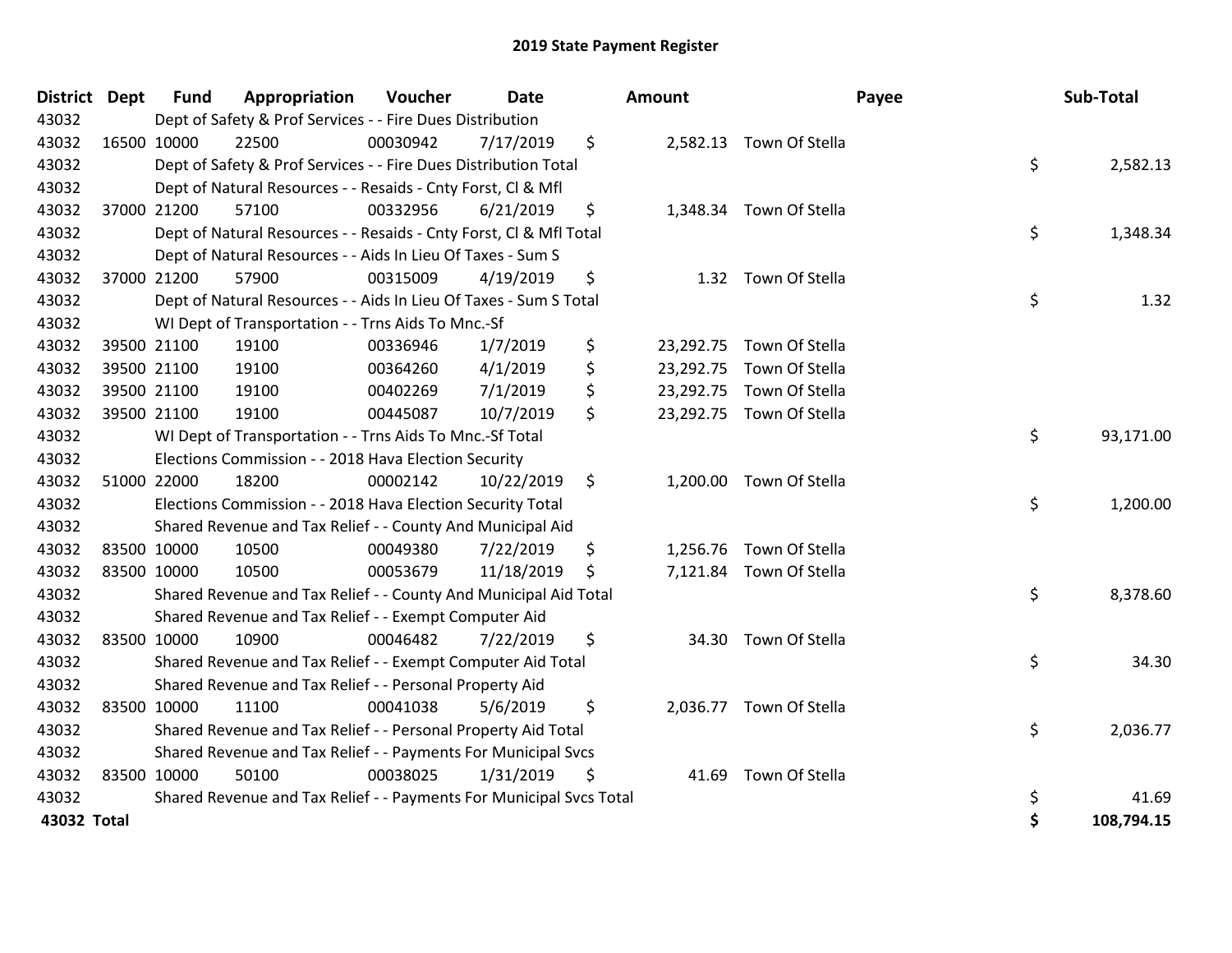# 2019 State Payment Register

| District | Dept | Fund | Appropriation | Voucher | Date | Amount | Payee | Sub-Total |
|---|---|---|---|---|---|---|---|---|
| 43032 | | Dept of Safety & Prof Services - - Fire Dues Distribution | | | | | | |
| 43032 | 16500 | 10000 | 22500 | 00030942 | 7/17/2019 | $ 2,582.13 | Town Of Stella | |
| 43032 | | Dept of Safety & Prof Services - - Fire Dues Distribution Total | | | | | | $ 2,582.13 |
| 43032 | | Dept of Natural Resources - - Resaids - Cnty Forst, Cl & Mfl | | | | | | |
| 43032 | 37000 | 21200 | 57100 | 00332956 | 6/21/2019 | $ 1,348.34 | Town Of Stella | |
| 43032 | | Dept of Natural Resources - - Resaids - Cnty Forst, Cl & Mfl Total | | | | | | $ 1,348.34 |
| 43032 | | Dept of Natural Resources - - Aids In Lieu Of Taxes - Sum S | | | | | | |
| 43032 | 37000 | 21200 | 57900 | 00315009 | 4/19/2019 | $ 1.32 | Town Of Stella | |
| 43032 | | Dept of Natural Resources - - Aids In Lieu Of Taxes - Sum S Total | | | | | | $ 1.32 |
| 43032 | | WI Dept of Transportation - - Trns Aids To Mnc.-Sf | | | | | | |
| 43032 | 39500 | 21100 | 19100 | 00336946 | 1/7/2019 | $ 23,292.75 | Town Of Stella | |
| 43032 | 39500 | 21100 | 19100 | 00364260 | 4/1/2019 | $ 23,292.75 | Town Of Stella | |
| 43032 | 39500 | 21100 | 19100 | 00402269 | 7/1/2019 | $ 23,292.75 | Town Of Stella | |
| 43032 | 39500 | 21100 | 19100 | 00445087 | 10/7/2019 | $ 23,292.75 | Town Of Stella | |
| 43032 | | WI Dept of Transportation - - Trns Aids To Mnc.-Sf Total | | | | | | $ 93,171.00 |
| 43032 | | Elections Commission - - 2018 Hava Election Security | | | | | | |
| 43032 | 51000 | 22000 | 18200 | 00002142 | 10/22/2019 | $ 1,200.00 | Town Of Stella | |
| 43032 | | Elections Commission - - 2018 Hava Election Security Total | | | | | | $ 1,200.00 |
| 43032 | | Shared Revenue and Tax Relief - - County And Municipal Aid | | | | | | |
| 43032 | 83500 | 10000 | 10500 | 00049380 | 7/22/2019 | $ 1,256.76 | Town Of Stella | |
| 43032 | 83500 | 10000 | 10500 | 00053679 | 11/18/2019 | $ 7,121.84 | Town Of Stella | |
| 43032 | | Shared Revenue and Tax Relief - - County And Municipal Aid Total | | | | | | $ 8,378.60 |
| 43032 | | Shared Revenue and Tax Relief - - Exempt Computer Aid | | | | | | |
| 43032 | 83500 | 10000 | 10900 | 00046482 | 7/22/2019 | $ 34.30 | Town Of Stella | |
| 43032 | | Shared Revenue and Tax Relief - - Exempt Computer Aid Total | | | | | | $ 34.30 |
| 43032 | | Shared Revenue and Tax Relief - - Personal Property Aid | | | | | | |
| 43032 | 83500 | 10000 | 11100 | 00041038 | 5/6/2019 | $ 2,036.77 | Town Of Stella | |
| 43032 | | Shared Revenue and Tax Relief - - Personal Property Aid Total | | | | | | $ 2,036.77 |
| 43032 | | Shared Revenue and Tax Relief - - Payments For Municipal Svcs | | | | | | |
| 43032 | 83500 | 10000 | 50100 | 00038025 | 1/31/2019 | $ 41.69 | Town Of Stella | |
| 43032 | | Shared Revenue and Tax Relief - - Payments For Municipal Svcs Total | | | | | | $ 41.69 |
| **43032 Total** | | | | | | | | **$ 108,794.15** |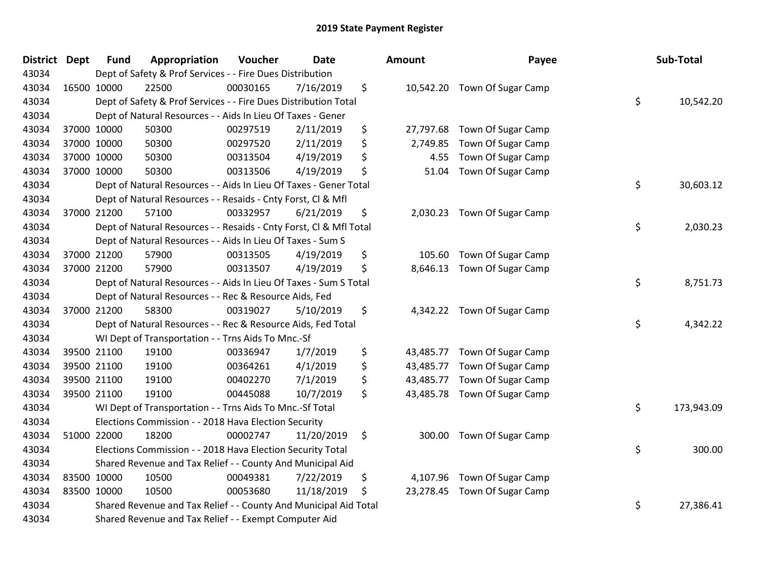# 2019 State Payment Register

| District | Dept | Fund | Appropriation | Voucher | Date | Amount | Payee | Sub-Total |
|---|---|---|---|---|---|---|---|---|
| 43034 | | Dept of Safety & Prof Services - - Fire Dues Distribution | | | | | | |
| 43034 | 16500 | 10000 | 22500 | 00030165 | 7/16/2019 | $ 10,542.20 | Town Of Sugar Camp | |
| 43034 | | Dept of Safety & Prof Services - - Fire Dues Distribution Total | | | | | | $ 10,542.20 |
| 43034 | | Dept of Natural Resources - - Aids In Lieu Of Taxes - Gener | | | | | | |
| 43034 | 37000 | 10000 | 50300 | 00297519 | 2/11/2019 | $ 27,797.68 | Town Of Sugar Camp | |
| 43034 | 37000 | 10000 | 50300 | 00297520 | 2/11/2019 | $ 2,749.85 | Town Of Sugar Camp | |
| 43034 | 37000 | 10000 | 50300 | 00313504 | 4/19/2019 | $ 4.55 | Town Of Sugar Camp | |
| 43034 | 37000 | 10000 | 50300 | 00313506 | 4/19/2019 | $ 51.04 | Town Of Sugar Camp | |
| 43034 | | Dept of Natural Resources - - Aids In Lieu Of Taxes - Gener Total | | | | | | $ 30,603.12 |
| 43034 | | Dept of Natural Resources - - Resaids - Cnty Forst, Cl & Mfl | | | | | | |
| 43034 | 37000 | 21200 | 57100 | 00332957 | 6/21/2019 | $ 2,030.23 | Town Of Sugar Camp | |
| 43034 | | Dept of Natural Resources - - Resaids - Cnty Forst, Cl & Mfl Total | | | | | | $ 2,030.23 |
| 43034 | | Dept of Natural Resources - - Aids In Lieu Of Taxes - Sum S | | | | | | |
| 43034 | 37000 | 21200 | 57900 | 00313505 | 4/19/2019 | $ 105.60 | Town Of Sugar Camp | |
| 43034 | 37000 | 21200 | 57900 | 00313507 | 4/19/2019 | $ 8,646.13 | Town Of Sugar Camp | |
| 43034 | | Dept of Natural Resources - - Aids In Lieu Of Taxes - Sum S Total | | | | | | $ 8,751.73 |
| 43034 | | Dept of Natural Resources - - Rec & Resource Aids, Fed | | | | | | |
| 43034 | 37000 | 21200 | 58300 | 00319027 | 5/10/2019 | $ 4,342.22 | Town Of Sugar Camp | |
| 43034 | | Dept of Natural Resources - - Rec & Resource Aids, Fed Total | | | | | | $ 4,342.22 |
| 43034 | | WI Dept of Transportation - - Trns Aids To Mnc.-Sf | | | | | | |
| 43034 | 39500 | 21100 | 19100 | 00336947 | 1/7/2019 | $ 43,485.77 | Town Of Sugar Camp | |
| 43034 | 39500 | 21100 | 19100 | 00364261 | 4/1/2019 | $ 43,485.77 | Town Of Sugar Camp | |
| 43034 | 39500 | 21100 | 19100 | 00402270 | 7/1/2019 | $ 43,485.77 | Town Of Sugar Camp | |
| 43034 | 39500 | 21100 | 19100 | 00445088 | 10/7/2019 | $ 43,485.78 | Town Of Sugar Camp | |
| 43034 | | WI Dept of Transportation - - Trns Aids To Mnc.-Sf Total | | | | | | $ 173,943.09 |
| 43034 | | Elections Commission - - 2018 Hava Election Security | | | | | | |
| 43034 | 51000 | 22000 | 18200 | 00002747 | 11/20/2019 | $ 300.00 | Town Of Sugar Camp | |
| 43034 | | Elections Commission - - 2018 Hava Election Security Total | | | | | | $ 300.00 |
| 43034 | | Shared Revenue and Tax Relief - - County And Municipal Aid | | | | | | |
| 43034 | 83500 | 10000 | 10500 | 00049381 | 7/22/2019 | $ 4,107.96 | Town Of Sugar Camp | |
| 43034 | 83500 | 10000 | 10500 | 00053680 | 11/18/2019 | $ 23,278.45 | Town Of Sugar Camp | |
| 43034 | | Shared Revenue and Tax Relief - - County And Municipal Aid Total | | | | | | $ 27,386.41 |
| 43034 | | Shared Revenue and Tax Relief - - Exempt Computer Aid | | | | | | |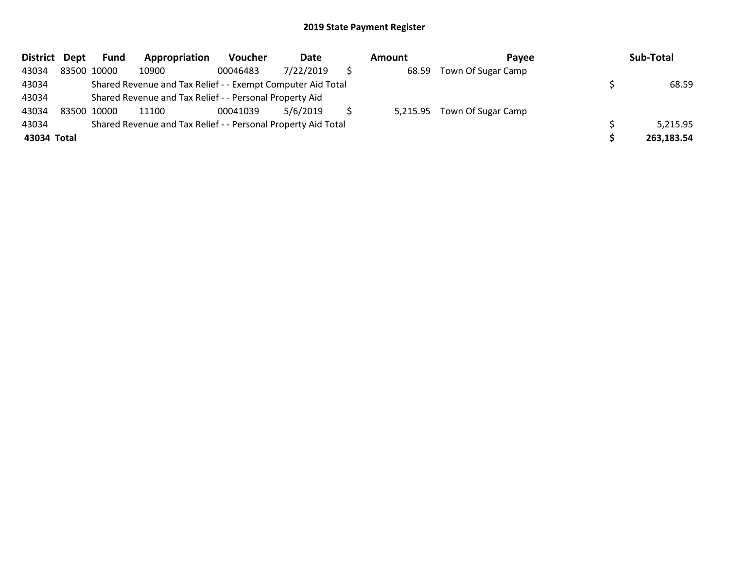## 2019 State Payment Register

| District | Dept | Fund | Appropriation | Voucher | Date | Amount | Payee | Sub-Total |
|---|---|---|---|---|---|---|---|---|
| 43034 | 83500 | 10000 | 10900 | 00046483 | 7/22/2019 | $ 68.59 | Town Of Sugar Camp | |
| 43034 | | Shared Revenue and Tax Relief - - Exempt Computer Aid Total | | | | | | $ 68.59 |
| 43034 | | Shared Revenue and Tax Relief - - Personal Property Aid | | | | | | |
| 43034 | 83500 | 10000 | 11100 | 00041039 | 5/6/2019 | $ 5,215.95 | Town Of Sugar Camp | |
| 43034 | | Shared Revenue and Tax Relief - - Personal Property Aid Total | | | | | | $ 5,215.95 |
| **43034** | **Total** | | | | | | | **$ 263,183.54** |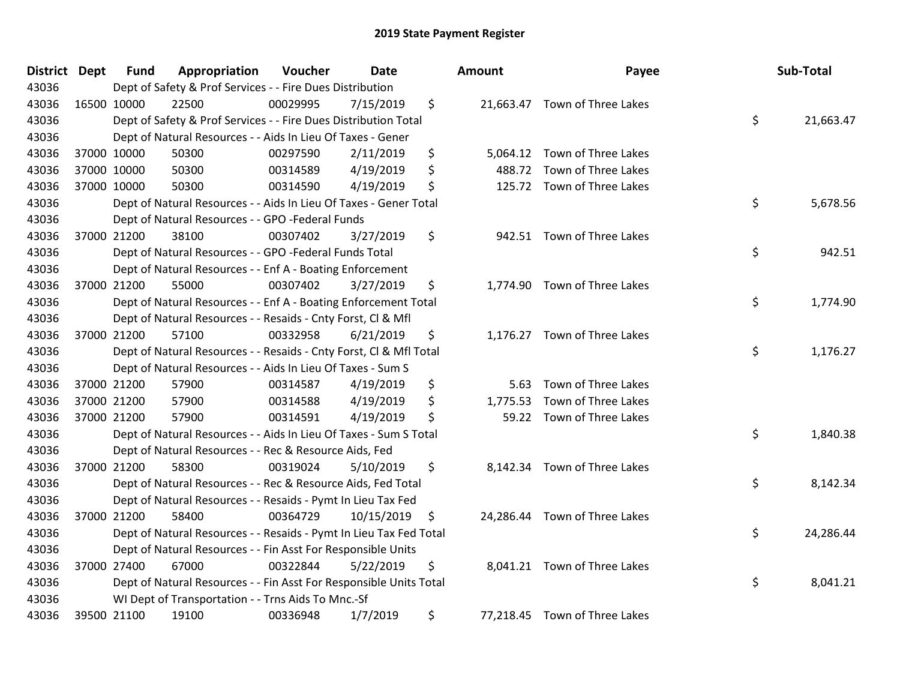# 2019 State Payment Register

| District | Dept | Fund | Appropriation | Voucher | Date | Amount | Payee | Sub-Total |
|---|---|---|---|---|---|---|---|---|
| 43036 | | Dept of Safety & Prof Services - - Fire Dues Distribution | | | | | | |
| 43036 | 16500 | 10000 | 22500 | 00029995 | 7/15/2019 | $ 21,663.47 | Town of Three Lakes | |
| 43036 | | Dept of Safety & Prof Services - - Fire Dues Distribution Total | | | | | | $ 21,663.47 |
| 43036 | | Dept of Natural Resources - - Aids In Lieu Of Taxes - Gener | | | | | | |
| 43036 | 37000 | 10000 | 50300 | 00297590 | 2/11/2019 | $ 5,064.12 | Town of Three Lakes | |
| 43036 | 37000 | 10000 | 50300 | 00314589 | 4/19/2019 | $ 488.72 | Town of Three Lakes | |
| 43036 | 37000 | 10000 | 50300 | 00314590 | 4/19/2019 | $ 125.72 | Town of Three Lakes | |
| 43036 | | Dept of Natural Resources - - Aids In Lieu Of Taxes - Gener Total | | | | | | $ 5,678.56 |
| 43036 | | Dept of Natural Resources - - GPO -Federal Funds | | | | | | |
| 43036 | 37000 | 21200 | 38100 | 00307402 | 3/27/2019 | $ 942.51 | Town of Three Lakes | |
| 43036 | | Dept of Natural Resources - - GPO -Federal Funds Total | | | | | | $ 942.51 |
| 43036 | | Dept of Natural Resources - - Enf A - Boating Enforcement | | | | | | |
| 43036 | 37000 | 21200 | 55000 | 00307402 | 3/27/2019 | $ 1,774.90 | Town of Three Lakes | |
| 43036 | | Dept of Natural Resources - - Enf A - Boating Enforcement Total | | | | | | $ 1,774.90 |
| 43036 | | Dept of Natural Resources - - Resaids - Cnty Forst, Cl & Mfl | | | | | | |
| 43036 | 37000 | 21200 | 57100 | 00332958 | 6/21/2019 | $ 1,176.27 | Town of Three Lakes | |
| 43036 | | Dept of Natural Resources - - Resaids - Cnty Forst, Cl & Mfl Total | | | | | | $ 1,176.27 |
| 43036 | | Dept of Natural Resources - - Aids In Lieu Of Taxes - Sum S | | | | | | |
| 43036 | 37000 | 21200 | 57900 | 00314587 | 4/19/2019 | $ 5.63 | Town of Three Lakes | |
| 43036 | 37000 | 21200 | 57900 | 00314588 | 4/19/2019 | $ 1,775.53 | Town of Three Lakes | |
| 43036 | 37000 | 21200 | 57900 | 00314591 | 4/19/2019 | $ 59.22 | Town of Three Lakes | |
| 43036 | | Dept of Natural Resources - - Aids In Lieu Of Taxes - Sum S Total | | | | | | $ 1,840.38 |
| 43036 | | Dept of Natural Resources - - Rec & Resource Aids, Fed | | | | | | |
| 43036 | 37000 | 21200 | 58300 | 00319024 | 5/10/2019 | $ 8,142.34 | Town of Three Lakes | |
| 43036 | | Dept of Natural Resources - - Rec & Resource Aids, Fed Total | | | | | | $ 8,142.34 |
| 43036 | | Dept of Natural Resources - - Resaids - Pymt In Lieu Tax Fed | | | | | | |
| 43036 | 37000 | 21200 | 58400 | 00364729 | 10/15/2019 | $ 24,286.44 | Town of Three Lakes | |
| 43036 | | Dept of Natural Resources - - Resaids - Pymt In Lieu Tax Fed Total | | | | | | $ 24,286.44 |
| 43036 | | Dept of Natural Resources - - Fin Asst For Responsible Units | | | | | | |
| 43036 | 37000 | 27400 | 67000 | 00322844 | 5/22/2019 | $ 8,041.21 | Town of Three Lakes | |
| 43036 | | Dept of Natural Resources - - Fin Asst For Responsible Units Total | | | | | | $ 8,041.21 |
| 43036 | | WI Dept of Transportation - - Trns Aids To Mnc.-Sf | | | | | | |
| 43036 | 39500 | 21100 | 19100 | 00336948 | 1/7/2019 | $ 77,218.45 | Town of Three Lakes | |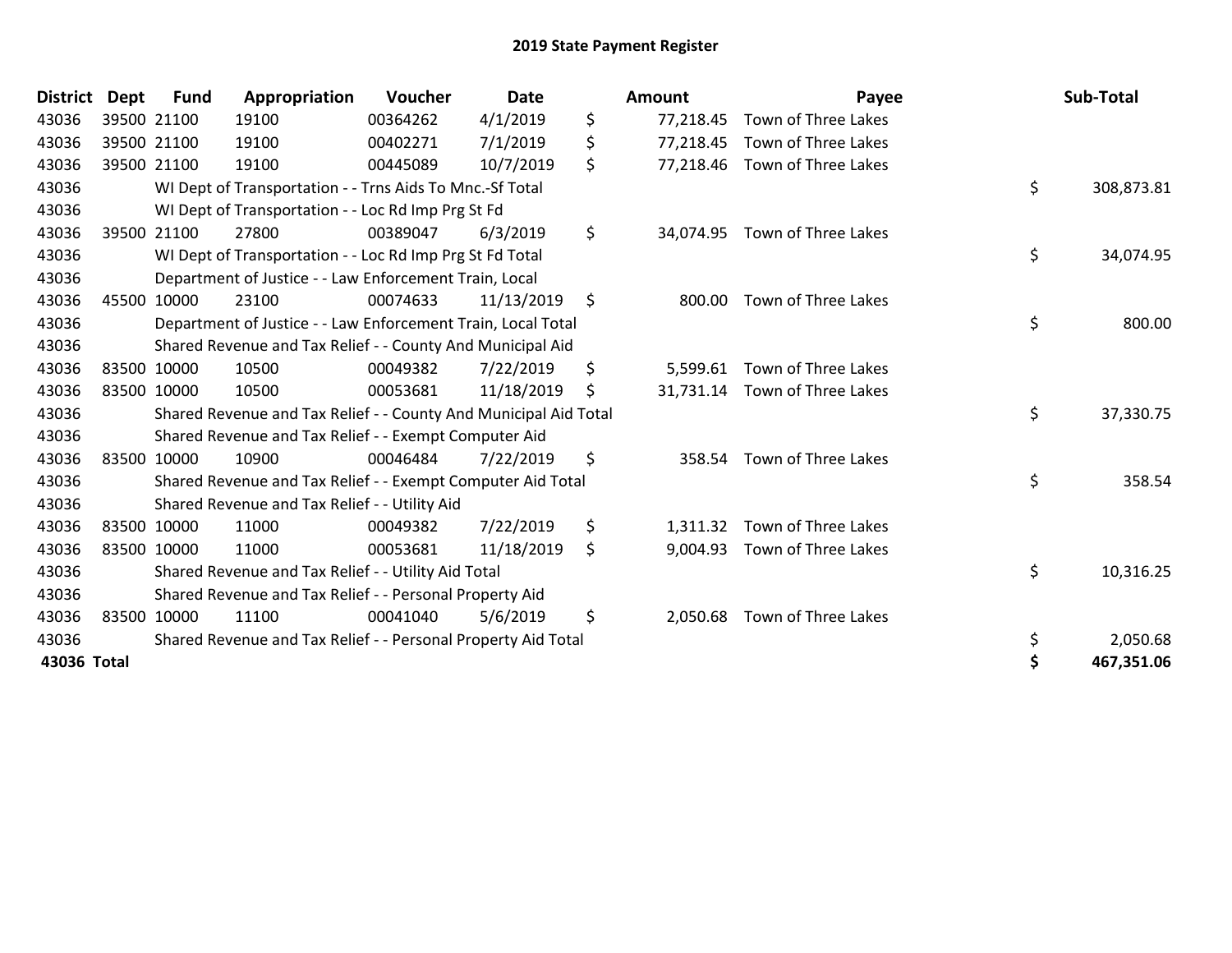# 2019 State Payment Register

| District | Dept | Fund | Appropriation | Voucher | Date | Amount | Payee | Sub-Total |
|---|---|---|---|---|---|---|---|---|
| 43036 | 39500 | 21100 | 19100 | 00364262 | 4/1/2019 | $ 77,218.45 | Town of Three Lakes | |
| 43036 | 39500 | 21100 | 19100 | 00402271 | 7/1/2019 | $ 77,218.45 | Town of Three Lakes | |
| 43036 | 39500 | 21100 | 19100 | 00445089 | 10/7/2019 | $ 77,218.46 | Town of Three Lakes | |
| 43036 | | WI Dept of Transportation - - Trns Aids To Mnc.-Sf Total | | | | | | $ 308,873.81 |
| 43036 | | WI Dept of Transportation - - Loc Rd Imp Prg St Fd | | | | | | |
| 43036 | 39500 | 21100 | 27800 | 00389047 | 6/3/2019 | $ 34,074.95 | Town of Three Lakes | |
| 43036 | | WI Dept of Transportation - - Loc Rd Imp Prg St Fd Total | | | | | | $ 34,074.95 |
| 43036 | | Department of Justice - - Law Enforcement Train, Local | | | | | | |
| 43036 | 45500 | 10000 | 23100 | 00074633 | 11/13/2019 | $ 800.00 | Town of Three Lakes | |
| 43036 | | Department of Justice - - Law Enforcement Train, Local Total | | | | | | $ 800.00 |
| 43036 | | Shared Revenue and Tax Relief - - County And Municipal Aid | | | | | | |
| 43036 | 83500 | 10000 | 10500 | 00049382 | 7/22/2019 | $ 5,599.61 | Town of Three Lakes | |
| 43036 | 83500 | 10000 | 10500 | 00053681 | 11/18/2019 | $ 31,731.14 | Town of Three Lakes | |
| 43036 | | Shared Revenue and Tax Relief - - County And Municipal Aid Total | | | | | | $ 37,330.75 |
| 43036 | | Shared Revenue and Tax Relief - - Exempt Computer Aid | | | | | | |
| 43036 | 83500 | 10000 | 10900 | 00046484 | 7/22/2019 | $ 358.54 | Town of Three Lakes | |
| 43036 | | Shared Revenue and Tax Relief - - Exempt Computer Aid Total | | | | | | $ 358.54 |
| 43036 | | Shared Revenue and Tax Relief - - Utility Aid | | | | | | |
| 43036 | 83500 | 10000 | 11000 | 00049382 | 7/22/2019 | $ 1,311.32 | Town of Three Lakes | |
| 43036 | 83500 | 10000 | 11000 | 00053681 | 11/18/2019 | $ 9,004.93 | Town of Three Lakes | |
| 43036 | | Shared Revenue and Tax Relief - - Utility Aid Total | | | | | | $ 10,316.25 |
| 43036 | | Shared Revenue and Tax Relief - - Personal Property Aid | | | | | | |
| 43036 | 83500 | 10000 | 11100 | 00041040 | 5/6/2019 | $ 2,050.68 | Town of Three Lakes | |
| 43036 | | Shared Revenue and Tax Relief - - Personal Property Aid Total | | | | | | $ 2,050.68 |
| **43036 Total** | | | | | | | | **$ 467,351.06** |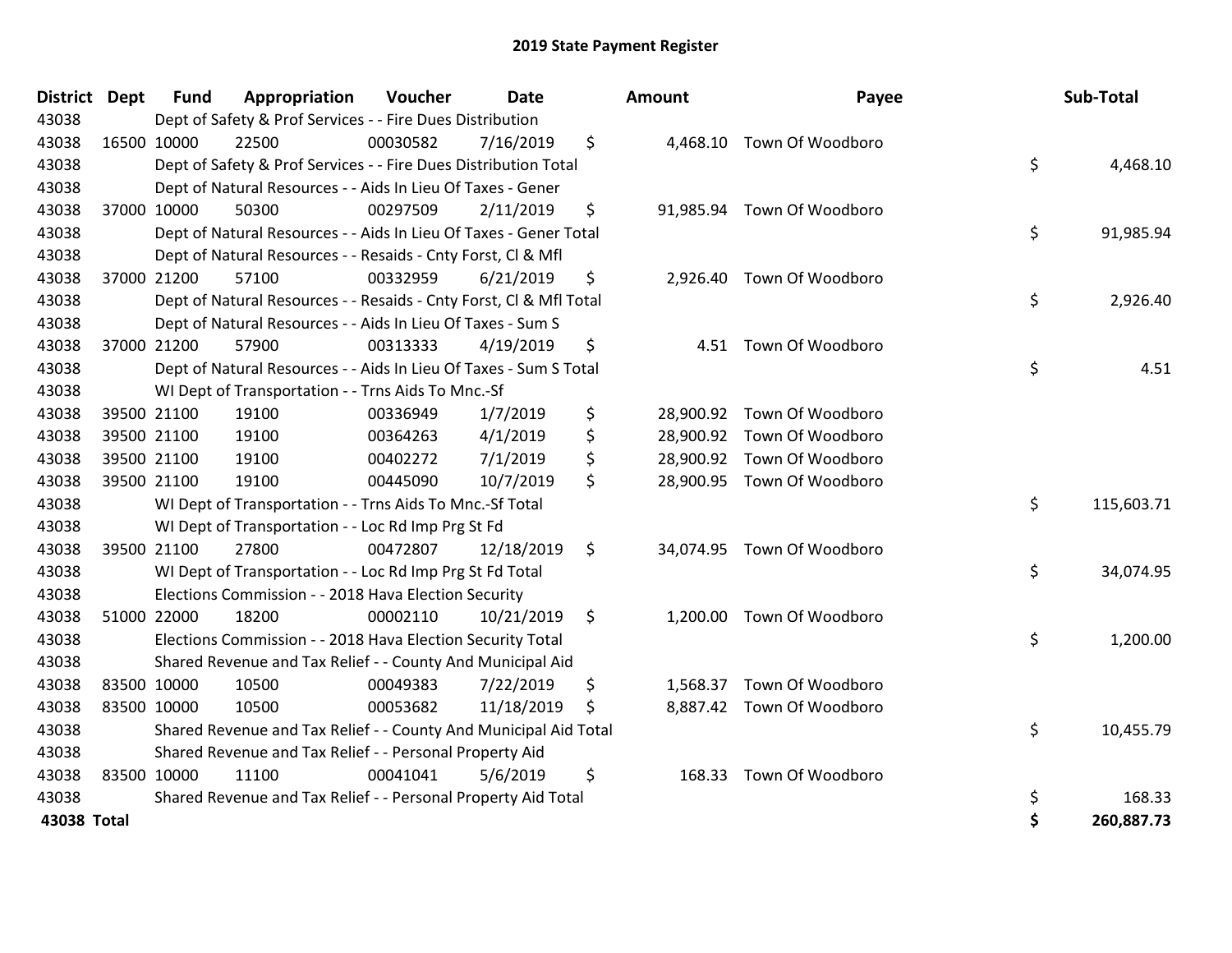# 2019 State Payment Register

| District | Dept | Fund | Appropriation | Voucher | Date | Amount | Payee | Sub-Total |
|---|---|---|---|---|---|---|---|---|
| 43038 | | Dept of Safety & Prof Services - - Fire Dues Distribution | | | | | | |
| 43038 | 16500 | 10000 | 22500 | 00030582 | 7/16/2019 | $ 4,468.10 | Town Of Woodboro | |
| 43038 | | Dept of Safety & Prof Services - - Fire Dues Distribution Total | | | | | | $ 4,468.10 |
| 43038 | | Dept of Natural Resources - - Aids In Lieu Of Taxes - Gener | | | | | | |
| 43038 | 37000 | 10000 | 50300 | 00297509 | 2/11/2019 | $ 91,985.94 | Town Of Woodboro | |
| 43038 | | Dept of Natural Resources - - Aids In Lieu Of Taxes - Gener Total | | | | | | $ 91,985.94 |
| 43038 | | Dept of Natural Resources - - Resaids - Cnty Forst, Cl & Mfl | | | | | | |
| 43038 | 37000 | 21200 | 57100 | 00332959 | 6/21/2019 | $ 2,926.40 | Town Of Woodboro | |
| 43038 | | Dept of Natural Resources - - Resaids - Cnty Forst, Cl & Mfl Total | | | | | | $ 2,926.40 |
| 43038 | | Dept of Natural Resources - - Aids In Lieu Of Taxes - Sum S | | | | | | |
| 43038 | 37000 | 21200 | 57900 | 00313333 | 4/19/2019 | $ 4.51 | Town Of Woodboro | |
| 43038 | | Dept of Natural Resources - - Aids In Lieu Of Taxes - Sum S Total | | | | | | $ 4.51 |
| 43038 | | WI Dept of Transportation - - Trns Aids To Mnc.-Sf | | | | | | |
| 43038 | 39500 | 21100 | 19100 | 00336949 | 1/7/2019 | $ 28,900.92 | Town Of Woodboro | |
| 43038 | 39500 | 21100 | 19100 | 00364263 | 4/1/2019 | $ 28,900.92 | Town Of Woodboro | |
| 43038 | 39500 | 21100 | 19100 | 00402272 | 7/1/2019 | $ 28,900.92 | Town Of Woodboro | |
| 43038 | 39500 | 21100 | 19100 | 00445090 | 10/7/2019 | $ 28,900.95 | Town Of Woodboro | |
| 43038 | | WI Dept of Transportation - - Trns Aids To Mnc.-Sf Total | | | | | | $ 115,603.71 |
| 43038 | | WI Dept of Transportation - - Loc Rd Imp Prg St Fd | | | | | | |
| 43038 | 39500 | 21100 | 27800 | 00472807 | 12/18/2019 | $ 34,074.95 | Town Of Woodboro | |
| 43038 | | WI Dept of Transportation - - Loc Rd Imp Prg St Fd Total | | | | | | $ 34,074.95 |
| 43038 | | Elections Commission - - 2018 Hava Election Security | | | | | | |
| 43038 | 51000 | 22000 | 18200 | 00002110 | 10/21/2019 | $ 1,200.00 | Town Of Woodboro | |
| 43038 | | Elections Commission - - 2018 Hava Election Security Total | | | | | | $ 1,200.00 |
| 43038 | | Shared Revenue and Tax Relief - - County And Municipal Aid | | | | | | |
| 43038 | 83500 | 10000 | 10500 | 00049383 | 7/22/2019 | $ 1,568.37 | Town Of Woodboro | |
| 43038 | 83500 | 10000 | 10500 | 00053682 | 11/18/2019 | $ 8,887.42 | Town Of Woodboro | |
| 43038 | | Shared Revenue and Tax Relief - - County And Municipal Aid Total | | | | | | $ 10,455.79 |
| 43038 | | Shared Revenue and Tax Relief - - Personal Property Aid | | | | | | |
| 43038 | 83500 | 10000 | 11100 | 00041041 | 5/6/2019 | $ 168.33 | Town Of Woodboro | |
| 43038 | | Shared Revenue and Tax Relief - - Personal Property Aid Total | | | | | | $ 168.33 |
| **43038 Total** | | | | | | | | **$ 260,887.73** |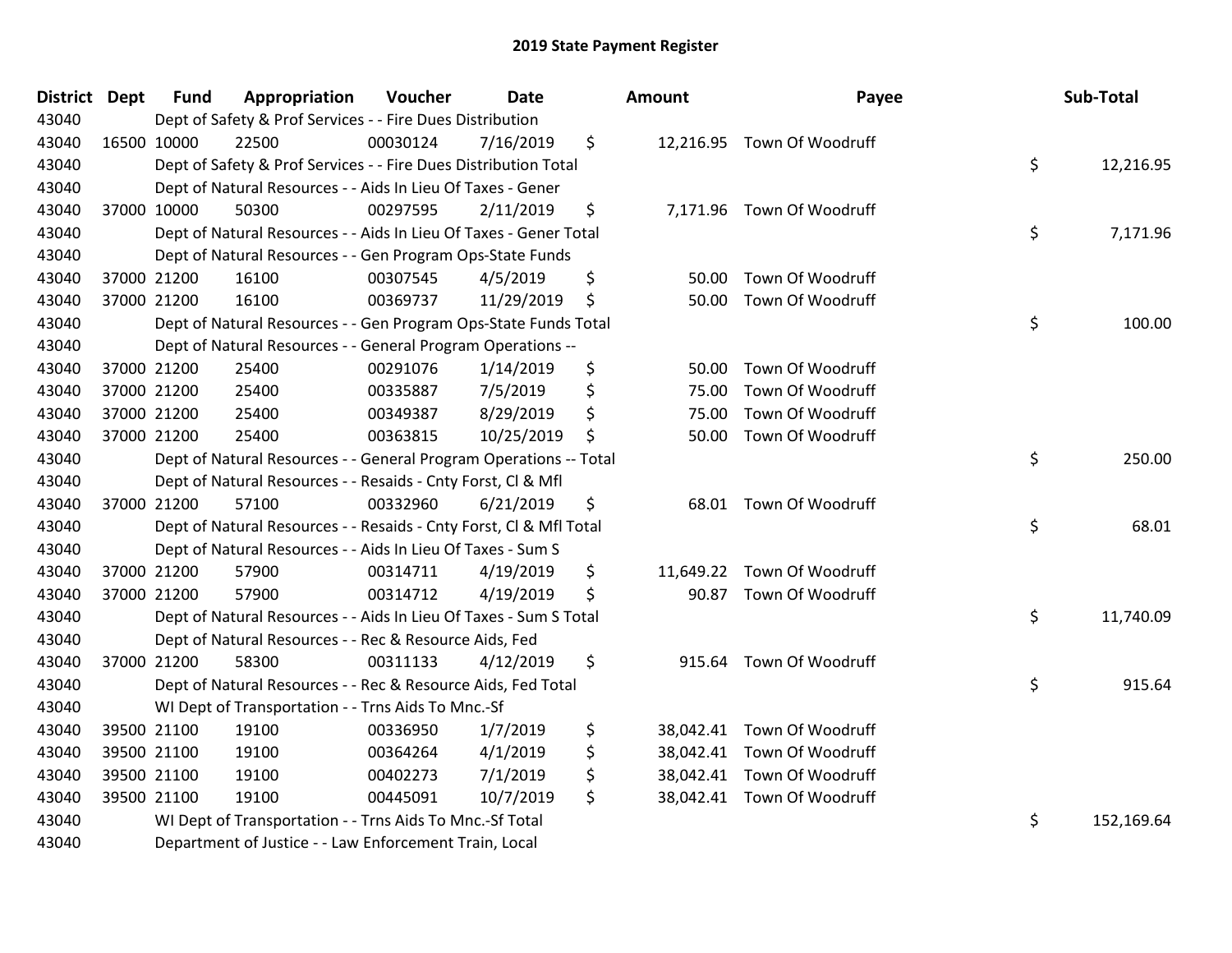## 2019 State Payment Register

| District | Dept | Fund | Appropriation | Voucher | Date | Amount | Payee | Sub-Total |
|---|---|---|---|---|---|---|---|---|
| 43040 | | Dept of Safety & Prof Services - - Fire Dues Distribution | | | | | | |
| 43040 | 16500 | 10000 | 22500 | 00030124 | 7/16/2019 | $ 12,216.95 | Town Of Woodruff | |
| 43040 | | Dept of Safety & Prof Services - - Fire Dues Distribution Total | | | | | | $ 12,216.95 |
| 43040 | | Dept of Natural Resources - - Aids In Lieu Of Taxes - Gener | | | | | | |
| 43040 | 37000 | 10000 | 50300 | 00297595 | 2/11/2019 | $ 7,171.96 | Town Of Woodruff | |
| 43040 | | Dept of Natural Resources - - Aids In Lieu Of Taxes - Gener Total | | | | | | $ 7,171.96 |
| 43040 | | Dept of Natural Resources - - Gen Program Ops-State Funds | | | | | | |
| 43040 | 37000 | 21200 | 16100 | 00307545 | 4/5/2019 | $ 50.00 | Town Of Woodruff | |
| 43040 | 37000 | 21200 | 16100 | 00369737 | 11/29/2019 | $ 50.00 | Town Of Woodruff | |
| 43040 | | Dept of Natural Resources - - Gen Program Ops-State Funds Total | | | | | | $ 100.00 |
| 43040 | | Dept of Natural Resources - - General Program Operations -- | | | | | | |
| 43040 | 37000 | 21200 | 25400 | 00291076 | 1/14/2019 | $ 50.00 | Town Of Woodruff | |
| 43040 | 37000 | 21200 | 25400 | 00335887 | 7/5/2019 | $ 75.00 | Town Of Woodruff | |
| 43040 | 37000 | 21200 | 25400 | 00349387 | 8/29/2019 | $ 75.00 | Town Of Woodruff | |
| 43040 | 37000 | 21200 | 25400 | 00363815 | 10/25/2019 | $ 50.00 | Town Of Woodruff | |
| 43040 | | Dept of Natural Resources - - General Program Operations -- Total | | | | | | $ 250.00 |
| 43040 | | Dept of Natural Resources - - Resaids - Cnty Forst, Cl & Mfl | | | | | | |
| 43040 | 37000 | 21200 | 57100 | 00332960 | 6/21/2019 | $ 68.01 | Town Of Woodruff | |
| 43040 | | Dept of Natural Resources - - Resaids - Cnty Forst, Cl & Mfl Total | | | | | | $ 68.01 |
| 43040 | | Dept of Natural Resources - - Aids In Lieu Of Taxes - Sum S | | | | | | |
| 43040 | 37000 | 21200 | 57900 | 00314711 | 4/19/2019 | $ 11,649.22 | Town Of Woodruff | |
| 43040 | 37000 | 21200 | 57900 | 00314712 | 4/19/2019 | $ 90.87 | Town Of Woodruff | |
| 43040 | | Dept of Natural Resources - - Aids In Lieu Of Taxes - Sum S Total | | | | | | $ 11,740.09 |
| 43040 | | Dept of Natural Resources - - Rec & Resource Aids, Fed | | | | | | |
| 43040 | 37000 | 21200 | 58300 | 00311133 | 4/12/2019 | $ 915.64 | Town Of Woodruff | |
| 43040 | | Dept of Natural Resources - - Rec & Resource Aids, Fed Total | | | | | | $ 915.64 |
| 43040 | | WI Dept of Transportation - - Trns Aids To Mnc.-Sf | | | | | | |
| 43040 | 39500 | 21100 | 19100 | 00336950 | 1/7/2019 | $ 38,042.41 | Town Of Woodruff | |
| 43040 | 39500 | 21100 | 19100 | 00364264 | 4/1/2019 | $ 38,042.41 | Town Of Woodruff | |
| 43040 | 39500 | 21100 | 19100 | 00402273 | 7/1/2019 | $ 38,042.41 | Town Of Woodruff | |
| 43040 | 39500 | 21100 | 19100 | 00445091 | 10/7/2019 | $ 38,042.41 | Town Of Woodruff | |
| 43040 | | WI Dept of Transportation - - Trns Aids To Mnc.-Sf Total | | | | | | $ 152,169.64 |
| 43040 | | Department of Justice - - Law Enforcement Train, Local | | | | | | |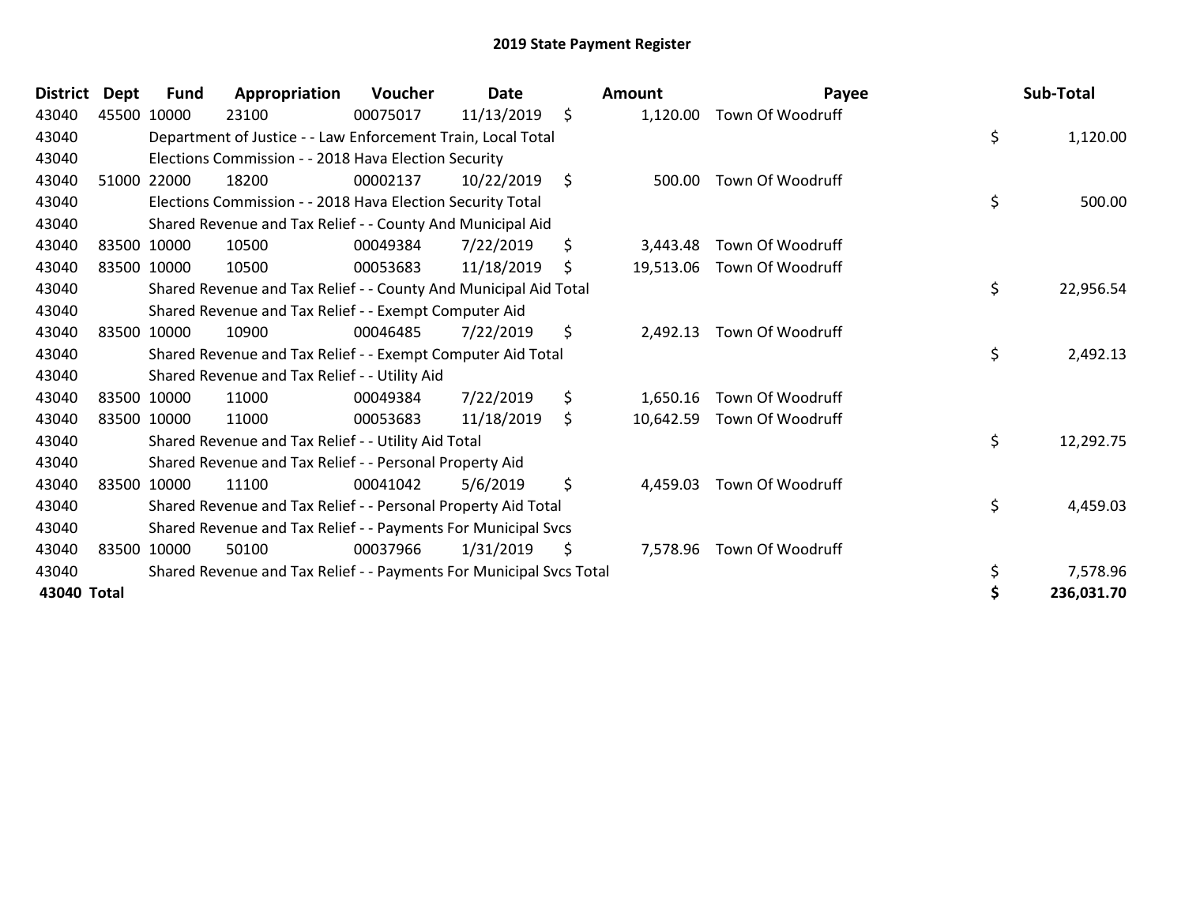# 2019 State Payment Register

| District | Dept | Fund | Appropriation | Voucher | Date | Amount | Payee | Sub-Total |
|---|---|---|---|---|---|---|---|---|
| 43040 | 45500 | 10000 | 23100 | 00075017 | 11/13/2019 | $ 1,120.00 | Town Of Woodruff | |
| 43040 | | Department of Justice - - Law Enforcement Train, Local Total | | | | | | $ 1,120.00 |
| 43040 | | Elections Commission - - 2018 Hava Election Security | | | | | | |
| 43040 | 51000 | 22000 | 18200 | 00002137 | 10/22/2019 | $ 500.00 | Town Of Woodruff | |
| 43040 | | Elections Commission - - 2018 Hava Election Security Total | | | | | | $ 500.00 |
| 43040 | | Shared Revenue and Tax Relief - - County And Municipal Aid | | | | | | |
| 43040 | 83500 | 10000 | 10500 | 00049384 | 7/22/2019 | $ 3,443.48 | Town Of Woodruff | |
| 43040 | 83500 | 10000 | 10500 | 00053683 | 11/18/2019 | $ 19,513.06 | Town Of Woodruff | |
| 43040 | | Shared Revenue and Tax Relief - - County And Municipal Aid Total | | | | | | $ 22,956.54 |
| 43040 | | Shared Revenue and Tax Relief - - Exempt Computer Aid | | | | | | |
| 43040 | 83500 | 10000 | 10900 | 00046485 | 7/22/2019 | $ 2,492.13 | Town Of Woodruff | |
| 43040 | | Shared Revenue and Tax Relief - - Exempt Computer Aid Total | | | | | | $ 2,492.13 |
| 43040 | | Shared Revenue and Tax Relief - - Utility Aid | | | | | | |
| 43040 | 83500 | 10000 | 11000 | 00049384 | 7/22/2019 | $ 1,650.16 | Town Of Woodruff | |
| 43040 | 83500 | 10000 | 11000 | 00053683 | 11/18/2019 | $ 10,642.59 | Town Of Woodruff | |
| 43040 | | Shared Revenue and Tax Relief - - Utility Aid Total | | | | | | $ 12,292.75 |
| 43040 | | Shared Revenue and Tax Relief - - Personal Property Aid | | | | | | |
| 43040 | 83500 | 10000 | 11100 | 00041042 | 5/6/2019 | $ 4,459.03 | Town Of Woodruff | |
| 43040 | | Shared Revenue and Tax Relief - - Personal Property Aid Total | | | | | | $ 4,459.03 |
| 43040 | | Shared Revenue and Tax Relief - - Payments For Municipal Svcs | | | | | | |
| 43040 | 83500 | 10000 | 50100 | 00037966 | 1/31/2019 | $ 7,578.96 | Town Of Woodruff | |
| 43040 | | Shared Revenue and Tax Relief - - Payments For Municipal Svcs Total | | | | | | $ 7,578.96 |
| **43040 Total** | | | | | | | | **$ 236,031.70** |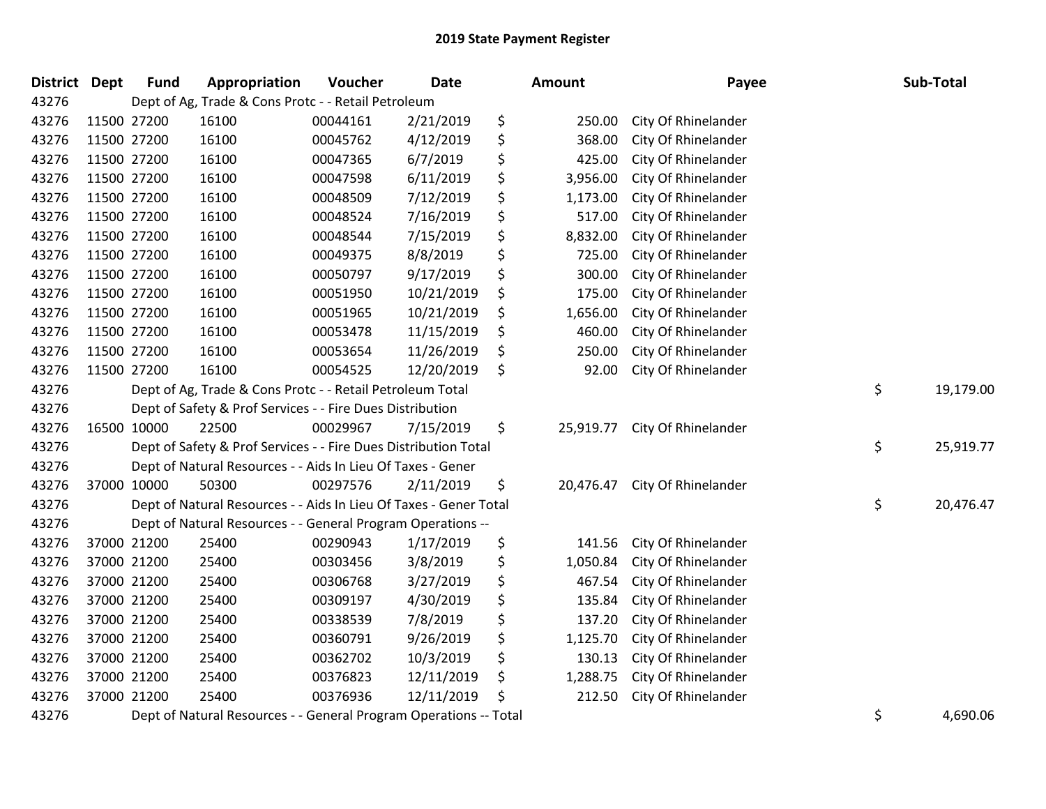# 2019 State Payment Register

| District | Dept | Fund | Appropriation | Voucher | Date | Amount | Payee | Sub-Total |
|---|---|---|---|---|---|---|---|---|
| 43276 | Dept of Ag, Trade & Cons Protc - - Retail Petroleum | | | | | | | |
| 43276 | 11500 | 27200 | 16100 | 00044161 | 2/21/2019 | $ 250.00 | City Of Rhinelander | |
| 43276 | 11500 | 27200 | 16100 | 00045762 | 4/12/2019 | $ 368.00 | City Of Rhinelander | |
| 43276 | 11500 | 27200 | 16100 | 00047365 | 6/7/2019 | $ 425.00 | City Of Rhinelander | |
| 43276 | 11500 | 27200 | 16100 | 00047598 | 6/11/2019 | $ 3,956.00 | City Of Rhinelander | |
| 43276 | 11500 | 27200 | 16100 | 00048509 | 7/12/2019 | $ 1,173.00 | City Of Rhinelander | |
| 43276 | 11500 | 27200 | 16100 | 00048524 | 7/16/2019 | $ 517.00 | City Of Rhinelander | |
| 43276 | 11500 | 27200 | 16100 | 00048544 | 7/15/2019 | $ 8,832.00 | City Of Rhinelander | |
| 43276 | 11500 | 27200 | 16100 | 00049375 | 8/8/2019 | $ 725.00 | City Of Rhinelander | |
| 43276 | 11500 | 27200 | 16100 | 00050797 | 9/17/2019 | $ 300.00 | City Of Rhinelander | |
| 43276 | 11500 | 27200 | 16100 | 00051950 | 10/21/2019 | $ 175.00 | City Of Rhinelander | |
| 43276 | 11500 | 27200 | 16100 | 00051965 | 10/21/2019 | $ 1,656.00 | City Of Rhinelander | |
| 43276 | 11500 | 27200 | 16100 | 00053478 | 11/15/2019 | $ 460.00 | City Of Rhinelander | |
| 43276 | 11500 | 27200 | 16100 | 00053654 | 11/26/2019 | $ 250.00 | City Of Rhinelander | |
| 43276 | 11500 | 27200 | 16100 | 00054525 | 12/20/2019 | $ 92.00 | City Of Rhinelander | |
| 43276 | Dept of Ag, Trade & Cons Protc - - Retail Petroleum Total | | | | | | | $ 19,179.00 |
| 43276 | Dept of Safety & Prof Services - - Fire Dues Distribution | | | | | | | |
| 43276 | 16500 | 10000 | 22500 | 00029967 | 7/15/2019 | $ 25,919.77 | City Of Rhinelander | |
| 43276 | Dept of Safety & Prof Services - - Fire Dues Distribution Total | | | | | | | $ 25,919.77 |
| 43276 | Dept of Natural Resources - - Aids In Lieu Of Taxes - Gener | | | | | | | |
| 43276 | 37000 | 10000 | 50300 | 00297576 | 2/11/2019 | $ 20,476.47 | City Of Rhinelander | |
| 43276 | Dept of Natural Resources - - Aids In Lieu Of Taxes - Gener Total | | | | | | | $ 20,476.47 |
| 43276 | Dept of Natural Resources - - General Program Operations -- | | | | | | | |
| 43276 | 37000 | 21200 | 25400 | 00290943 | 1/17/2019 | $ 141.56 | City Of Rhinelander | |
| 43276 | 37000 | 21200 | 25400 | 00303456 | 3/8/2019 | $ 1,050.84 | City Of Rhinelander | |
| 43276 | 37000 | 21200 | 25400 | 00306768 | 3/27/2019 | $ 467.54 | City Of Rhinelander | |
| 43276 | 37000 | 21200 | 25400 | 00309197 | 4/30/2019 | $ 135.84 | City Of Rhinelander | |
| 43276 | 37000 | 21200 | 25400 | 00338539 | 7/8/2019 | $ 137.20 | City Of Rhinelander | |
| 43276 | 37000 | 21200 | 25400 | 00360791 | 9/26/2019 | $ 1,125.70 | City Of Rhinelander | |
| 43276 | 37000 | 21200 | 25400 | 00362702 | 10/3/2019 | $ 130.13 | City Of Rhinelander | |
| 43276 | 37000 | 21200 | 25400 | 00376823 | 12/11/2019 | $ 1,288.75 | City Of Rhinelander | |
| 43276 | 37000 | 21200 | 25400 | 00376936 | 12/11/2019 | $ 212.50 | City Of Rhinelander | |
| 43276 | Dept of Natural Resources - - General Program Operations -- Total | | | | | | | $ 4,690.06 |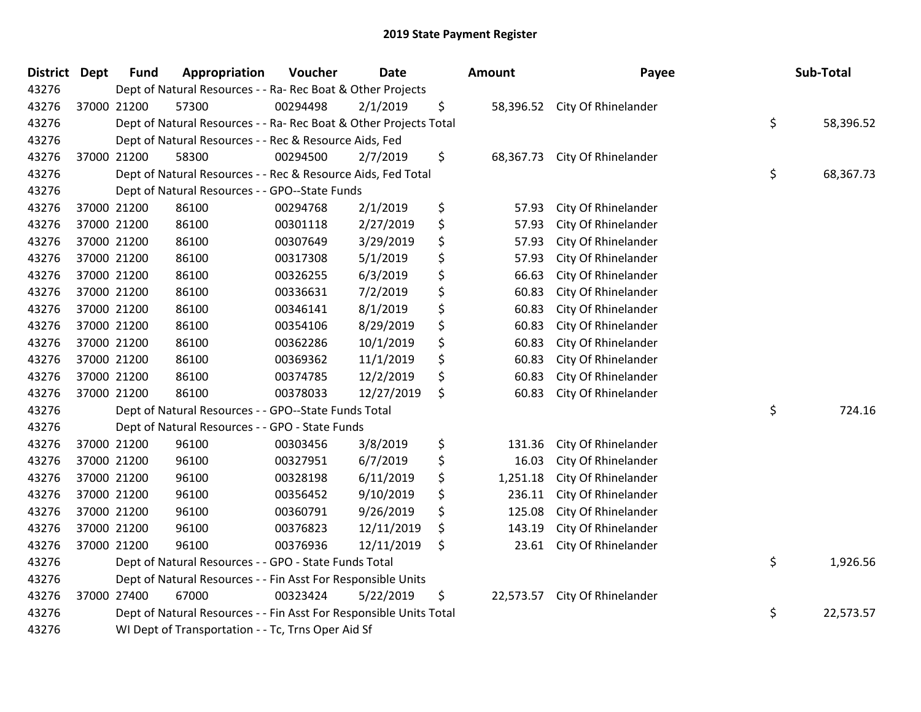# 2019 State Payment Register

| District | Dept | Fund | Appropriation | Voucher | Date | Amount | Payee | Sub-Total |
|---|---|---|---|---|---|---|---|---|
| 43276 | | Dept of Natural Resources - - Ra- Rec Boat & Other Projects | | | | | | |
| 43276 | 37000 | 21200 | 57300 | 00294498 | 2/1/2019 | $ 58,396.52 | City Of Rhinelander | |
| 43276 | | Dept of Natural Resources - - Ra- Rec Boat & Other Projects Total | | | | | | $ 58,396.52 |
| 43276 | | Dept of Natural Resources - - Rec & Resource Aids, Fed | | | | | | |
| 43276 | 37000 | 21200 | 58300 | 00294500 | 2/7/2019 | $ 68,367.73 | City Of Rhinelander | |
| 43276 | | Dept of Natural Resources - - Rec & Resource Aids, Fed Total | | | | | | $ 68,367.73 |
| 43276 | | Dept of Natural Resources - - GPO--State Funds | | | | | | |
| 43276 | 37000 | 21200 | 86100 | 00294768 | 2/1/2019 | $ 57.93 | City Of Rhinelander | |
| 43276 | 37000 | 21200 | 86100 | 00301118 | 2/27/2019 | $ 57.93 | City Of Rhinelander | |
| 43276 | 37000 | 21200 | 86100 | 00307649 | 3/29/2019 | $ 57.93 | City Of Rhinelander | |
| 43276 | 37000 | 21200 | 86100 | 00317308 | 5/1/2019 | $ 57.93 | City Of Rhinelander | |
| 43276 | 37000 | 21200 | 86100 | 00326255 | 6/3/2019 | $ 66.63 | City Of Rhinelander | |
| 43276 | 37000 | 21200 | 86100 | 00336631 | 7/2/2019 | $ 60.83 | City Of Rhinelander | |
| 43276 | 37000 | 21200 | 86100 | 00346141 | 8/1/2019 | $ 60.83 | City Of Rhinelander | |
| 43276 | 37000 | 21200 | 86100 | 00354106 | 8/29/2019 | $ 60.83 | City Of Rhinelander | |
| 43276 | 37000 | 21200 | 86100 | 00362286 | 10/1/2019 | $ 60.83 | City Of Rhinelander | |
| 43276 | 37000 | 21200 | 86100 | 00369362 | 11/1/2019 | $ 60.83 | City Of Rhinelander | |
| 43276 | 37000 | 21200 | 86100 | 00374785 | 12/2/2019 | $ 60.83 | City Of Rhinelander | |
| 43276 | 37000 | 21200 | 86100 | 00378033 | 12/27/2019 | $ 60.83 | City Of Rhinelander | |
| 43276 | | Dept of Natural Resources - - GPO--State Funds Total | | | | | | $ 724.16 |
| 43276 | | Dept of Natural Resources - - GPO - State Funds | | | | | | |
| 43276 | 37000 | 21200 | 96100 | 00303456 | 3/8/2019 | $ 131.36 | City Of Rhinelander | |
| 43276 | 37000 | 21200 | 96100 | 00327951 | 6/7/2019 | $ 16.03 | City Of Rhinelander | |
| 43276 | 37000 | 21200 | 96100 | 00328198 | 6/11/2019 | $ 1,251.18 | City Of Rhinelander | |
| 43276 | 37000 | 21200 | 96100 | 00356452 | 9/10/2019 | $ 236.11 | City Of Rhinelander | |
| 43276 | 37000 | 21200 | 96100 | 00360791 | 9/26/2019 | $ 125.08 | City Of Rhinelander | |
| 43276 | 37000 | 21200 | 96100 | 00376823 | 12/11/2019 | $ 143.19 | City Of Rhinelander | |
| 43276 | 37000 | 21200 | 96100 | 00376936 | 12/11/2019 | $ 23.61 | City Of Rhinelander | |
| 43276 | | Dept of Natural Resources - - GPO - State Funds Total | | | | | | $ 1,926.56 |
| 43276 | | Dept of Natural Resources - - Fin Asst For Responsible Units | | | | | | |
| 43276 | 37000 | 27400 | 67000 | 00323424 | 5/22/2019 | $ 22,573.57 | City Of Rhinelander | |
| 43276 | | Dept of Natural Resources - - Fin Asst For Responsible Units Total | | | | | | $ 22,573.57 |
| 43276 | | WI Dept of Transportation - - Tc, Trns Oper Aid Sf | | | | | | |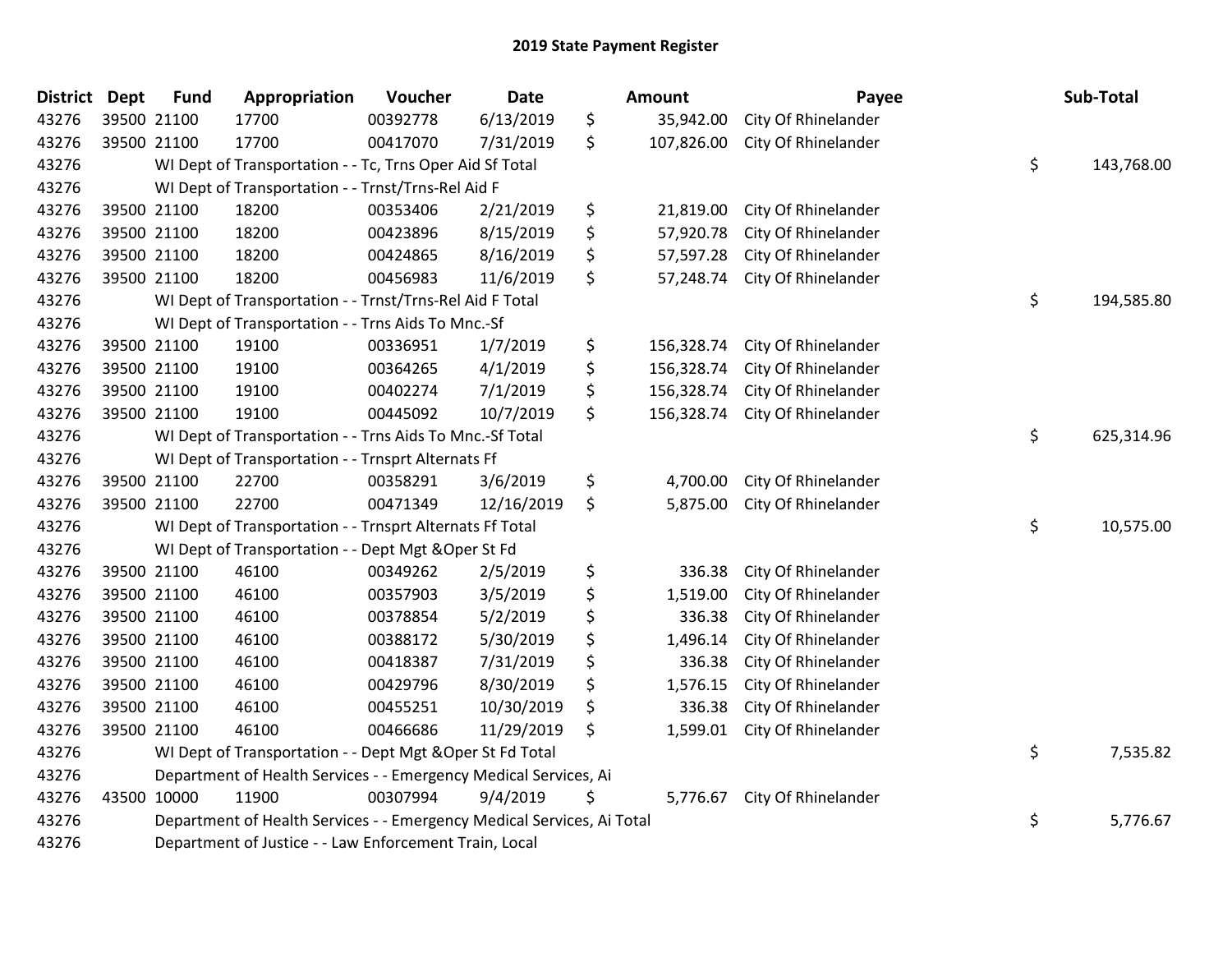# 2019 State Payment Register

| District | Dept | Fund | Appropriation | Voucher | Date | Amount | Payee | Sub-Total |
|---|---|---|---|---|---|---|---|---|
| 43276 | 39500 | 21100 | 17700 | 00392778 | 6/13/2019 | $ 35,942.00 | City Of Rhinelander | |
| 43276 | 39500 | 21100 | 17700 | 00417070 | 7/31/2019 | $ 107,826.00 | City Of Rhinelander | |
| 43276 | | WI Dept of Transportation - - Tc, Trns Oper Aid Sf Total | | | | | | $ 143,768.00 |
| 43276 | | WI Dept of Transportation - - Trnst/Trns-Rel Aid F | | | | | | |
| 43276 | 39500 | 21100 | 18200 | 00353406 | 2/21/2019 | $ 21,819.00 | City Of Rhinelander | |
| 43276 | 39500 | 21100 | 18200 | 00423896 | 8/15/2019 | $ 57,920.78 | City Of Rhinelander | |
| 43276 | 39500 | 21100 | 18200 | 00424865 | 8/16/2019 | $ 57,597.28 | City Of Rhinelander | |
| 43276 | 39500 | 21100 | 18200 | 00456983 | 11/6/2019 | $ 57,248.74 | City Of Rhinelander | |
| 43276 | | WI Dept of Transportation - - Trnst/Trns-Rel Aid F Total | | | | | | $ 194,585.80 |
| 43276 | | WI Dept of Transportation - - Trns Aids To Mnc.-Sf | | | | | | |
| 43276 | 39500 | 21100 | 19100 | 00336951 | 1/7/2019 | $ 156,328.74 | City Of Rhinelander | |
| 43276 | 39500 | 21100 | 19100 | 00364265 | 4/1/2019 | $ 156,328.74 | City Of Rhinelander | |
| 43276 | 39500 | 21100 | 19100 | 00402274 | 7/1/2019 | $ 156,328.74 | City Of Rhinelander | |
| 43276 | 39500 | 21100 | 19100 | 00445092 | 10/7/2019 | $ 156,328.74 | City Of Rhinelander | |
| 43276 | | WI Dept of Transportation - - Trns Aids To Mnc.-Sf Total | | | | | | $ 625,314.96 |
| 43276 | | WI Dept of Transportation - - Trnsprt Alternats Ff | | | | | | |
| 43276 | 39500 | 21100 | 22700 | 00358291 | 3/6/2019 | $ 4,700.00 | City Of Rhinelander | |
| 43276 | 39500 | 21100 | 22700 | 00471349 | 12/16/2019 | $ 5,875.00 | City Of Rhinelander | |
| 43276 | | WI Dept of Transportation - - Trnsprt Alternats Ff Total | | | | | | $ 10,575.00 |
| 43276 | | WI Dept of Transportation - - Dept Mgt &Oper St Fd | | | | | | |
| 43276 | 39500 | 21100 | 46100 | 00349262 | 2/5/2019 | $ 336.38 | City Of Rhinelander | |
| 43276 | 39500 | 21100 | 46100 | 00357903 | 3/5/2019 | $ 1,519.00 | City Of Rhinelander | |
| 43276 | 39500 | 21100 | 46100 | 00378854 | 5/2/2019 | $ 336.38 | City Of Rhinelander | |
| 43276 | 39500 | 21100 | 46100 | 00388172 | 5/30/2019 | $ 1,496.14 | City Of Rhinelander | |
| 43276 | 39500 | 21100 | 46100 | 00418387 | 7/31/2019 | $ 336.38 | City Of Rhinelander | |
| 43276 | 39500 | 21100 | 46100 | 00429796 | 8/30/2019 | $ 1,576.15 | City Of Rhinelander | |
| 43276 | 39500 | 21100 | 46100 | 00455251 | 10/30/2019 | $ 336.38 | City Of Rhinelander | |
| 43276 | 39500 | 21100 | 46100 | 00466686 | 11/29/2019 | $ 1,599.01 | City Of Rhinelander | |
| 43276 | | WI Dept of Transportation - - Dept Mgt &Oper St Fd Total | | | | | | $ 7,535.82 |
| 43276 | | Department of Health Services - - Emergency Medical Services, Ai | | | | | | |
| 43276 | 43500 | 10000 | 11900 | 00307994 | 9/4/2019 | $ 5,776.67 | City Of Rhinelander | |
| 43276 | | Department of Health Services - - Emergency Medical Services, Ai Total | | | | | | $ 5,776.67 |
| 43276 | | Department of Justice - - Law Enforcement Train, Local | | | | | | |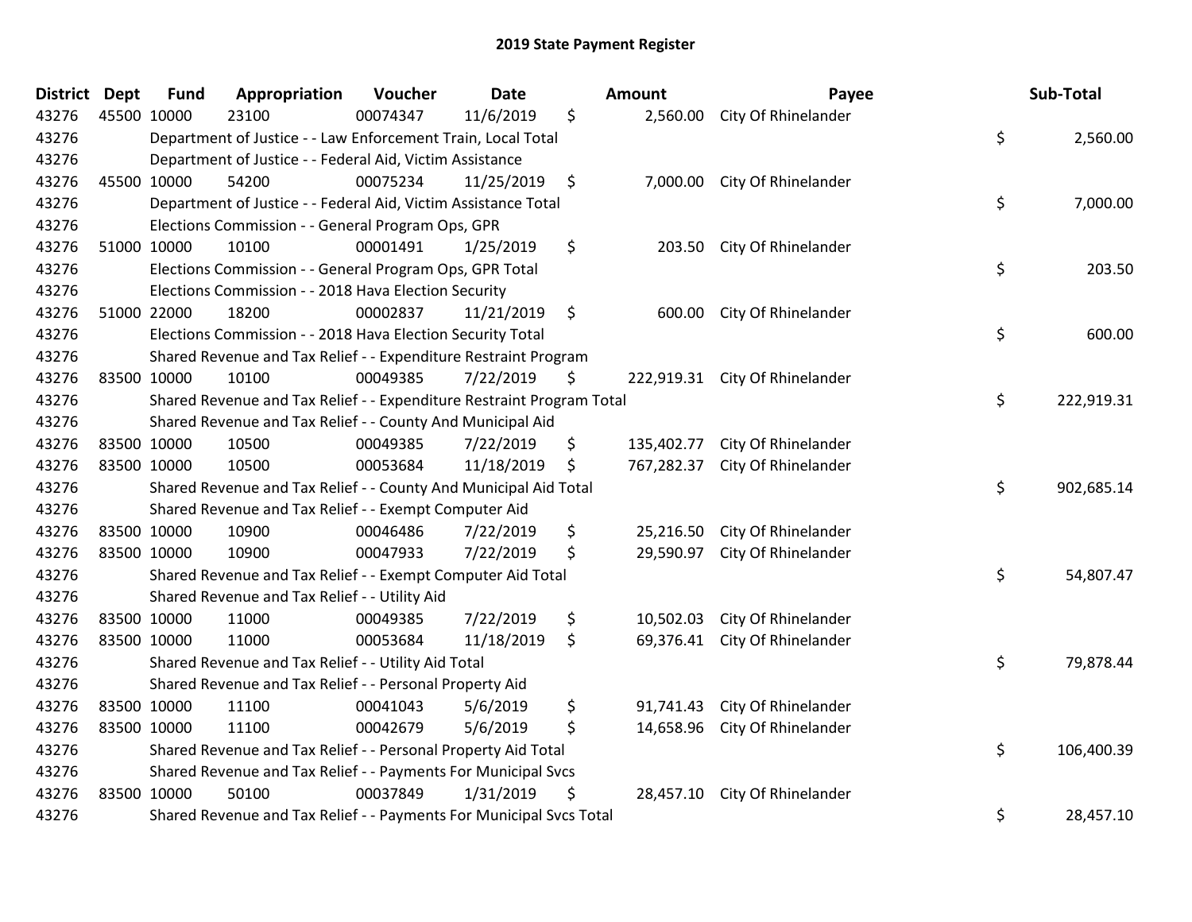# 2019 State Payment Register

| District | Dept | Fund | Appropriation | Voucher | Date | Amount | Payee | Sub-Total |
|---|---|---|---|---|---|---|---|---|
| 43276 | 45500 | 10000 | 23100 | 00074347 | 11/6/2019 | $ 2,560.00 | City Of Rhinelander | |
| 43276 | | Department of Justice - - Law Enforcement Train, Local Total | | | | | | $ 2,560.00 |
| 43276 | | Department of Justice - - Federal Aid, Victim Assistance | | | | | | |
| 43276 | 45500 | 10000 | 54200 | 00075234 | 11/25/2019 | $ 7,000.00 | City Of Rhinelander | |
| 43276 | | Department of Justice - - Federal Aid, Victim Assistance Total | | | | | | $ 7,000.00 |
| 43276 | | Elections Commission - - General Program Ops, GPR | | | | | | |
| 43276 | 51000 | 10000 | 10100 | 00001491 | 1/25/2019 | $ 203.50 | City Of Rhinelander | |
| 43276 | | Elections Commission - - General Program Ops, GPR Total | | | | | | $ 203.50 |
| 43276 | | Elections Commission - - 2018 Hava Election Security | | | | | | |
| 43276 | 51000 | 22000 | 18200 | 00002837 | 11/21/2019 | $ 600.00 | City Of Rhinelander | |
| 43276 | | Elections Commission - - 2018 Hava Election Security Total | | | | | | $ 600.00 |
| 43276 | | Shared Revenue and Tax Relief - - Expenditure Restraint Program | | | | | | |
| 43276 | 83500 | 10000 | 10100 | 00049385 | 7/22/2019 | $ 222,919.31 | City Of Rhinelander | |
| 43276 | | Shared Revenue and Tax Relief - - Expenditure Restraint Program Total | | | | | | $ 222,919.31 |
| 43276 | | Shared Revenue and Tax Relief - - County And Municipal Aid | | | | | | |
| 43276 | 83500 | 10000 | 10500 | 00049385 | 7/22/2019 | $ 135,402.77 | City Of Rhinelander | |
| 43276 | 83500 | 10000 | 10500 | 00053684 | 11/18/2019 | $ 767,282.37 | City Of Rhinelander | |
| 43276 | | Shared Revenue and Tax Relief - - County And Municipal Aid Total | | | | | | $ 902,685.14 |
| 43276 | | Shared Revenue and Tax Relief - - Exempt Computer Aid | | | | | | |
| 43276 | 83500 | 10000 | 10900 | 00046486 | 7/22/2019 | $ 25,216.50 | City Of Rhinelander | |
| 43276 | 83500 | 10000 | 10900 | 00047933 | 7/22/2019 | $ 29,590.97 | City Of Rhinelander | |
| 43276 | | Shared Revenue and Tax Relief - - Exempt Computer Aid Total | | | | | | $ 54,807.47 |
| 43276 | | Shared Revenue and Tax Relief - - Utility Aid | | | | | | |
| 43276 | 83500 | 10000 | 11000 | 00049385 | 7/22/2019 | $ 10,502.03 | City Of Rhinelander | |
| 43276 | 83500 | 10000 | 11000 | 00053684 | 11/18/2019 | $ 69,376.41 | City Of Rhinelander | |
| 43276 | | Shared Revenue and Tax Relief - - Utility Aid Total | | | | | | $ 79,878.44 |
| 43276 | | Shared Revenue and Tax Relief - - Personal Property Aid | | | | | | |
| 43276 | 83500 | 10000 | 11100 | 00041043 | 5/6/2019 | $ 91,741.43 | City Of Rhinelander | |
| 43276 | 83500 | 10000 | 11100 | 00042679 | 5/6/2019 | $ 14,658.96 | City Of Rhinelander | |
| 43276 | | Shared Revenue and Tax Relief - - Personal Property Aid Total | | | | | | $ 106,400.39 |
| 43276 | | Shared Revenue and Tax Relief - - Payments For Municipal Svcs | | | | | | |
| 43276 | 83500 | 10000 | 50100 | 00037849 | 1/31/2019 | $ 28,457.10 | City Of Rhinelander | |
| 43276 | | Shared Revenue and Tax Relief - - Payments For Municipal Svcs Total | | | | | | $ 28,457.10 |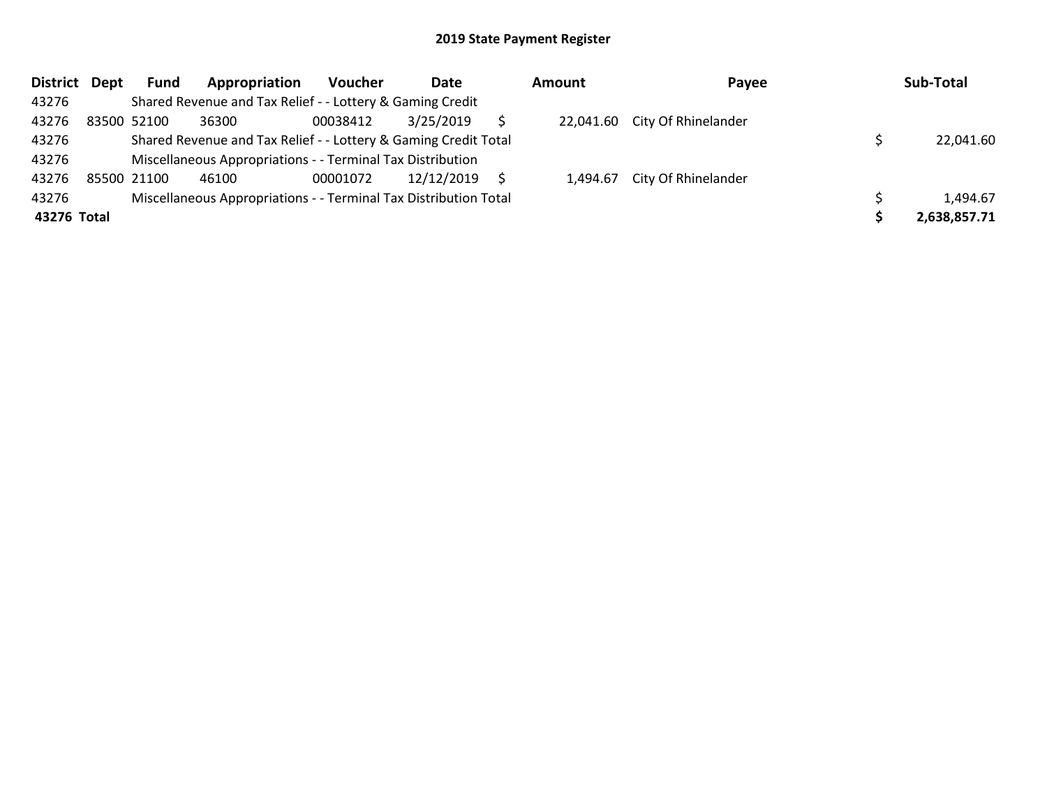# 2019 State Payment Register

| District | Dept | Fund | Appropriation | Voucher | Date | Amount | Payee | Sub-Total |
|---|---|---|---|---|---|---|---|---|
| 43276 | | Shared Revenue and Tax Relief - - Lottery & Gaming Credit | | | | | | |
| 43276 | 83500 | 52100 | 36300 | 00038412 | 3/25/2019 | $ 22,041.60 | City Of Rhinelander | |
| 43276 | | Shared Revenue and Tax Relief - - Lottery & Gaming Credit Total | | | | | | $ 22,041.60 |
| 43276 | | Miscellaneous Appropriations - - Terminal Tax Distribution | | | | | | |
| 43276 | 85500 | 21100 | 46100 | 00001072 | 12/12/2019 | $ 1,494.67 | City Of Rhinelander | |
| 43276 | | Miscellaneous Appropriations - - Terminal Tax Distribution Total | | | | | | $ 1,494.67 |
| **43276** | **Total** | | | | | | | **$ 2,638,857.71** |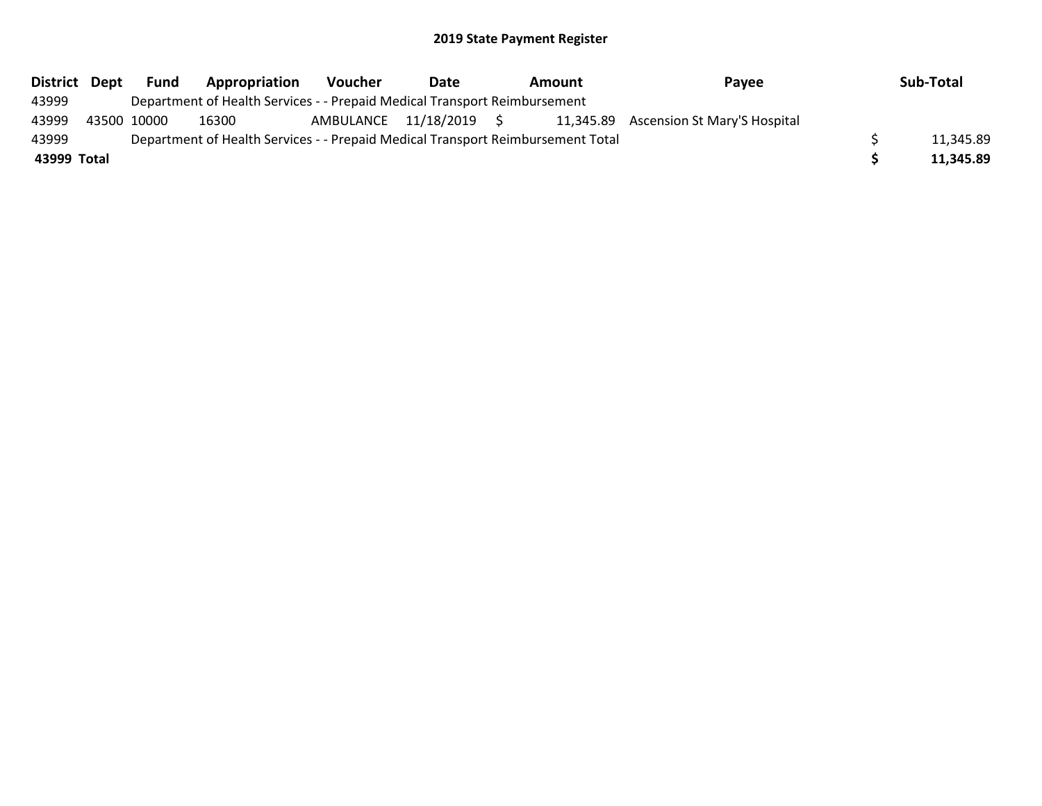# 2019 State Payment Register

| District | Dept | Fund | Appropriation | Voucher | Date | Amount | Payee | Sub-Total |
|---|---|---|---|---|---|---|---|---|
| 43999 | | Department of Health Services - - Prepaid Medical Transport Reimbursement | | | | | | |
| 43999 | 43500 | 10000 | 16300 | AMBULANCE | 11/18/2019 | $ 11,345.89 | Ascension St Mary'S Hospital | |
| 43999 | | Department of Health Services - - Prepaid Medical Transport Reimbursement Total | | | | | | $ 11,345.89 |
| **43999** | **Total** | | | | | | | **$ 11,345.89** |